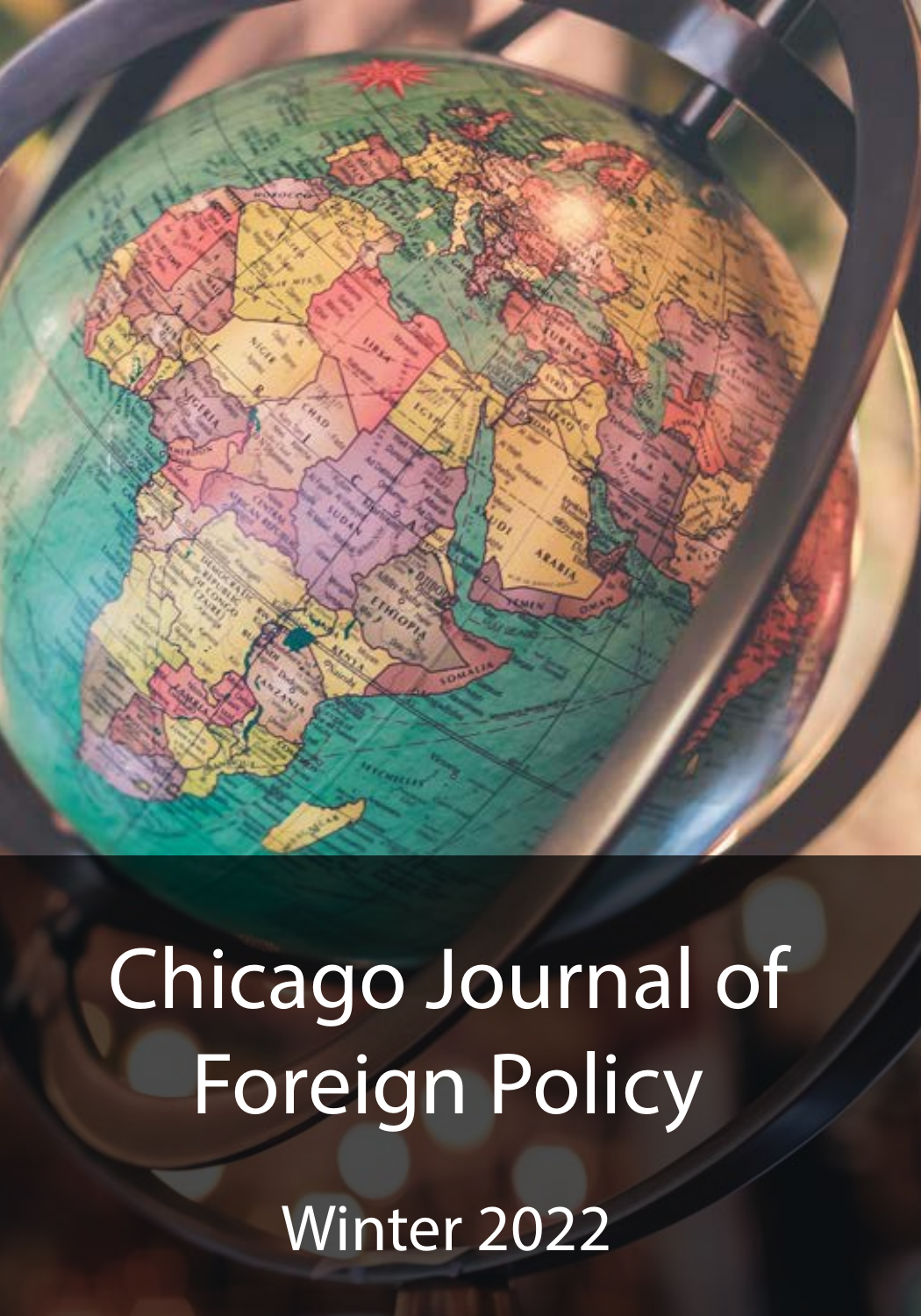# Chicago Journal of Foreign Policy

Winter 2022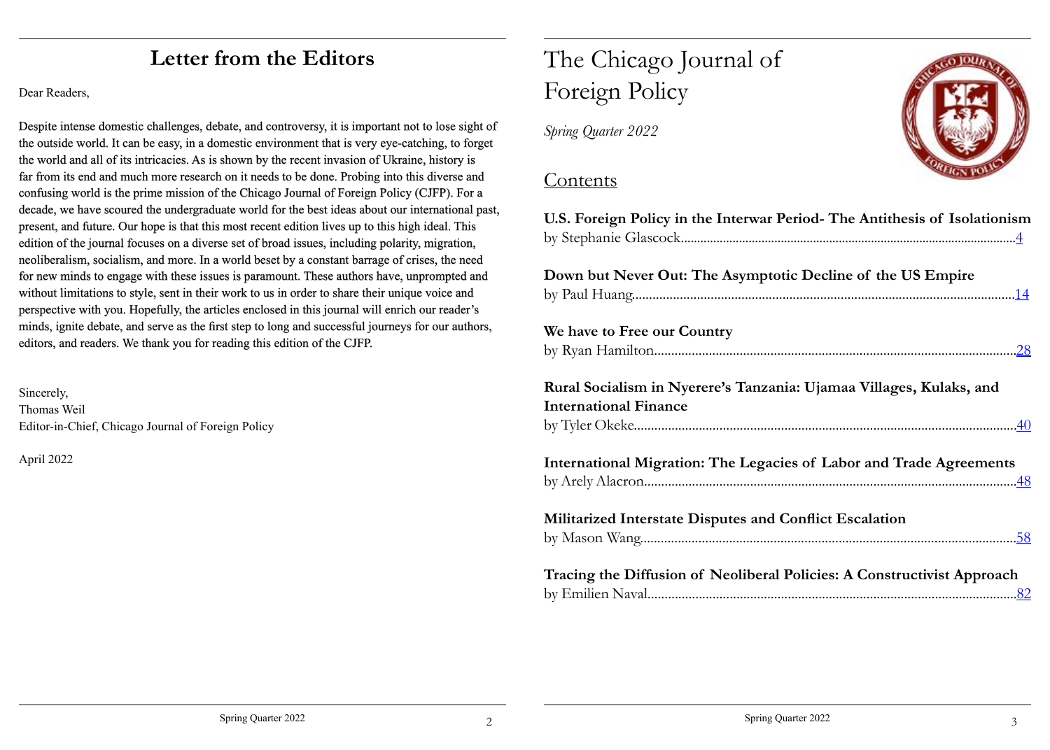# Letter from the Editors

Dear Readers,

Despite intense domestic challenges, debate, and controversy, it is important not to lose sight of the outside world. It can be easy, in a domestic environment that is very eye-catching, to forget the world and all of its intricacies. As is shown by the recent invasion of Ukraine, history is far from its end and much more research on it needs to be done. Probing into this diverse and confusing world is the prime mission of the Chicago Journal of Foreign Policy (CJFP). For a decade, we have scoured the undergraduate world for the best ideas about our international past, present, and future. Our hope is that this most recent edition lives up to this high ideal. This edition of the journal focuses on a diverse set of broad issues, including polarity, migration, neoliberalism, socialism, and more. In a world beset by a constant barrage of crises, the need for new minds to engage with these issues is paramount. These authors have, unprompted and without limitations to style, sent in their work to us in order to share their unique voice and perspective with you. Hopefully, the articles enclosed in this journal will enrich our reader's minds, ignite debate, and serve as the first step to long and successful journeys for our authors, editors, and readers. We thank you for reading this edition of the CJFP.

Sincerely,
Thomas Weil
Editor-in-Chief, Chicago Journal of Foreign Policy

April 2022

# The Chicago Journal of Foreign Policy

*Spring Quarter 2022*

## Contents

**U.S. Foreign Policy in the Interwar Period- The Antithesis of Isolationism**
by Stephanie Glascock........................................4

**Down but Never Out: The Asymptotic Decline of the US Empire**
by Paul Huang........................................14

**We have to Free our Country**
by Ryan Hamilton........................................28

**Rural Socialism in Nyerere's Tanzania: Ujamaa Villages, Kulaks, and International Finance**
by Tyler Okeke........................................40

**International Migration: The Legacies of Labor and Trade Agreements**
by Arely Alacron........................................48

**Militarized Interstate Disputes and Conflict Escalation**
by Mason Wang........................................58

**Tracing the Diffusion of Neoliberal Policies: A Constructivist Approach**
by Emilien Naval........................................82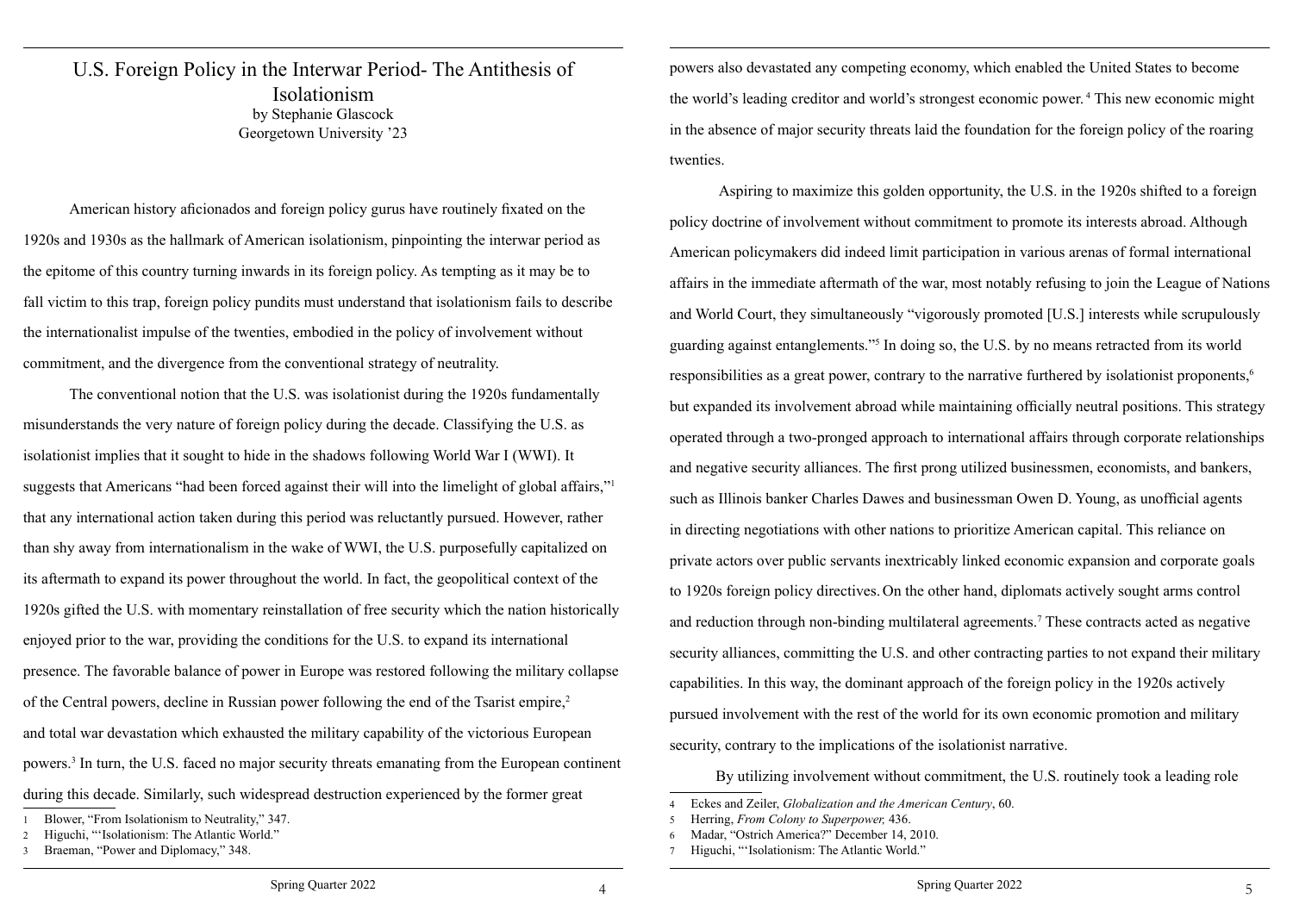# U.S. Foreign Policy in the Interwar Period- The Antithesis of Isolationism

by Stephanie Glascock
Georgetown University '23

American history aficionados and foreign policy gurus have routinely fixated on the 1920s and 1930s as the hallmark of American isolationism, pinpointing the interwar period as the epitome of this country turning inwards in its foreign policy. As tempting as it may be to fall victim to this trap, foreign policy pundits must understand that isolationism fails to describe the internationalist impulse of the twenties, embodied in the policy of involvement without commitment, and the divergence from the conventional strategy of neutrality.

The conventional notion that the U.S. was isolationist during the 1920s fundamentally misunderstands the very nature of foreign policy during the decade. Classifying the U.S. as isolationist implies that it sought to hide in the shadows following World War I (WWI). It suggests that Americans "had been forced against their will into the limelight of global affairs,"[1] that any international action taken during this period was reluctantly pursued. However, rather than shy away from internationalism in the wake of WWI, the U.S. purposefully capitalized on its aftermath to expand its power throughout the world. In fact, the geopolitical context of the 1920s gifted the U.S. with momentary reinstallation of free security which the nation historically enjoyed prior to the war, providing the conditions for the U.S. to expand its international presence. The favorable balance of power in Europe was restored following the military collapse of the Central powers, decline in Russian power following the end of the Tsarist empire,[2] and total war devastation which exhausted the military capability of the victorious European powers.[3] In turn, the U.S. faced no major security threats emanating from the European continent during this decade. Similarly, such widespread destruction experienced by the former great powers also devastated any competing economy, which enabled the United States to become the world's leading creditor and world's strongest economic power.[4] This new economic might in the absence of major security threats laid the foundation for the foreign policy of the roaring twenties.

Aspiring to maximize this golden opportunity, the U.S. in the 1920s shifted to a foreign policy doctrine of involvement without commitment to promote its interests abroad. Although American policymakers did indeed limit participation in various arenas of formal international affairs in the immediate aftermath of the war, most notably refusing to join the League of Nations and World Court, they simultaneously "vigorously promoted [U.S.] interests while scrupulously guarding against entanglements."[5] In doing so, the U.S. by no means retracted from its world responsibilities as a great power, contrary to the narrative furthered by isolationist proponents,[6] but expanded its involvement abroad while maintaining officially neutral positions. This strategy operated through a two-pronged approach to international affairs through corporate relationships and negative security alliances. The first prong utilized businessmen, economists, and bankers, such as Illinois banker Charles Dawes and businessman Owen D. Young, as unofficial agents in directing negotiations with other nations to prioritize American capital. This reliance on private actors over public servants inextricably linked economic expansion and corporate goals to 1920s foreign policy directives. On the other hand, diplomats actively sought arms control and reduction through non-binding multilateral agreements.[7] These contracts acted as negative security alliances, committing the U.S. and other contracting parties to not expand their military capabilities. In this way, the dominant approach of the foreign policy in the 1920s actively pursued involvement with the rest of the world for its own economic promotion and military security, contrary to the implications of the isolationist narrative.

By utilizing involvement without commitment, the U.S. routinely took a leading role

---

1 Blower, "From Isolationism to Neutrality," 347.

2 Higuchi, "'Isolationism: The Atlantic World."

3 Braeman, "Power and Diplomacy," 348.

4 Eckes and Zeiler, *Globalization and the American Century*, 60.

5 Herring, *From Colony to Superpower,* 436.

6 Madar, "Ostrich America?" December 14, 2010.

7 Higuchi, "'Isolationism: The Atlantic World."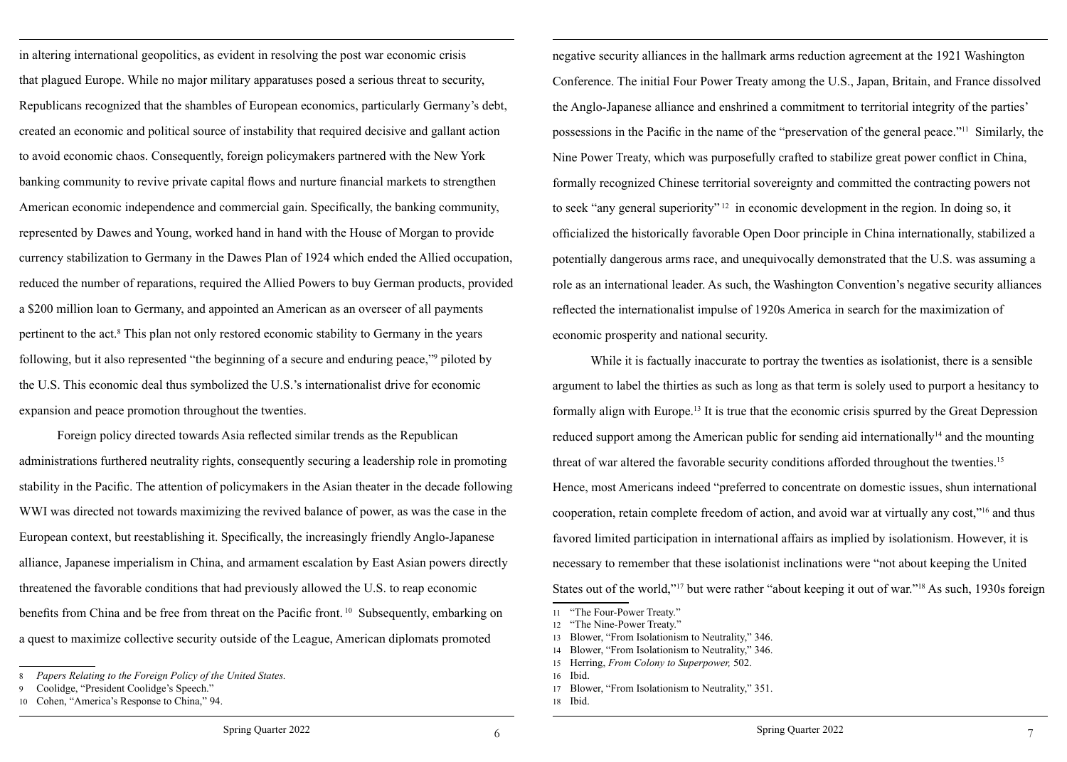in altering international geopolitics, as evident in resolving the post war economic crisis that plagued Europe. While no major military apparatuses posed a serious threat to security, Republicans recognized that the shambles of European economics, particularly Germany's debt, created an economic and political source of instability that required decisive and gallant action to avoid economic chaos. Consequently, foreign policymakers partnered with the New York banking community to revive private capital flows and nurture financial markets to strengthen American economic independence and commercial gain. Specifically, the banking community, represented by Dawes and Young, worked hand in hand with the House of Morgan to provide currency stabilization to Germany in the Dawes Plan of 1924 which ended the Allied occupation, reduced the number of reparations, required the Allied Powers to buy German products, provided a $200 million loan to Germany, and appointed an American as an overseer of all payments pertinent to the act.[8] This plan not only restored economic stability to Germany in the years following, but it also represented "the beginning of a secure and enduring peace,"[9] piloted by the U.S. This economic deal thus symbolized the U.S.'s internationalist drive for economic expansion and peace promotion throughout the twenties.

Foreign policy directed towards Asia reflected similar trends as the Republican administrations furthered neutrality rights, consequently securing a leadership role in promoting stability in the Pacific. The attention of policymakers in the Asian theater in the decade following WWI was directed not towards maximizing the revived balance of power, as was the case in the European context, but reestablishing it. Specifically, the increasingly friendly Anglo-Japanese alliance, Japanese imperialism in China, and armament escalation by East Asian powers directly threatened the favorable conditions that had previously allowed the U.S. to reap economic benefits from China and be free from threat on the Pacific front.[10] Subsequently, embarking on a quest to maximize collective security outside of the League, American diplomats promoted negative security alliances in the hallmark arms reduction agreement at the 1921 Washington Conference. The initial Four Power Treaty among the U.S., Japan, Britain, and France dissolved the Anglo-Japanese alliance and enshrined a commitment to territorial integrity of the parties' possessions in the Pacific in the name of the "preservation of the general peace."[11] Similarly, the Nine Power Treaty, which was purposefully crafted to stabilize great power conflict in China, formally recognized Chinese territorial sovereignty and committed the contracting powers not to seek "any general superiority"[12] in economic development in the region. In doing so, it officialized the historically favorable Open Door principle in China internationally, stabilized a potentially dangerous arms race, and unequivocally demonstrated that the U.S. was assuming a role as an international leader. As such, the Washington Convention's negative security alliances reflected the internationalist impulse of 1920s America in search for the maximization of economic prosperity and national security.

While it is factually inaccurate to portray the twenties as isolationist, there is a sensible argument to label the thirties as such as long as that term is solely used to purport a hesitancy to formally align with Europe.[13] It is true that the economic crisis spurred by the Great Depression reduced support among the American public for sending aid internationally[14] and the mounting threat of war altered the favorable security conditions afforded throughout the twenties.[15] Hence, most Americans indeed "preferred to concentrate on domestic issues, shun international cooperation, retain complete freedom of action, and avoid war at virtually any cost,"[16] and thus favored limited participation in international affairs as implied by isolationism. However, it is necessary to remember that these isolationist inclinations were "not about keeping the United States out of the world,"[17] but were rather "about keeping it out of war."[18] As such, 1930s foreign

---

8 *Papers Relating to the Foreign Policy of the United States.*

9 Coolidge, "President Coolidge's Speech."

10 Cohen, "America's Response to China," 94.

11 "The Four-Power Treaty."

12 "The Nine-Power Treaty."

13 Blower, "From Isolationism to Neutrality," 346.

14 Blower, "From Isolationism to Neutrality," 346.

15 Herring, *From Colony to Superpower,* 502.

16 Ibid.

17 Blower, "From Isolationism to Neutrality," 351.

18 Ibid.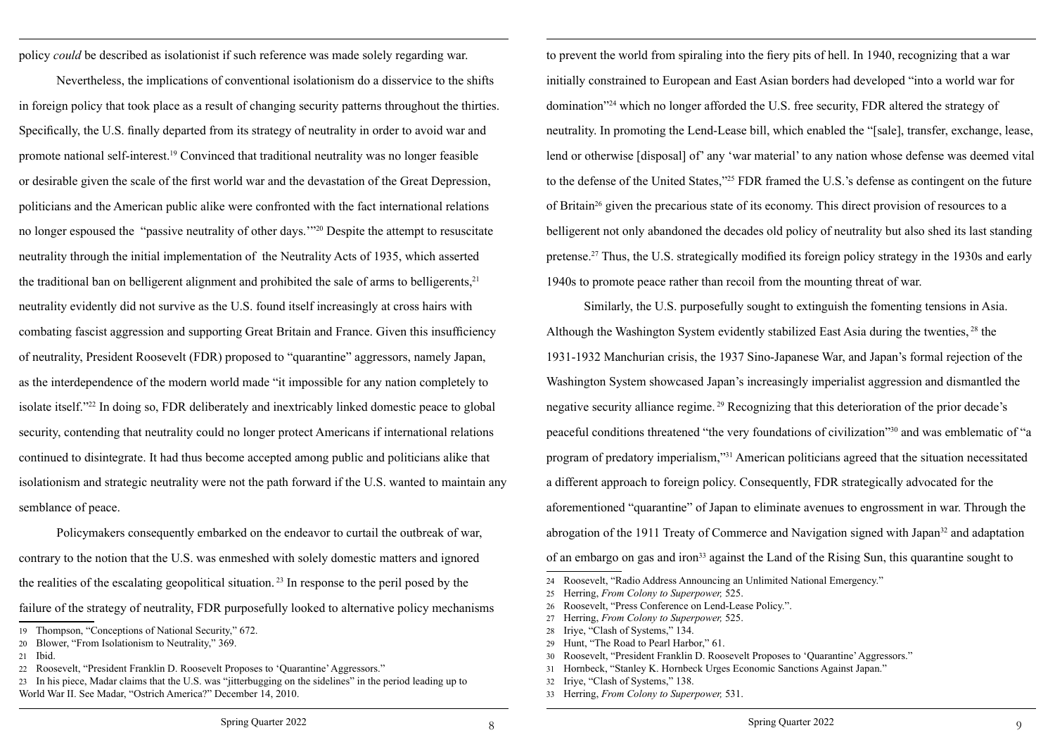policy *could* be described as isolationist if such reference was made solely regarding war.

Nevertheless, the implications of conventional isolationism do a disservice to the shifts in foreign policy that took place as a result of changing security patterns throughout the thirties. Specifically, the U.S. finally departed from its strategy of neutrality in order to avoid war and promote national self-interest.[19] Convinced that traditional neutrality was no longer feasible or desirable given the scale of the first world war and the devastation of the Great Depression, politicians and the American public alike were confronted with the fact international relations no longer espoused the "passive neutrality of other days.'"[20] Despite the attempt to resuscitate neutrality through the initial implementation of the Neutrality Acts of 1935, which asserted the traditional ban on belligerent alignment and prohibited the sale of arms to belligerents,[21] neutrality evidently did not survive as the U.S. found itself increasingly at cross hairs with combating fascist aggression and supporting Great Britain and France. Given this insufficiency of neutrality, President Roosevelt (FDR) proposed to "quarantine" aggressors, namely Japan, as the interdependence of the modern world made "it impossible for any nation completely to isolate itself."[22] In doing so, FDR deliberately and inextricably linked domestic peace to global security, contending that neutrality could no longer protect Americans if international relations continued to disintegrate. It had thus become accepted among public and politicians alike that isolationism and strategic neutrality were not the path forward if the U.S. wanted to maintain any semblance of peace.

Policymakers consequently embarked on the endeavor to curtail the outbreak of war, contrary to the notion that the U.S. was enmeshed with solely domestic matters and ignored the realities of the escalating geopolitical situation.[23] In response to the peril posed by the failure of the strategy of neutrality, FDR purposefully looked to alternative policy mechanisms to prevent the world from spiraling into the fiery pits of hell. In 1940, recognizing that a war initially constrained to European and East Asian borders had developed "into a world war for domination"[24] which no longer afforded the U.S. free security, FDR altered the strategy of neutrality. In promoting the Lend-Lease bill, which enabled the "[sale], transfer, exchange, lease, lend or otherwise [disposal] of' any 'war material' to any nation whose defense was deemed vital to the defense of the United States,"[25] FDR framed the U.S.'s defense as contingent on the future of Britain[26] given the precarious state of its economy. This direct provision of resources to a belligerent not only abandoned the decades old policy of neutrality but also shed its last standing pretense.[27] Thus, the U.S. strategically modified its foreign policy strategy in the 1930s and early 1940s to promote peace rather than recoil from the mounting threat of war.

Similarly, the U.S. purposefully sought to extinguish the fomenting tensions in Asia. Although the Washington System evidently stabilized East Asia during the twenties,[28] the 1931-1932 Manchurian crisis, the 1937 Sino-Japanese War, and Japan's formal rejection of the Washington System showcased Japan's increasingly imperialist aggression and dismantled the negative security alliance regime.[29] Recognizing that this deterioration of the prior decade's peaceful conditions threatened "the very foundations of civilization"[30] and was emblematic of "a program of predatory imperialism,"[31] American politicians agreed that the situation necessitated a different approach to foreign policy. Consequently, FDR strategically advocated for the aforementioned "quarantine" of Japan to eliminate avenues to engrossment in war. Through the abrogation of the 1911 Treaty of Commerce and Navigation signed with Japan[32] and adaptation of an embargo on gas and iron[33] against the Land of the Rising Sun, this quarantine sought to

---

19 Thompson, "Conceptions of National Security," 672.

20 Blower, "From Isolationism to Neutrality," 369.

21 Ibid.

22 Roosevelt, "President Franklin D. Roosevelt Proposes to 'Quarantine' Aggressors."

23 In his piece, Madar claims that the U.S. was "jitterbugging on the sidelines" in the period leading up to World War II. See Madar, "Ostrich America?" December 14, 2010.

24 Roosevelt, "Radio Address Announcing an Unlimited National Emergency."

25 Herring, *From Colony to Superpower,* 525.

26 Roosevelt, "Press Conference on Lend-Lease Policy.".

27 Herring, *From Colony to Superpower,* 525.

28 Iriye, "Clash of Systems," 134.

29 Hunt, "The Road to Pearl Harbor," 61.

30 Roosevelt, "President Franklin D. Roosevelt Proposes to 'Quarantine' Aggressors."

31 Hornbeck, "Stanley K. Hornbeck Urges Economic Sanctions Against Japan."

32 Iriye, "Clash of Systems," 138.

33 Herring, *From Colony to Superpower,* 531.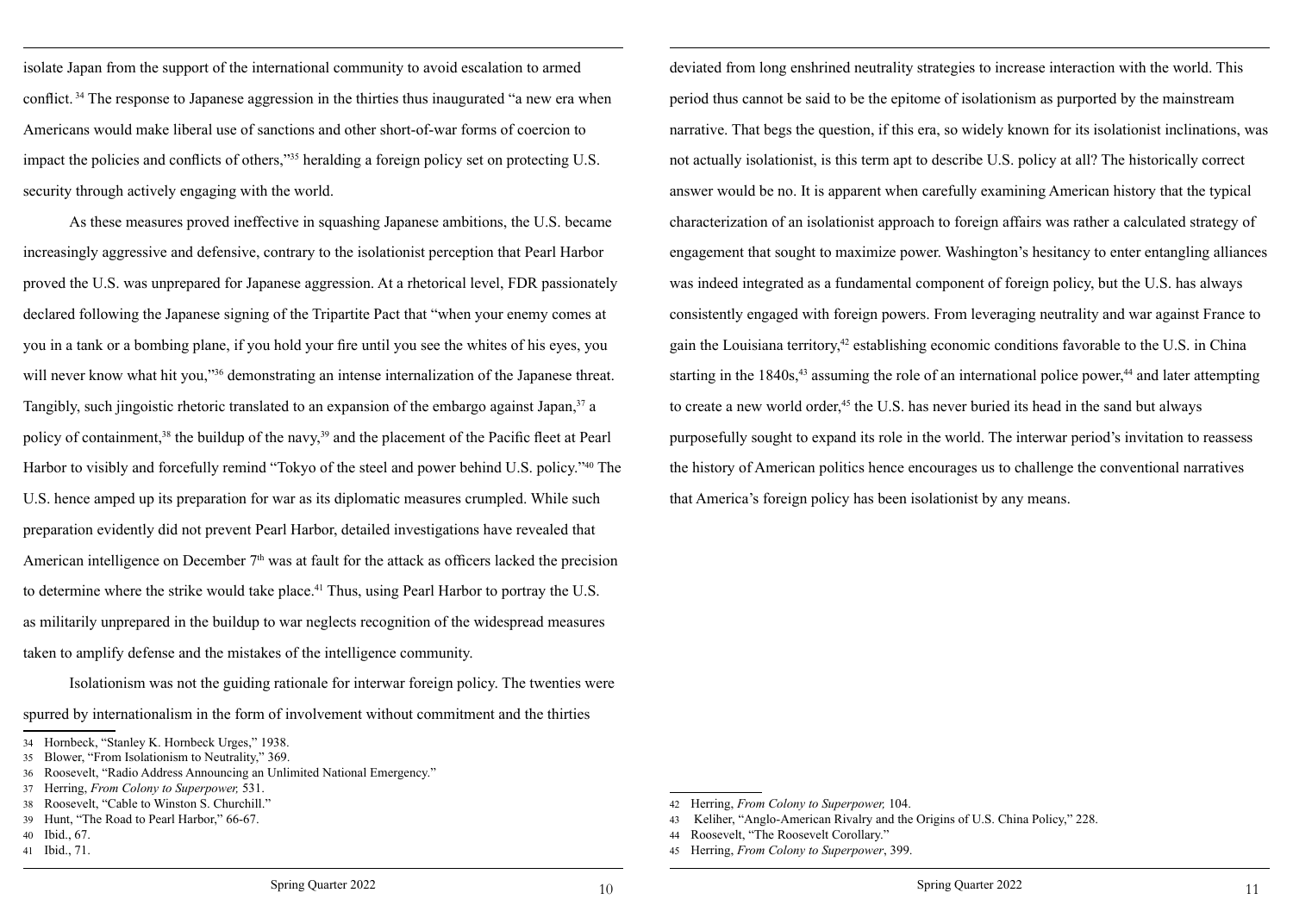isolate Japan from the support of the international community to avoid escalation to armed conflict.[34] The response to Japanese aggression in the thirties thus inaugurated "a new era when Americans would make liberal use of sanctions and other short-of-war forms of coercion to impact the policies and conflicts of others,"[35] heralding a foreign policy set on protecting U.S. security through actively engaging with the world.

As these measures proved ineffective in squashing Japanese ambitions, the U.S. became increasingly aggressive and defensive, contrary to the isolationist perception that Pearl Harbor proved the U.S. was unprepared for Japanese aggression. At a rhetorical level, FDR passionately declared following the Japanese signing of the Tripartite Pact that "when your enemy comes at you in a tank or a bombing plane, if you hold your fire until you see the whites of his eyes, you will never know what hit you,"[36] demonstrating an intense internalization of the Japanese threat. Tangibly, such jingoistic rhetoric translated to an expansion of the embargo against Japan,[37] a policy of containment,[38] the buildup of the navy,[39] and the placement of the Pacific fleet at Pearl Harbor to visibly and forcefully remind "Tokyo of the steel and power behind U.S. policy."[40] The U.S. hence amped up its preparation for war as its diplomatic measures crumpled. While such preparation evidently did not prevent Pearl Harbor, detailed investigations have revealed that American intelligence on December 7th was at fault for the attack as officers lacked the precision to determine where the strike would take place.[41] Thus, using Pearl Harbor to portray the U.S. as militarily unprepared in the buildup to war neglects recognition of the widespread measures taken to amplify defense and the mistakes of the intelligence community.

Isolationism was not the guiding rationale for interwar foreign policy. The twenties were spurred by internationalism in the form of involvement without commitment and the thirties deviated from long enshrined neutrality strategies to increase interaction with the world. This period thus cannot be said to be the epitome of isolationism as purported by the mainstream narrative. That begs the question, if this era, so widely known for its isolationist inclinations, was not actually isolationist, is this term apt to describe U.S. policy at all? The historically correct answer would be no. It is apparent when carefully examining American history that the typical characterization of an isolationist approach to foreign affairs was rather a calculated strategy of engagement that sought to maximize power. Washington's hesitancy to enter entangling alliances was indeed integrated as a fundamental component of foreign policy, but the U.S. has always consistently engaged with foreign powers. From leveraging neutrality and war against France to gain the Louisiana territory,[42] establishing economic conditions favorable to the U.S. in China starting in the 1840s,[43] assuming the role of an international police power,[44] and later attempting to create a new world order,[45] the U.S. has never buried its head in the sand but always purposefully sought to expand its role in the world. The interwar period's invitation to reassess the history of American politics hence encourages us to challenge the conventional narratives that America's foreign policy has been isolationist by any means.

---

34 Hornbeck, "Stanley K. Hornbeck Urges," 1938.
35 Blower, "From Isolationism to Neutrality," 369.
36 Roosevelt, "Radio Address Announcing an Unlimited National Emergency."
37 Herring, *From Colony to Superpower,* 531.
38 Roosevelt, "Cable to Winston S. Churchill."
39 Hunt, "The Road to Pearl Harbor," 66-67.
40 Ibid., 67.
41 Ibid., 71.
42 Herring, *From Colony to Superpower,* 104.
43 Keliher, "Anglo-American Rivalry and the Origins of U.S. China Policy," 228.
44 Roosevelt, "The Roosevelt Corollary."
45 Herring, *From Colony to Superpower*, 399.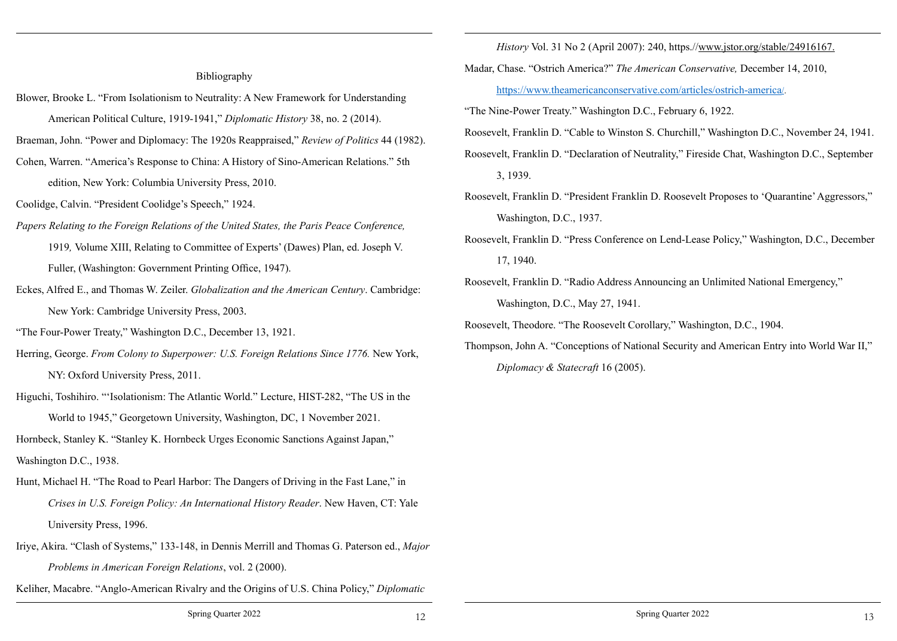## Bibliography

Blower, Brooke L. "From Isolationism to Neutrality: A New Framework for Understanding American Political Culture, 1919-1941," *Diplomatic History* 38, no. 2 (2014).

Braeman, John. "Power and Diplomacy: The 1920s Reappraised," *Review of Politics* 44 (1982).

Cohen, Warren. "America's Response to China: A History of Sino-American Relations." 5th edition, New York: Columbia University Press, 2010.

Coolidge, Calvin. "President Coolidge's Speech," 1924.

*Papers Relating to the Foreign Relations of the United States, the Paris Peace Conference, 1919,* Volume XIII, Relating to Committee of Experts' (Dawes) Plan, ed. Joseph V. Fuller, (Washington: Government Printing Office, 1947).

Eckes, Alfred E., and Thomas W. Zeiler. *Globalization and the American Century*. Cambridge: New York: Cambridge University Press, 2003.

"The Four-Power Treaty," Washington D.C., December 13, 1921.

Herring, George. *From Colony to Superpower: U.S. Foreign Relations Since 1776.* New York, NY: Oxford University Press, 2011.

Higuchi, Toshihiro. "'Isolationism: The Atlantic World." Lecture, HIST-282, "The US in the World to 1945," Georgetown University, Washington, DC, 1 November 2021.

Hornbeck, Stanley K. "Stanley K. Hornbeck Urges Economic Sanctions Against Japan," Washington D.C., 1938.

Hunt, Michael H. "The Road to Pearl Harbor: The Dangers of Driving in the Fast Lane," in *Crises in U.S. Foreign Policy: An International History Reader*. New Haven, CT: Yale University Press, 1996.

Iriye, Akira. "Clash of Systems," 133-148, in Dennis Merrill and Thomas G. Paterson ed., *Major Problems in American Foreign Relations*, vol. 2 (2000).

Keliher, Macabre. "Anglo-American Rivalry and the Origins of U.S. China Policy," *Diplomatic History* Vol. 31 No 2 (April 2007): 240, https.//www.jstor.org/stable/24916167.

Madar, Chase. "Ostrich America?" *The American Conservative,* December 14, 2010, https://www.theamericanconservative.com/articles/ostrich-america/.

"The Nine-Power Treaty." Washington D.C., February 6, 1922.

Roosevelt, Franklin D. "Cable to Winston S. Churchill," Washington D.C., November 24, 1941.

Roosevelt, Franklin D. "Declaration of Neutrality," Fireside Chat, Washington D.C., September 3, 1939.

Roosevelt, Franklin D. "President Franklin D. Roosevelt Proposes to 'Quarantine' Aggressors," Washington, D.C., 1937.

Roosevelt, Franklin D. "Press Conference on Lend-Lease Policy," Washington, D.C., December 17, 1940.

Roosevelt, Franklin D. "Radio Address Announcing an Unlimited National Emergency," Washington, D.C., May 27, 1941.

Roosevelt, Theodore. "The Roosevelt Corollary," Washington, D.C., 1904.

Thompson, John A. "Conceptions of National Security and American Entry into World War II," *Diplomacy & Statecraft* 16 (2005).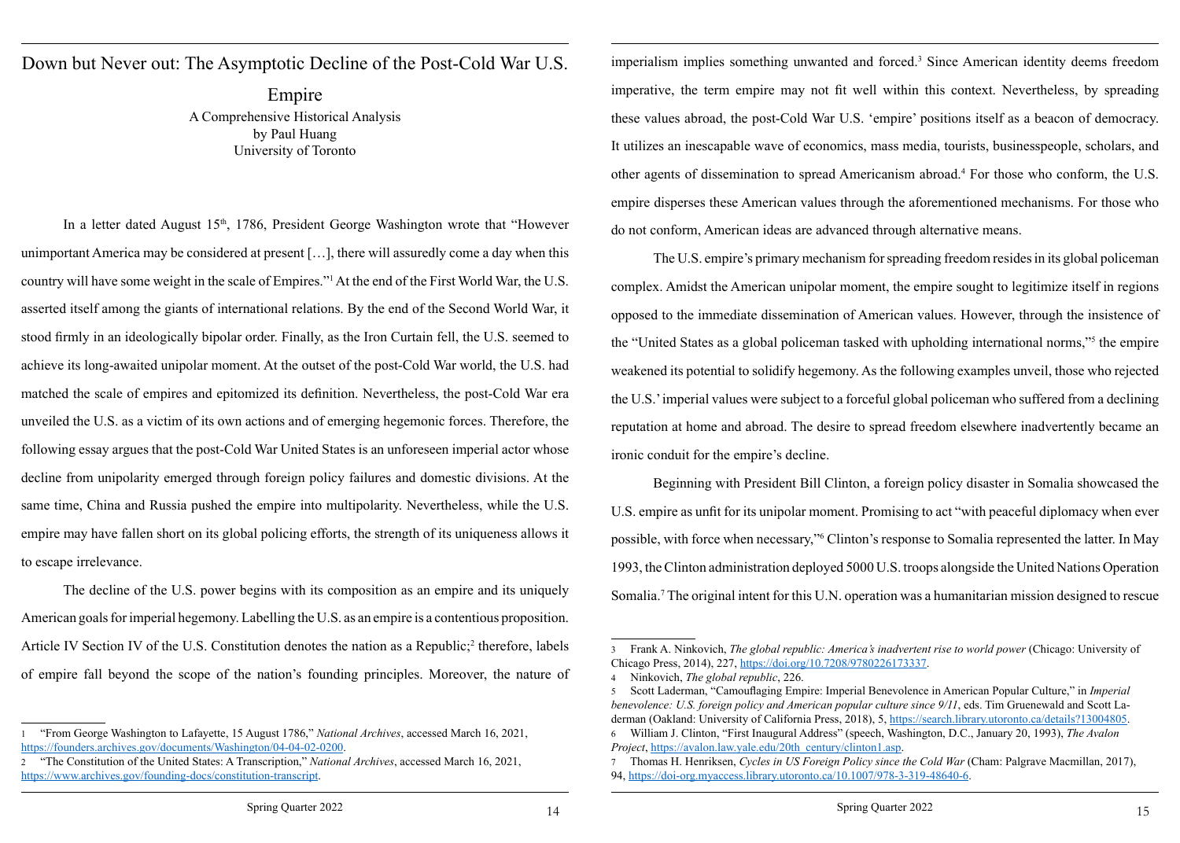# Down but Never out: The Asymptotic Decline of the Post-Cold War U.S. Empire

A Comprehensive Historical Analysis
by Paul Huang
University of Toronto

In a letter dated August 15th, 1786, President George Washington wrote that "However unimportant America may be considered at present […], there will assuredly come a day when this country will have some weight in the scale of Empires."[1] At the end of the First World War, the U.S. asserted itself among the giants of international relations. By the end of the Second World War, it stood firmly in an ideologically bipolar order. Finally, as the Iron Curtain fell, the U.S. seemed to achieve its long-awaited unipolar moment. At the outset of the post-Cold War world, the U.S. had matched the scale of empires and epitomized its definition. Nevertheless, the post-Cold War era unveiled the U.S. as a victim of its own actions and of emerging hegemonic forces. Therefore, the following essay argues that the post-Cold War United States is an unforeseen imperial actor whose decline from unipolarity emerged through foreign policy failures and domestic divisions. At the same time, China and Russia pushed the empire into multipolarity. Nevertheless, while the U.S. empire may have fallen short on its global policing efforts, the strength of its uniqueness allows it to escape irrelevance.

The decline of the U.S. power begins with its composition as an empire and its uniquely American goals for imperial hegemony. Labelling the U.S. as an empire is a contentious proposition. Article IV Section IV of the U.S. Constitution denotes the nation as a Republic;[2] therefore, labels of empire fall beyond the scope of the nation's founding principles. Moreover, the nature of imperialism implies something unwanted and forced.[3] Since American identity deems freedom imperative, the term empire may not fit well within this context. Nevertheless, by spreading these values abroad, the post-Cold War U.S. 'empire' positions itself as a beacon of democracy. It utilizes an inescapable wave of economics, mass media, tourists, businesspeople, scholars, and other agents of dissemination to spread Americanism abroad.[4] For those who conform, the U.S. empire disperses these American values through the aforementioned mechanisms. For those who do not conform, American ideas are advanced through alternative means.

The U.S. empire's primary mechanism for spreading freedom resides in its global policeman complex. Amidst the American unipolar moment, the empire sought to legitimize itself in regions opposed to the immediate dissemination of American values. However, through the insistence of the "United States as a global policeman tasked with upholding international norms,"[5] the empire weakened its potential to solidify hegemony. As the following examples unveil, those who rejected the U.S.' imperial values were subject to a forceful global policeman who suffered from a declining reputation at home and abroad. The desire to spread freedom elsewhere inadvertently became an ironic conduit for the empire's decline.

Beginning with President Bill Clinton, a foreign policy disaster in Somalia showcased the U.S. empire as unfit for its unipolar moment. Promising to act "with peaceful diplomacy when ever possible, with force when necessary,"[6] Clinton's response to Somalia represented the latter. In May 1993, the Clinton administration deployed 5000 U.S. troops alongside the United Nations Operation Somalia.[7] The original intent for this U.N. operation was a humanitarian mission designed to rescue

---

1 "From George Washington to Lafayette, 15 August 1786," *National Archives*, accessed March 16, 2021, https://founders.archives.gov/documents/Washington/04-04-02-0200.

2 "The Constitution of the United States: A Transcription," *National Archives*, accessed March 16, 2021, https://www.archives.gov/founding-docs/constitution-transcript.

3 Frank A. Ninkovich, *The global republic: America's inadvertent rise to world power* (Chicago: University of Chicago Press, 2014), 227, https://doi.org/10.7208/9780226173337.

4 Ninkovich, *The global republic*, 226.

5 Scott Laderman, "Camouflaging Empire: Imperial Benevolence in American Popular Culture," in *Imperial benevolence: U.S. foreign policy and American popular culture since 9/11*, eds. Tim Gruenewald and Scott Laderman (Oakland: University of California Press, 2018), 5, https://search.library.utoronto.ca/details?13004805.

6 William J. Clinton, "First Inaugural Address" (speech, Washington, D.C., January 20, 1993), *The Avalon Project*, https://avalon.law.yale.edu/20th_century/clinton1.asp.

7 Thomas H. Henriksen, *Cycles in US Foreign Policy since the Cold War* (Cham: Palgrave Macmillan, 2017), 94, https://doi-org.myaccess.library.utoronto.ca/10.1007/978-3-319-48640-6.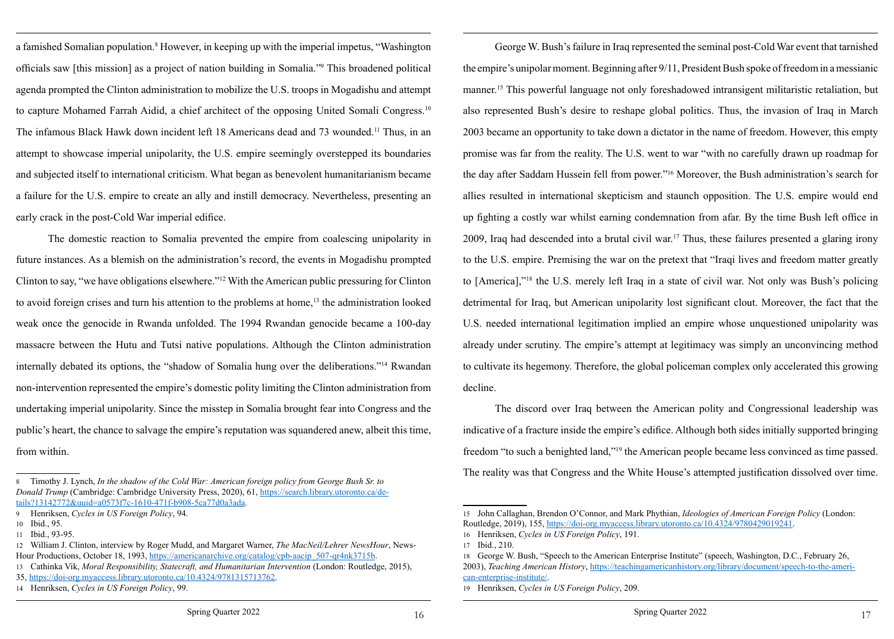a famished Somalian population.[8] However, in keeping up with the imperial impetus, "Washington officials saw [this mission] as a project of nation building in Somalia."[9] This broadened political agenda prompted the Clinton administration to mobilize the U.S. troops in Mogadishu and attempt to capture Mohamed Farrah Aidid, a chief architect of the opposing United Somali Congress.[10] The infamous Black Hawk down incident left 18 Americans dead and 73 wounded.[11] Thus, in an attempt to showcase imperial unipolarity, the U.S. empire seemingly overstepped its boundaries and subjected itself to international criticism. What began as benevolent humanitarianism became a failure for the U.S. empire to create an ally and instill democracy. Nevertheless, presenting an early crack in the post-Cold War imperial edifice.

The domestic reaction to Somalia prevented the empire from coalescing unipolarity in future instances. As a blemish on the administration's record, the events in Mogadishu prompted Clinton to say, "we have obligations elsewhere."[12] With the American public pressuring for Clinton to avoid foreign crises and turn his attention to the problems at home,[13] the administration looked weak once the genocide in Rwanda unfolded. The 1994 Rwandan genocide became a 100-day massacre between the Hutu and Tutsi native populations. Although the Clinton administration internally debated its options, the "shadow of Somalia hung over the deliberations."[14] Rwandan non-intervention represented the empire's domestic polity limiting the Clinton administration from undertaking imperial unipolarity. Since the misstep in Somalia brought fear into Congress and the public's heart, the chance to salvage the empire's reputation was squandered anew, albeit this time, from within.

8 Timothy J. Lynch, *In the shadow of the Cold War: American foreign policy from George Bush Sr. to Donald Trump* (Cambridge: Cambridge University Press, 2020), 61, https://search.library.utoronto.ca/details?13142772&uuid=a0573f7c-1610-471f-b908-5ca77d0a3ada.

9 Henriksen, *Cycles in US Foreign Policy*, 94.

10 Ibid., 95.

11 Ibid., 93-95.

12 William J. Clinton, interview by Roger Mudd, and Margaret Warner, *The MacNeil/Lehrer NewsHour*, NewsHour Productions, October 18, 1993, https://americanarchive.org/catalog/cpb-aacip_507-qr4nk3715b.

13 Cathinka Vik, *Moral Responsibility, Statecraft, and Humanitarian Intervention* (London: Routledge, 2015), 35, https://doi-org.myaccess.library.utoronto.ca/10.4324/9781315713762.

14 Henriksen, *Cycles in US Foreign Policy*, 99.

George W. Bush's failure in Iraq represented the seminal post-Cold War event that tarnished the empire's unipolar moment. Beginning after 9/11, President Bush spoke of freedom in a messianic manner.[15] This powerful language not only foreshadowed intransigent militaristic retaliation, but also represented Bush's desire to reshape global politics. Thus, the invasion of Iraq in March 2003 became an opportunity to take down a dictator in the name of freedom. However, this empty promise was far from the reality. The U.S. went to war "with no carefully drawn up roadmap for the day after Saddam Hussein fell from power."[16] Moreover, the Bush administration's search for allies resulted in international skepticism and staunch opposition. The U.S. empire would end up fighting a costly war whilst earning condemnation from afar. By the time Bush left office in 2009, Iraq had descended into a brutal civil war.[17] Thus, these failures presented a glaring irony to the U.S. empire. Premising the war on the pretext that "Iraqi lives and freedom matter greatly to [America],"[18] the U.S. merely left Iraq in a state of civil war. Not only was Bush's policing detrimental for Iraq, but American unipolarity lost significant clout. Moreover, the fact that the U.S. needed international legitimation implied an empire whose unquestioned unipolarity was already under scrutiny. The empire's attempt at legitimacy was simply an unconvincing method to cultivate its hegemony. Therefore, the global policeman complex only accelerated this growing decline.

The discord over Iraq between the American polity and Congressional leadership was indicative of a fracture inside the empire's edifice. Although both sides initially supported bringing freedom "to such a benighted land,"[19] the American people became less convinced as time passed. The reality was that Congress and the White House's attempted justification dissolved over time.

15 John Callaghan, Brendon O'Connor, and Mark Phythian, *Ideologies of American Foreign Policy* (London: Routledge, 2019), 155, https://doi-org.myaccess.library.utoronto.ca/10.4324/9780429019241.

16 Henriksen, *Cycles in US Foreign Policy*, 191.

17 Ibid., 210.

18 George W. Bush, "Speech to the American Enterprise Institute" (speech, Washington, D.C., February 26, 2003), *Teaching American History*, https://teachingamericanhistory.org/library/document/speech-to-the-american-enterprise-institute/.

19 Henriksen, *Cycles in US Foreign Policy*, 209.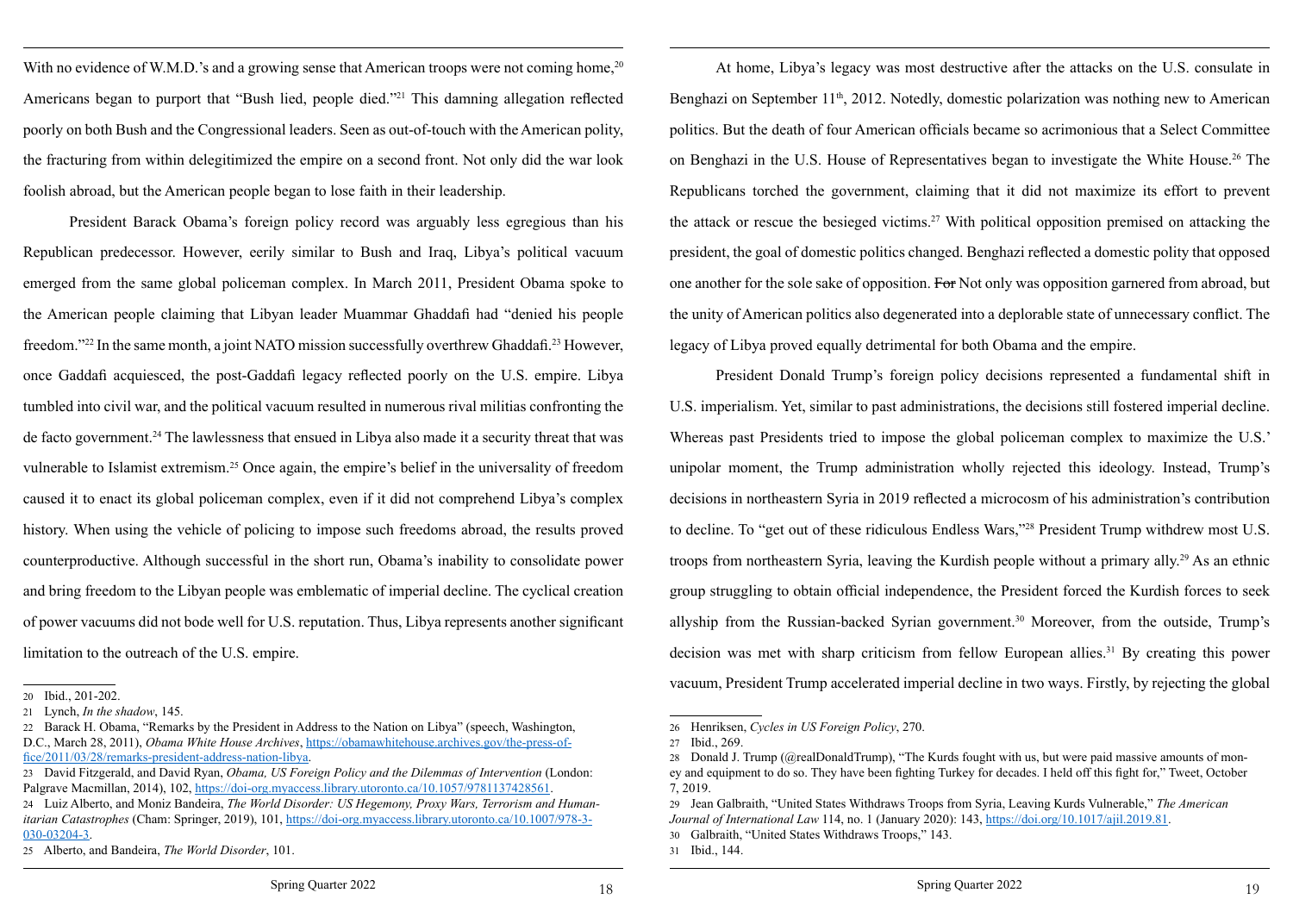With no evidence of W.M.D.'s and a growing sense that American troops were not coming home,[20] Americans began to purport that "Bush lied, people died."[21] This damning allegation reflected poorly on both Bush and the Congressional leaders. Seen as out-of-touch with the American polity, the fracturing from within delegitimized the empire on a second front. Not only did the war look foolish abroad, but the American people began to lose faith in their leadership.

President Barack Obama's foreign policy record was arguably less egregious than his Republican predecessor. However, eerily similar to Bush and Iraq, Libya's political vacuum emerged from the same global policeman complex. In March 2011, President Obama spoke to the American people claiming that Libyan leader Muammar Ghaddafi had "denied his people freedom."[22] In the same month, a joint NATO mission successfully overthrew Ghaddafi.[23] However, once Gaddafi acquiesced, the post-Gaddafi legacy reflected poorly on the U.S. empire. Libya tumbled into civil war, and the political vacuum resulted in numerous rival militias confronting the de facto government.[24] The lawlessness that ensued in Libya also made it a security threat that was vulnerable to Islamist extremism.[25] Once again, the empire's belief in the universality of freedom caused it to enact its global policeman complex, even if it did not comprehend Libya's complex history. When using the vehicle of policing to impose such freedoms abroad, the results proved counterproductive. Although successful in the short run, Obama's inability to consolidate power and bring freedom to the Libyan people was emblematic of imperial decline. The cyclical creation of power vacuums did not bode well for U.S. reputation. Thus, Libya represents another significant limitation to the outreach of the U.S. empire.

At home, Libya's legacy was most destructive after the attacks on the U.S. consulate in Benghazi on September 11th, 2012. Notedly, domestic polarization was nothing new to American politics. But the death of four American officials became so acrimonious that a Select Committee on Benghazi in the U.S. House of Representatives began to investigate the White House.[26] The Republicans torched the government, claiming that it did not maximize its effort to prevent the attack or rescue the besieged victims.[27] With political opposition premised on attacking the president, the goal of domestic politics changed. Benghazi reflected a domestic polity that opposed one another for the sole sake of opposition. ~~For~~ Not only was opposition garnered from abroad, but the unity of American politics also degenerated into a deplorable state of unnecessary conflict. The legacy of Libya proved equally detrimental for both Obama and the empire.

President Donald Trump's foreign policy decisions represented a fundamental shift in U.S. imperialism. Yet, similar to past administrations, the decisions still fostered imperial decline. Whereas past Presidents tried to impose the global policeman complex to maximize the U.S.' unipolar moment, the Trump administration wholly rejected this ideology. Instead, Trump's decisions in northeastern Syria in 2019 reflected a microcosm of his administration's contribution to decline. To "get out of these ridiculous Endless Wars,"[28] President Trump withdrew most U.S. troops from northeastern Syria, leaving the Kurdish people without a primary ally.[29] As an ethnic group struggling to obtain official independence, the President forced the Kurdish forces to seek allyship from the Russian-backed Syrian government.[30] Moreover, from the outside, Trump's decision was met with sharp criticism from fellow European allies.[31] By creating this power vacuum, President Trump accelerated imperial decline in two ways. Firstly, by rejecting the global

---

20 Ibid., 201-202.

21 Lynch, *In the shadow*, 145.

22 Barack H. Obama, "Remarks by the President in Address to the Nation on Libya" (speech, Washington, D.C., March 28, 2011), *Obama White House Archives*, https://obamawhitehouse.archives.gov/the-press-office/2011/03/28/remarks-president-address-nation-libya.

23 David Fitzgerald, and David Ryan, *Obama, US Foreign Policy and the Dilemmas of Intervention* (London: Palgrave Macmillan, 2014), 102, https://doi-org.myaccess.library.utoronto.ca/10.1057/9781137428561.

24 Luiz Alberto, and Moniz Bandeira, *The World Disorder: US Hegemony, Proxy Wars, Terrorism and Humanitarian Catastrophes* (Cham: Springer, 2019), 101, https://doi-org.myaccess.library.utoronto.ca/10.1007/978-3-030-03204-3.

25 Alberto, and Bandeira, *The World Disorder*, 101.

26 Henriksen, *Cycles in US Foreign Policy*, 270.

27 Ibid., 269.

28 Donald J. Trump (@realDonaldTrump), "The Kurds fought with us, but were paid massive amounts of money and equipment to do so. They have been fighting Turkey for decades. I held off this fight for," Tweet, October 7, 2019.

29 Jean Galbraith, "United States Withdraws Troops from Syria, Leaving Kurds Vulnerable," *The American Journal of International Law* 114, no. 1 (January 2020): 143, https://doi.org/10.1017/ajil.2019.81.

30 Galbraith, "United States Withdraws Troops," 143.

31 Ibid., 144.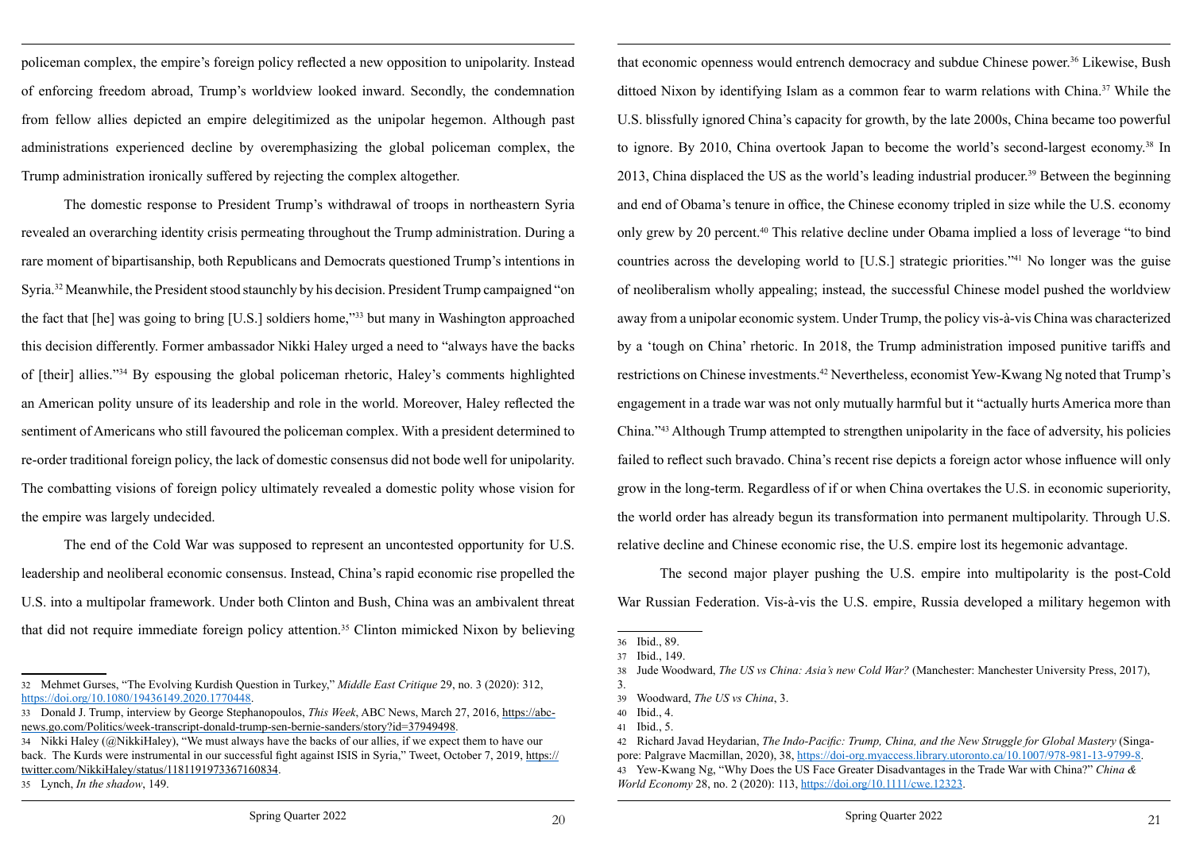policeman complex, the empire's foreign policy reflected a new opposition to unipolarity. Instead of enforcing freedom abroad, Trump's worldview looked inward. Secondly, the condemnation from fellow allies depicted an empire delegitimized as the unipolar hegemon. Although past administrations experienced decline by overemphasizing the global policeman complex, the Trump administration ironically suffered by rejecting the complex altogether.

The domestic response to President Trump's withdrawal of troops in northeastern Syria revealed an overarching identity crisis permeating throughout the Trump administration. During a rare moment of bipartisanship, both Republicans and Democrats questioned Trump's intentions in Syria.[32] Meanwhile, the President stood staunchly by his decision. President Trump campaigned "on the fact that [he] was going to bring [U.S.] soldiers home,"[33] but many in Washington approached this decision differently. Former ambassador Nikki Haley urged a need to "always have the backs of [their] allies."[34] By espousing the global policeman rhetoric, Haley's comments highlighted an American polity unsure of its leadership and role in the world. Moreover, Haley reflected the sentiment of Americans who still favoured the policeman complex. With a president determined to re-order traditional foreign policy, the lack of domestic consensus did not bode well for unipolarity. The combatting visions of foreign policy ultimately revealed a domestic polity whose vision for the empire was largely undecided.

The end of the Cold War was supposed to represent an uncontested opportunity for U.S. leadership and neoliberal economic consensus. Instead, China's rapid economic rise propelled the U.S. into a multipolar framework. Under both Clinton and Bush, China was an ambivalent threat that did not require immediate foreign policy attention.[35] Clinton mimicked Nixon by believing that economic openness would entrench democracy and subdue Chinese power.[36] Likewise, Bush dittoed Nixon by identifying Islam as a common fear to warm relations with China.[37] While the U.S. blissfully ignored China's capacity for growth, by the late 2000s, China became too powerful to ignore. By 2010, China overtook Japan to become the world's second-largest economy.[38] In 2013, China displaced the US as the world's leading industrial producer.[39] Between the beginning and end of Obama's tenure in office, the Chinese economy tripled in size while the U.S. economy only grew by 20 percent.[40] This relative decline under Obama implied a loss of leverage "to bind countries across the developing world to [U.S.] strategic priorities."[41] No longer was the guise of neoliberalism wholly appealing; instead, the successful Chinese model pushed the worldview away from a unipolar economic system. Under Trump, the policy vis-à-vis China was characterized by a 'tough on China' rhetoric. In 2018, the Trump administration imposed punitive tariffs and restrictions on Chinese investments.[42] Nevertheless, economist Yew-Kwang Ng noted that Trump's engagement in a trade war was not only mutually harmful but it "actually hurts America more than China."[43] Although Trump attempted to strengthen unipolarity in the face of adversity, his policies failed to reflect such bravado. China's recent rise depicts a foreign actor whose influence will only grow in the long-term. Regardless of if or when China overtakes the U.S. in economic superiority, the world order has already begun its transformation into permanent multipolarity. Through U.S. relative decline and Chinese economic rise, the U.S. empire lost its hegemonic advantage.

The second major player pushing the U.S. empire into multipolarity is the post-Cold War Russian Federation. Vis-à-vis the U.S. empire, Russia developed a military hegemon with

---

32 Mehmet Gurses, "The Evolving Kurdish Question in Turkey," *Middle East Critique* 29, no. 3 (2020): 312, https://doi.org/10.1080/19436149.2020.1770448.

33 Donald J. Trump, interview by George Stephanopoulos, *This Week*, ABC News, March 27, 2016, https://abc-news.go.com/Politics/week-transcript-donald-trump-sen-bernie-sanders/story?id=37949498.

34 Nikki Haley (@NikkiHaley), "We must always have the backs of our allies, if we expect them to have our back. The Kurds were instrumental in our successful fight against ISIS in Syria," Tweet, October 7, 2019, https://twitter.com/NikkiHaley/status/1181191973367160834.

35 Lynch, *In the shadow*, 149.

36 Ibid., 89.

37 Ibid., 149.

38 Jude Woodward, *The US vs China: Asia's new Cold War?* (Manchester: Manchester University Press, 2017), 3.

39 Woodward, *The US vs China*, 3.

40 Ibid., 4.

41 Ibid., 5.

42 Richard Javad Heydarian, *The Indo-Pacific: Trump, China, and the New Struggle for Global Mastery* (Singapore: Palgrave Macmillan, 2020), 38, https://doi-org.myaccess.library.utoronto.ca/10.1007/978-981-13-9799-8.

43 Yew-Kwang Ng, "Why Does the US Face Greater Disadvantages in the Trade War with China?" *China & World Economy* 28, no. 2 (2020): 113, https://doi.org/10.1111/cwe.12323.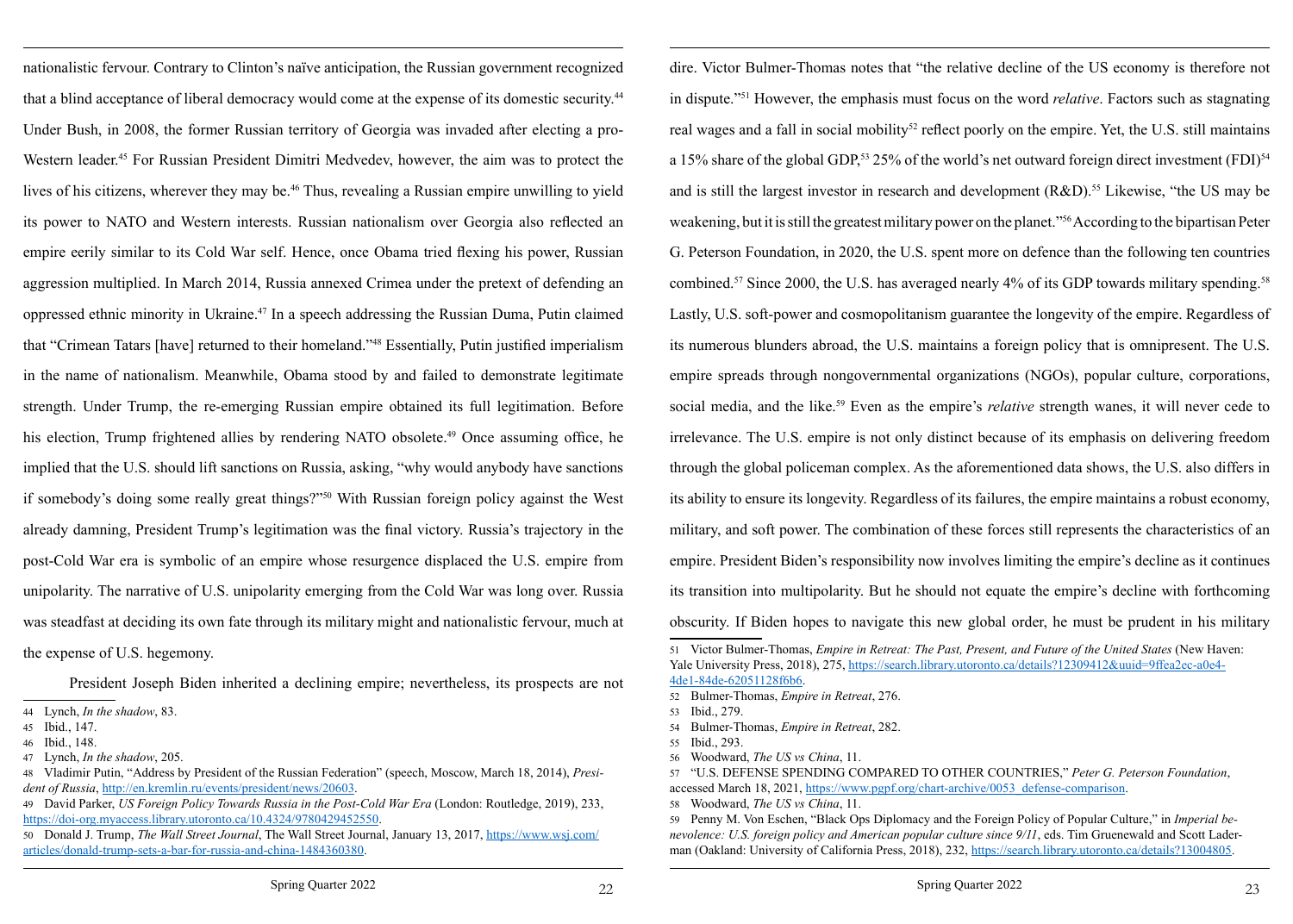nationalistic fervour. Contrary to Clinton's naïve anticipation, the Russian government recognized that a blind acceptance of liberal democracy would come at the expense of its domestic security.[44] Under Bush, in 2008, the former Russian territory of Georgia was invaded after electing a pro-Western leader.[45] For Russian President Dimitri Medvedev, however, the aim was to protect the lives of his citizens, wherever they may be.[46] Thus, revealing a Russian empire unwilling to yield its power to NATO and Western interests. Russian nationalism over Georgia also reflected an empire eerily similar to its Cold War self. Hence, once Obama tried flexing his power, Russian aggression multiplied. In March 2014, Russia annexed Crimea under the pretext of defending an oppressed ethnic minority in Ukraine.[47] In a speech addressing the Russian Duma, Putin claimed that "Crimean Tatars [have] returned to their homeland."[48] Essentially, Putin justified imperialism in the name of nationalism. Meanwhile, Obama stood by and failed to demonstrate legitimate strength. Under Trump, the re-emerging Russian empire obtained its full legitimation. Before his election, Trump frightened allies by rendering NATO obsolete.[49] Once assuming office, he implied that the U.S. should lift sanctions on Russia, asking, "why would anybody have sanctions if somebody's doing some really great things?"[50] With Russian foreign policy against the West already damning, President Trump's legitimation was the final victory. Russia's trajectory in the post-Cold War era is symbolic of an empire whose resurgence displaced the U.S. empire from unipolarity. The narrative of U.S. unipolarity emerging from the Cold War was long over. Russia was steadfast at deciding its own fate through its military might and nationalistic fervour, much at the expense of U.S. hegemony.

President Joseph Biden inherited a declining empire; nevertheless, its prospects are not dire. Victor Bulmer-Thomas notes that "the relative decline of the US economy is therefore not in dispute."[51] However, the emphasis must focus on the word *relative*. Factors such as stagnating real wages and a fall in social mobility[52] reflect poorly on the empire. Yet, the U.S. still maintains a 15% share of the global GDP,[53] 25% of the world's net outward foreign direct investment (FDI)[54] and is still the largest investor in research and development (R&D).[55] Likewise, "the US may be weakening, but it is still the greatest military power on the planet."[56] According to the bipartisan Peter G. Peterson Foundation, in 2020, the U.S. spent more on defence than the following ten countries combined.[57] Since 2000, the U.S. has averaged nearly 4% of its GDP towards military spending.[58] Lastly, U.S. soft-power and cosmopolitanism guarantee the longevity of the empire. Regardless of its numerous blunders abroad, the U.S. maintains a foreign policy that is omnipresent. The U.S. empire spreads through nongovernmental organizations (NGOs), popular culture, corporations, social media, and the like.[59] Even as the empire's *relative* strength wanes, it will never cede to irrelevance. The U.S. empire is not only distinct because of its emphasis on delivering freedom through the global policeman complex. As the aforementioned data shows, the U.S. also differs in its ability to ensure its longevity. Regardless of its failures, the empire maintains a robust economy, military, and soft power. The combination of these forces still represents the characteristics of an empire. President Biden's responsibility now involves limiting the empire's decline as it continues its transition into multipolarity. But he should not equate the empire's decline with forthcoming obscurity. If Biden hopes to navigate this new global order, he must be prudent in his military

---

44 Lynch, *In the shadow*, 83.

45 Ibid., 147.

46 Ibid., 148.

47 Lynch, *In the shadow*, 205.

48 Vladimir Putin, "Address by President of the Russian Federation" (speech, Moscow, March 18, 2014), *President of Russia*, http://en.kremlin.ru/events/president/news/20603.

49 David Parker, *US Foreign Policy Towards Russia in the Post-Cold War Era* (London: Routledge, 2019), 233, https://doi-org.myaccess.library.utoronto.ca/10.4324/9780429452550.

50 Donald J. Trump, *The Wall Street Journal*, The Wall Street Journal, January 13, 2017, https://www.wsj.com/articles/donald-trump-sets-a-bar-for-russia-and-china-1484360380.

51 Victor Bulmer-Thomas, *Empire in Retreat: The Past, Present, and Future of the United States* (New Haven: Yale University Press, 2018), 275, https://search.library.utoronto.ca/details?12309412&uuid=9ffea2ec-a0e4-4de1-84de-62051128f6b6.

52 Bulmer-Thomas, *Empire in Retreat*, 276.

53 Ibid., 279.

54 Bulmer-Thomas, *Empire in Retreat*, 282.

55 Ibid., 293.

56 Woodward, *The US vs China*, 11.

57 "U.S. DEFENSE SPENDING COMPARED TO OTHER COUNTRIES," *Peter G. Peterson Foundation*, accessed March 18, 2021, https://www.pgpf.org/chart-archive/0053_defense-comparison.

58 Woodward, *The US vs China*, 11.

59 Penny M. Von Eschen, "Black Ops Diplomacy and the Foreign Policy of Popular Culture," in *Imperial benevolence: U.S. foreign policy and American popular culture since 9/11*, eds. Tim Gruenewald and Scott Laderman (Oakland: University of California Press, 2018), 232, https://search.library.utoronto.ca/details?13004805.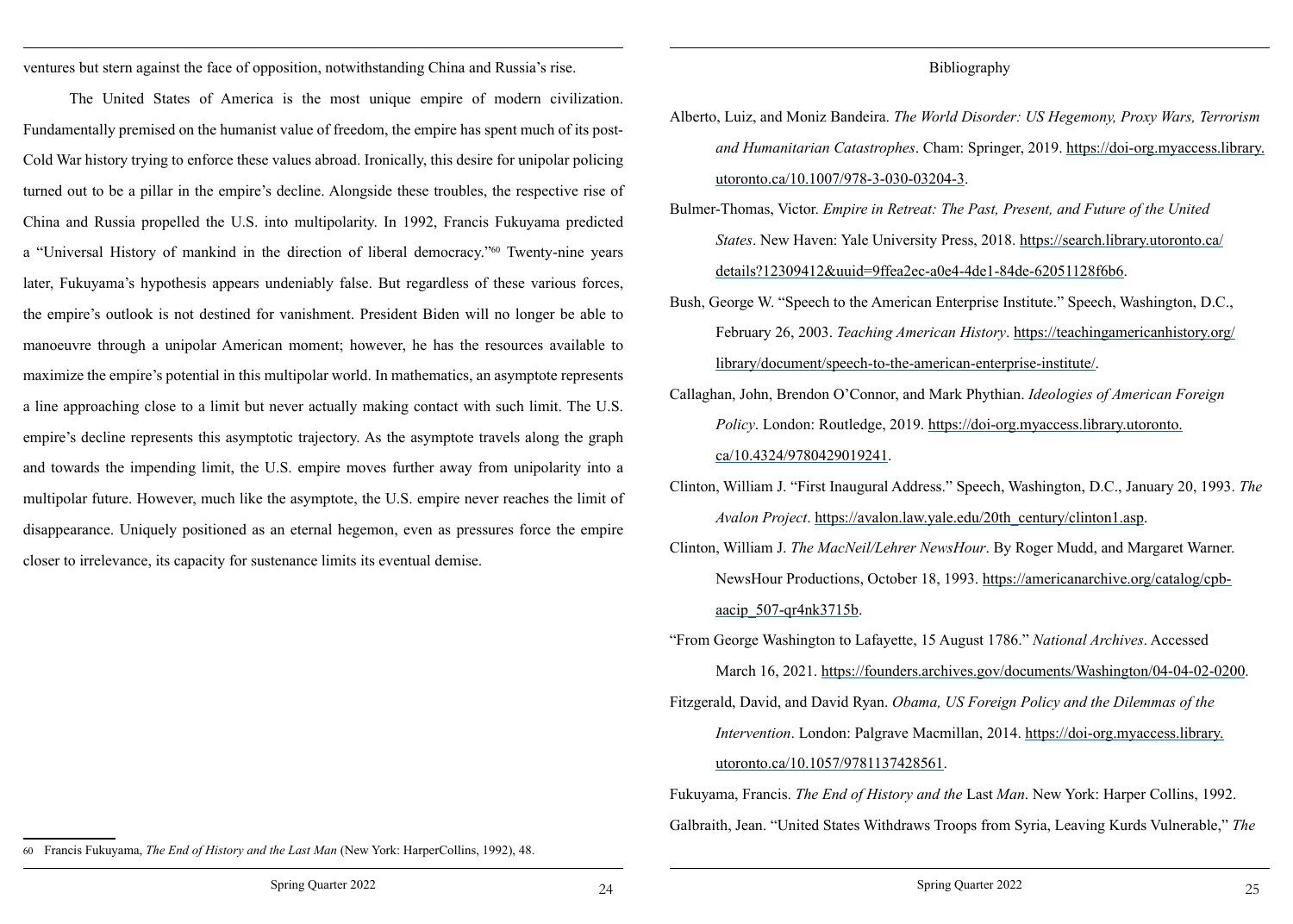ventures but stern against the face of opposition, notwithstanding China and Russia's rise.

The United States of America is the most unique empire of modern civilization. Fundamentally premised on the humanist value of freedom, the empire has spent much of its post-Cold War history trying to enforce these values abroad. Ironically, this desire for unipolar policing turned out to be a pillar in the empire's decline. Alongside these troubles, the respective rise of China and Russia propelled the U.S. into multipolarity. In 1992, Francis Fukuyama predicted a "Universal History of mankind in the direction of liberal democracy."[60] Twenty-nine years later, Fukuyama's hypothesis appears undeniably false. But regardless of these various forces, the empire's outlook is not destined for vanishment. President Biden will no longer be able to manoeuvre through a unipolar American moment; however, he has the resources available to maximize the empire's potential in this multipolar world. In mathematics, an asymptote represents a line approaching close to a limit but never actually making contact with such limit. The U.S. empire's decline represents this asymptotic trajectory. As the asymptote travels along the graph and towards the impending limit, the U.S. empire moves further away from unipolarity into a multipolar future. However, much like the asymptote, the U.S. empire never reaches the limit of disappearance. Uniquely positioned as an eternal hegemon, even as pressures force the empire closer to irrelevance, its capacity for sustenance limits its eventual demise.

60 Francis Fukuyama, *The End of History and the Last Man* (New York: HarperCollins, 1992), 48.

## Bibliography

Alberto, Luiz, and Moniz Bandeira. *The World Disorder: US Hegemony, Proxy Wars, Terrorism and Humanitarian Catastrophes*. Cham: Springer, 2019. https://doi-org.myaccess.library.utoronto.ca/10.1007/978-3-030-03204-3.

Bulmer-Thomas, Victor. *Empire in Retreat: The Past, Present, and Future of the United States*. New Haven: Yale University Press, 2018. https://search.library.utoronto.ca/details?12309412&uuid=9ffea2ec-a0e4-4de1-84de-62051128f6b6.

Bush, George W. "Speech to the American Enterprise Institute." Speech, Washington, D.C., February 26, 2003. *Teaching American History*. https://teachingamericanhistory.org/library/document/speech-to-the-american-enterprise-institute/.

Callaghan, John, Brendon O'Connor, and Mark Phythian. *Ideologies of American Foreign Policy*. London: Routledge, 2019. https://doi-org.myaccess.library.utoronto.ca/10.4324/9780429019241.

Clinton, William J. "First Inaugural Address." Speech, Washington, D.C., January 20, 1993. *The Avalon Project*. https://avalon.law.yale.edu/20th_century/clinton1.asp.

Clinton, William J. *The MacNeil/Lehrer NewsHour*. By Roger Mudd, and Margaret Warner. NewsHour Productions, October 18, 1993. https://americanarchive.org/catalog/cpb-aacip_507-qr4nk3715b.

"From George Washington to Lafayette, 15 August 1786." *National Archives*. Accessed March 16, 2021. https://founders.archives.gov/documents/Washington/04-04-02-0200.

Fitzgerald, David, and David Ryan. *Obama, US Foreign Policy and the Dilemmas of the Intervention*. London: Palgrave Macmillan, 2014. https://doi-org.myaccess.library.utoronto.ca/10.1057/9781137428561.

Fukuyama, Francis. *The End of History and the* Last *Man*. New York: Harper Collins, 1992.

Galbraith, Jean. "United States Withdraws Troops from Syria, Leaving Kurds Vulnerable," *The*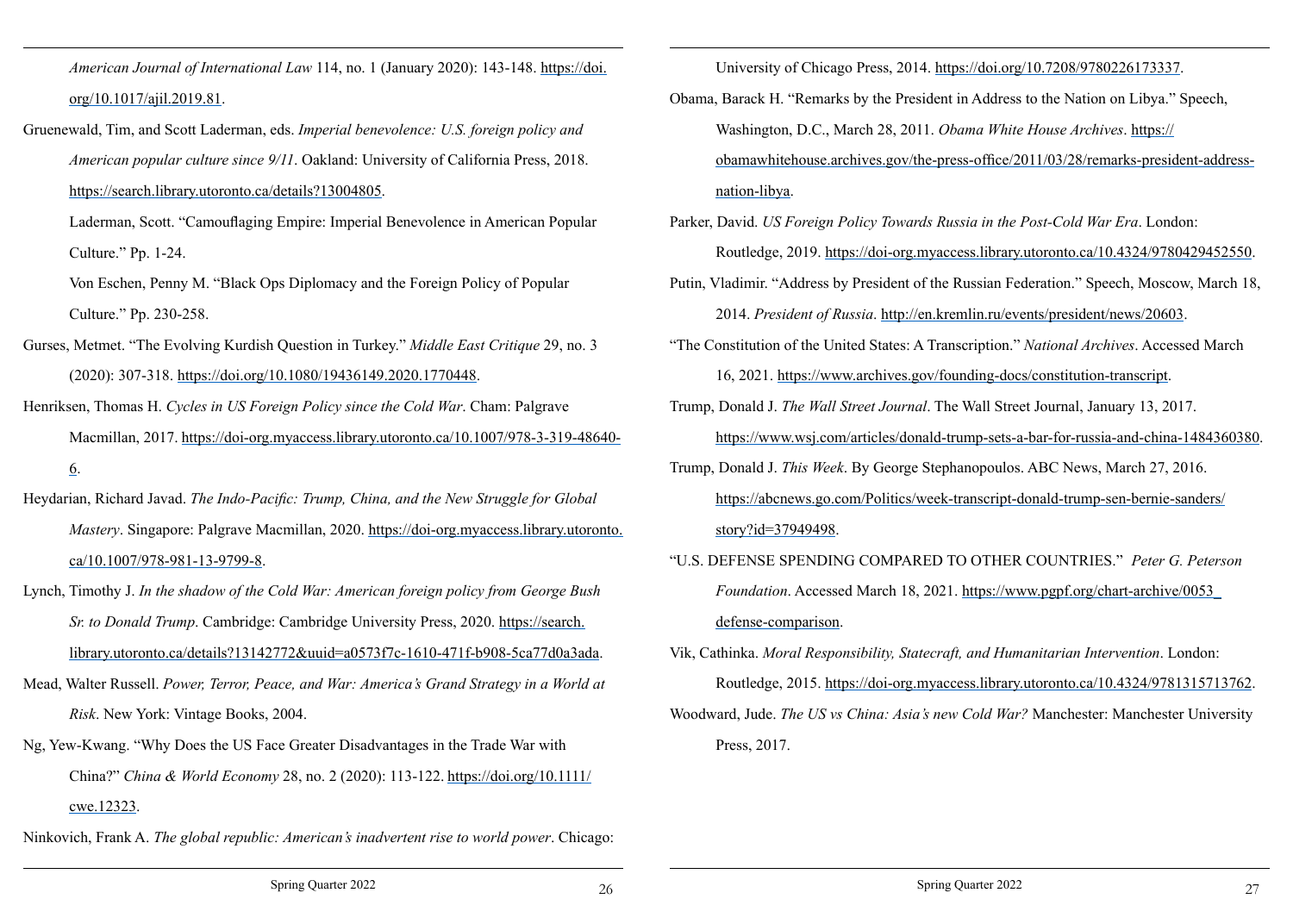*American Journal of International Law* 114, no. 1 (January 2020): 143-148. https://doi.org/10.1017/ajil.2019.81.

Gruenewald, Tim, and Scott Laderman, eds. *Imperial benevolence: U.S. foreign policy and American popular culture since 9/11*. Oakland: University of California Press, 2018. https://search.library.utoronto.ca/details?13004805.

Laderman, Scott. "Camouflaging Empire: Imperial Benevolence in American Popular Culture." Pp. 1-24.

Von Eschen, Penny M. "Black Ops Diplomacy and the Foreign Policy of Popular Culture." Pp. 230-258.

Gurses, Metmet. "The Evolving Kurdish Question in Turkey." *Middle East Critique* 29, no. 3 (2020): 307-318. https://doi.org/10.1080/19436149.2020.1770448.

Henriksen, Thomas H. *Cycles in US Foreign Policy since the Cold War*. Cham: Palgrave Macmillan, 2017. https://doi-org.myaccess.library.utoronto.ca/10.1007/978-3-319-48640-6.

Heydarian, Richard Javad. *The Indo-Pacific: Trump, China, and the New Struggle for Global Mastery*. Singapore: Palgrave Macmillan, 2020. https://doi-org.myaccess.library.utoronto.ca/10.1007/978-981-13-9799-8.

Lynch, Timothy J. *In the shadow of the Cold War: American foreign policy from George Bush Sr. to Donald Trump*. Cambridge: Cambridge University Press, 2020. https://search.library.utoronto.ca/details?13142772&uuid=a0573f7c-1610-471f-b908-5ca77d0a3ada.

Mead, Walter Russell. *Power, Terror, Peace, and War: America's Grand Strategy in a World at Risk*. New York: Vintage Books, 2004.

Ng, Yew-Kwang. "Why Does the US Face Greater Disadvantages in the Trade War with China?" *China & World Economy* 28, no. 2 (2020): 113-122. https://doi.org/10.1111/cwe.12323.

Ninkovich, Frank A. *The global republic: American's inadvertent rise to world power*. Chicago: University of Chicago Press, 2014. https://doi.org/10.7208/9780226173337.

Obama, Barack H. "Remarks by the President in Address to the Nation on Libya." Speech, Washington, D.C., March 28, 2011. *Obama White House Archives*. https://obamawhitehouse.archives.gov/the-press-office/2011/03/28/remarks-president-address-nation-libya.

Parker, David. *US Foreign Policy Towards Russia in the Post-Cold War Era*. London: Routledge, 2019. https://doi-org.myaccess.library.utoronto.ca/10.4324/9780429452550.

Putin, Vladimir. "Address by President of the Russian Federation." Speech, Moscow, March 18, 2014. *President of Russia*. http://en.kremlin.ru/events/president/news/20603.

"The Constitution of the United States: A Transcription." *National Archives*. Accessed March 16, 2021. https://www.archives.gov/founding-docs/constitution-transcript.

Trump, Donald J. *The Wall Street Journal*. The Wall Street Journal, January 13, 2017. https://www.wsj.com/articles/donald-trump-sets-a-bar-for-russia-and-china-1484360380.

Trump, Donald J. *This Week*. By George Stephanopoulos. ABC News, March 27, 2016. https://abcnews.go.com/Politics/week-transcript-donald-trump-sen-bernie-sanders/story?id=37949498.

"U.S. DEFENSE SPENDING COMPARED TO OTHER COUNTRIES." *Peter G. Peterson Foundation*. Accessed March 18, 2021. https://www.pgpf.org/chart-archive/0053_defense-comparison.

Vik, Cathinka. *Moral Responsibility, Statecraft, and Humanitarian Intervention*. London: Routledge, 2015. https://doi-org.myaccess.library.utoronto.ca/10.4324/9781315713762.

Woodward, Jude. *The US vs China: Asia's new Cold War?* Manchester: Manchester University Press, 2017.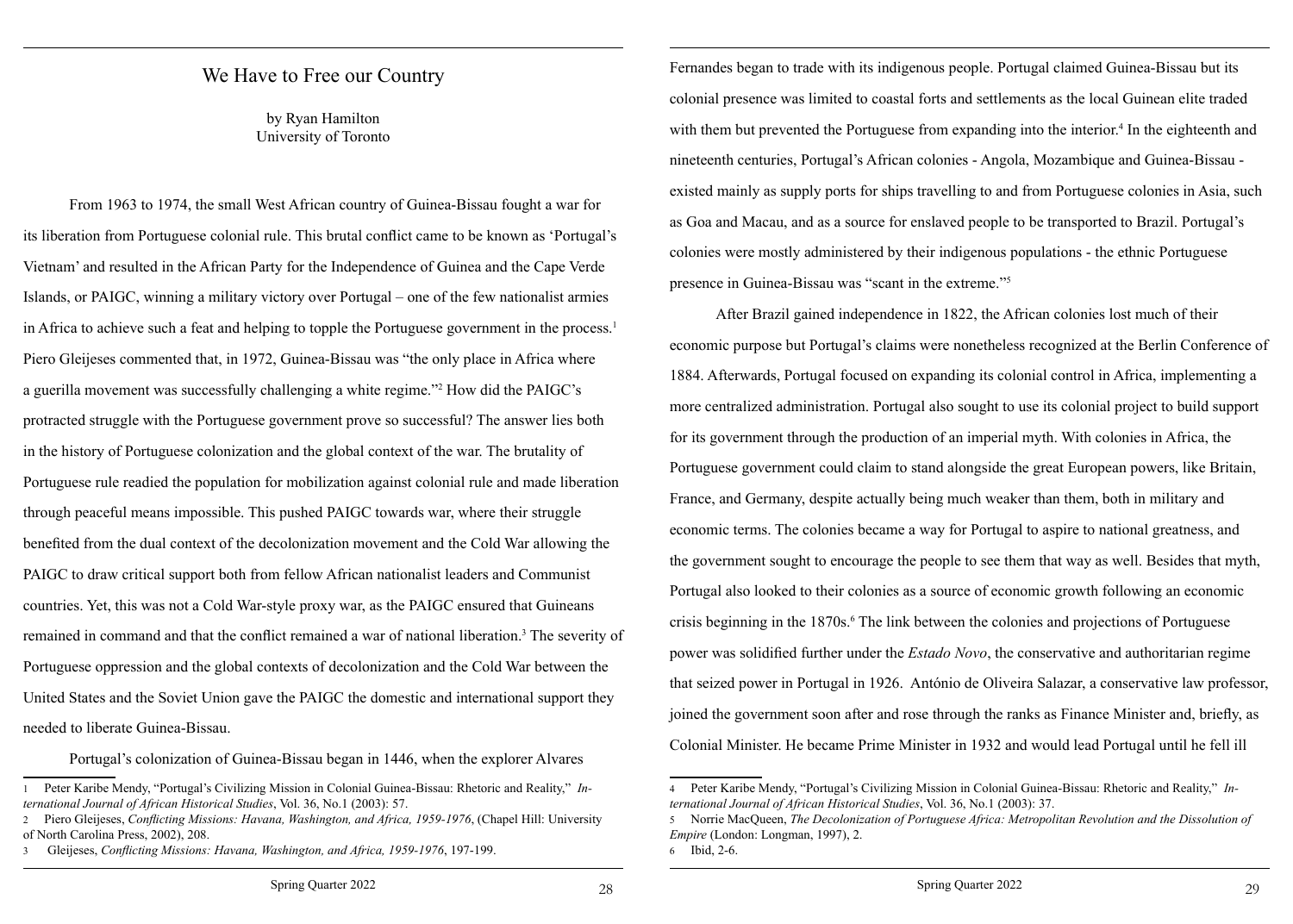# We Have to Free our Country

by Ryan Hamilton
University of Toronto

From 1963 to 1974, the small West African country of Guinea-Bissau fought a war for its liberation from Portuguese colonial rule. This brutal conflict came to be known as 'Portugal's Vietnam' and resulted in the African Party for the Independence of Guinea and the Cape Verde Islands, or PAIGC, winning a military victory over Portugal – one of the few nationalist armies in Africa to achieve such a feat and helping to topple the Portuguese government in the process.[1] Piero Gleijeses commented that, in 1972, Guinea-Bissau was "the only place in Africa where a guerilla movement was successfully challenging a white regime."[2] How did the PAIGC's protracted struggle with the Portuguese government prove so successful? The answer lies both in the history of Portuguese colonization and the global context of the war. The brutality of Portuguese rule readied the population for mobilization against colonial rule and made liberation through peaceful means impossible. This pushed PAIGC towards war, where their struggle benefited from the dual context of the decolonization movement and the Cold War allowing the PAIGC to draw critical support both from fellow African nationalist leaders and Communist countries. Yet, this was not a Cold War-style proxy war, as the PAIGC ensured that Guineans remained in command and that the conflict remained a war of national liberation.[3] The severity of Portuguese oppression and the global contexts of decolonization and the Cold War between the United States and the Soviet Union gave the PAIGC the domestic and international support they needed to liberate Guinea-Bissau.

Portugal's colonization of Guinea-Bissau began in 1446, when the explorer Alvares Fernandes began to trade with its indigenous people. Portugal claimed Guinea-Bissau but its colonial presence was limited to coastal forts and settlements as the local Guinean elite traded with them but prevented the Portuguese from expanding into the interior.[4] In the eighteenth and nineteenth centuries, Portugal's African colonies - Angola, Mozambique and Guinea-Bissau - existed mainly as supply ports for ships travelling to and from Portuguese colonies in Asia, such as Goa and Macau, and as a source for enslaved people to be transported to Brazil. Portugal's colonies were mostly administered by their indigenous populations - the ethnic Portuguese presence in Guinea-Bissau was "scant in the extreme."[5]

After Brazil gained independence in 1822, the African colonies lost much of their economic purpose but Portugal's claims were nonetheless recognized at the Berlin Conference of 1884. Afterwards, Portugal focused on expanding its colonial control in Africa, implementing a more centralized administration. Portugal also sought to use its colonial project to build support for its government through the production of an imperial myth. With colonies in Africa, the Portuguese government could claim to stand alongside the great European powers, like Britain, France, and Germany, despite actually being much weaker than them, both in military and economic terms. The colonies became a way for Portugal to aspire to national greatness, and the government sought to encourage the people to see them that way as well. Besides that myth, Portugal also looked to their colonies as a source of economic growth following an economic crisis beginning in the 1870s.[6] The link between the colonies and projections of Portuguese power was solidified further under the *Estado Novo*, the conservative and authoritarian regime that seized power in Portugal in 1926. António de Oliveira Salazar, a conservative law professor, joined the government soon after and rose through the ranks as Finance Minister and, briefly, as Colonial Minister. He became Prime Minister in 1932 and would lead Portugal until he fell ill

---

1 Peter Karibe Mendy, "Portugal's Civilizing Mission in Colonial Guinea-Bissau: Rhetoric and Reality," *International Journal of African Historical Studies*, Vol. 36, No.1 (2003): 57.

2 Piero Gleijeses, *Conflicting Missions: Havana, Washington, and Africa, 1959-1976*, (Chapel Hill: University of North Carolina Press, 2002), 208.

3 Gleijeses, *Conflicting Missions: Havana, Washington, and Africa, 1959-1976*, 197-199.

4 Peter Karibe Mendy, "Portugal's Civilizing Mission in Colonial Guinea-Bissau: Rhetoric and Reality," *International Journal of African Historical Studies*, Vol. 36, No.1 (2003): 37.

5 Norrie MacQueen, *The Decolonization of Portuguese Africa: Metropolitan Revolution and the Dissolution of Empire* (London: Longman, 1997), 2.

6 Ibid, 2-6.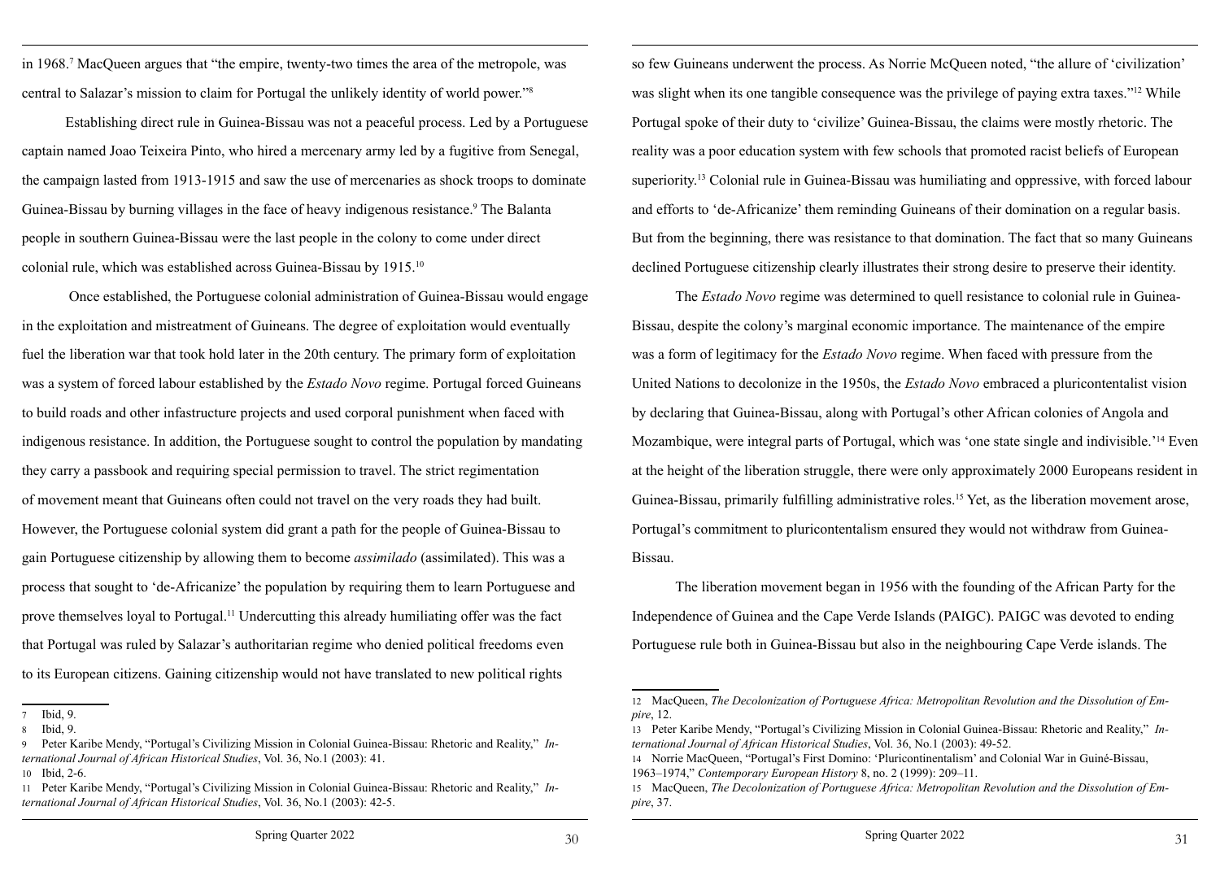in 1968.[7] MacQueen argues that "the empire, twenty-two times the area of the metropole, was central to Salazar's mission to claim for Portugal the unlikely identity of world power."[8]

Establishing direct rule in Guinea-Bissau was not a peaceful process. Led by a Portuguese captain named Joao Teixeira Pinto, who hired a mercenary army led by a fugitive from Senegal, the campaign lasted from 1913-1915 and saw the use of mercenaries as shock troops to dominate Guinea-Bissau by burning villages in the face of heavy indigenous resistance.[9] The Balanta people in southern Guinea-Bissau were the last people in the colony to come under direct colonial rule, which was established across Guinea-Bissau by 1915.[10]

Once established, the Portuguese colonial administration of Guinea-Bissau would engage in the exploitation and mistreatment of Guineans. The degree of exploitation would eventually fuel the liberation war that took hold later in the 20th century. The primary form of exploitation was a system of forced labour established by the *Estado Novo* regime. Portugal forced Guineans to build roads and other infastructure projects and used corporal punishment when faced with indigenous resistance. In addition, the Portuguese sought to control the population by mandating they carry a passbook and requiring special permission to travel. The strict regimentation of movement meant that Guineans often could not travel on the very roads they had built. However, the Portuguese colonial system did grant a path for the people of Guinea-Bissau to gain Portuguese citizenship by allowing them to become *assimilado* (assimilated). This was a process that sought to 'de-Africanize' the population by requiring them to learn Portuguese and prove themselves loyal to Portugal.[11] Undercutting this already humiliating offer was the fact that Portugal was ruled by Salazar's authoritarian regime who denied political freedoms even to its European citizens. Gaining citizenship would not have translated to new political rights so few Guineans underwent the process. As Norrie McQueen noted, "the allure of 'civilization' was slight when its one tangible consequence was the privilege of paying extra taxes."[12] While Portugal spoke of their duty to 'civilize' Guinea-Bissau, the claims were mostly rhetoric. The reality was a poor education system with few schools that promoted racist beliefs of European superiority.[13] Colonial rule in Guinea-Bissau was humiliating and oppressive, with forced labour and efforts to 'de-Africanize' them reminding Guineans of their domination on a regular basis. But from the beginning, there was resistance to that domination. The fact that so many Guineans declined Portuguese citizenship clearly illustrates their strong desire to preserve their identity.

The *Estado Novo* regime was determined to quell resistance to colonial rule in Guinea-Bissau, despite the colony's marginal economic importance. The maintenance of the empire was a form of legitimacy for the *Estado Novo* regime. When faced with pressure from the United Nations to decolonize in the 1950s, the *Estado Novo* embraced a pluricontentalist vision by declaring that Guinea-Bissau, along with Portugal's other African colonies of Angola and Mozambique, were integral parts of Portugal, which was 'one state single and indivisible.'[14] Even at the height of the liberation struggle, there were only approximately 2000 Europeans resident in Guinea-Bissau, primarily fulfilling administrative roles.[15] Yet, as the liberation movement arose, Portugal's commitment to pluricontentalism ensured they would not withdraw from Guinea-Bissau.

The liberation movement began in 1956 with the founding of the African Party for the Independence of Guinea and the Cape Verde Islands (PAIGC). PAIGC was devoted to ending Portuguese rule both in Guinea-Bissau but also in the neighbouring Cape Verde islands. The

---

7 Ibid, 9.

8 Ibid, 9.

9 Peter Karibe Mendy, "Portugal's Civilizing Mission in Colonial Guinea-Bissau: Rhetoric and Reality," *International Journal of African Historical Studies*, Vol. 36, No.1 (2003): 41.

10 Ibid, 2-6.

11 Peter Karibe Mendy, "Portugal's Civilizing Mission in Colonial Guinea-Bissau: Rhetoric and Reality," *International Journal of African Historical Studies*, Vol. 36, No.1 (2003): 42-5.

12 MacQueen, *The Decolonization of Portuguese Africa: Metropolitan Revolution and the Dissolution of Empire*, 12.

13 Peter Karibe Mendy, "Portugal's Civilizing Mission in Colonial Guinea-Bissau: Rhetoric and Reality," *International Journal of African Historical Studies*, Vol. 36, No.1 (2003): 49-52.

14 Norrie MacQueen, "Portugal's First Domino: 'Pluricontinentalism' and Colonial War in Guiné-Bissau, 1963–1974," *Contemporary European History* 8, no. 2 (1999): 209–11.

15 MacQueen, *The Decolonization of Portuguese Africa: Metropolitan Revolution and the Dissolution of Empire*, 37.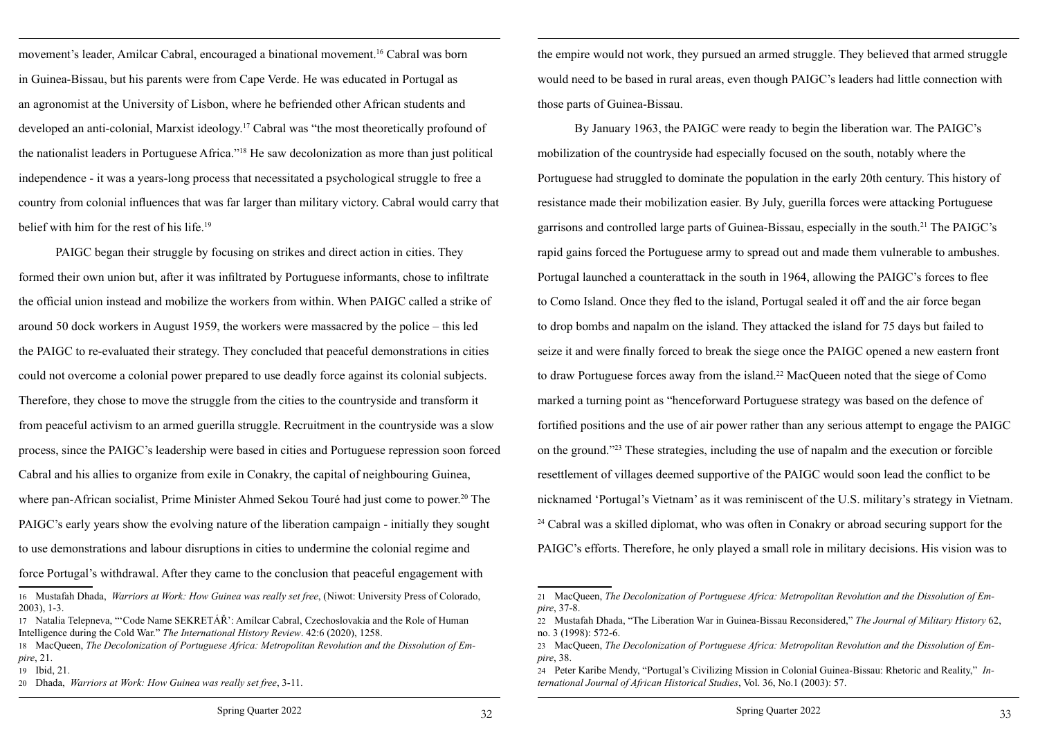movement's leader, Amilcar Cabral, encouraged a binational movement.[16] Cabral was born in Guinea-Bissau, but his parents were from Cape Verde. He was educated in Portugal as an agronomist at the University of Lisbon, where he befriended other African students and developed an anti-colonial, Marxist ideology.[17] Cabral was "the most theoretically profound of the nationalist leaders in Portuguese Africa."[18] He saw decolonization as more than just political independence - it was a years-long process that necessitated a psychological struggle to free a country from colonial influences that was far larger than military victory. Cabral would carry that belief with him for the rest of his life.[19]

PAIGC began their struggle by focusing on strikes and direct action in cities. They formed their own union but, after it was infiltrated by Portuguese informants, chose to infiltrate the official union instead and mobilize the workers from within. When PAIGC called a strike of around 50 dock workers in August 1959, the workers were massacred by the police – this led the PAIGC to re-evaluated their strategy. They concluded that peaceful demonstrations in cities could not overcome a colonial power prepared to use deadly force against its colonial subjects. Therefore, they chose to move the struggle from the cities to the countryside and transform it from peaceful activism to an armed guerilla struggle. Recruitment in the countryside was a slow process, since the PAIGC's leadership were based in cities and Portuguese repression soon forced Cabral and his allies to organize from exile in Conakry, the capital of neighbouring Guinea, where pan-African socialist, Prime Minister Ahmed Sekou Touré had just come to power.[20] The PAIGC's early years show the evolving nature of the liberation campaign - initially they sought to use demonstrations and labour disruptions in cities to undermine the colonial regime and force Portugal's withdrawal. After they came to the conclusion that peaceful engagement with the empire would not work, they pursued an armed struggle. They believed that armed struggle would need to be based in rural areas, even though PAIGC's leaders had little connection with those parts of Guinea-Bissau.

By January 1963, the PAIGC were ready to begin the liberation war. The PAIGC's mobilization of the countryside had especially focused on the south, notably where the Portuguese had struggled to dominate the population in the early 20th century. This history of resistance made their mobilization easier. By July, guerilla forces were attacking Portuguese garrisons and controlled large parts of Guinea-Bissau, especially in the south.[21] The PAIGC's rapid gains forced the Portuguese army to spread out and made them vulnerable to ambushes. Portugal launched a counterattack in the south in 1964, allowing the PAIGC's forces to flee to Como Island. Once they fled to the island, Portugal sealed it off and the air force began to drop bombs and napalm on the island. They attacked the island for 75 days but failed to seize it and were finally forced to break the siege once the PAIGC opened a new eastern front to draw Portuguese forces away from the island.[22] MacQueen noted that the siege of Como marked a turning point as "henceforward Portuguese strategy was based on the defence of fortified positions and the use of air power rather than any serious attempt to engage the PAIGC on the ground."[23] These strategies, including the use of napalm and the execution or forcible resettlement of villages deemed supportive of the PAIGC would soon lead the conflict to be nicknamed 'Portugal's Vietnam' as it was reminiscent of the U.S. military's strategy in Vietnam.[24] Cabral was a skilled diplomat, who was often in Conakry or abroad securing support for the PAIGC's efforts. Therefore, he only played a small role in military decisions. His vision was to

---

16 Mustafah Dhada, *Warriors at Work: How Guinea was really set free*, (Niwot: University Press of Colorado, 2003), 1-3.

17 Natalia Telepneva, "'Code Name SEKRETÁŘ': Amílcar Cabral, Czechoslovakia and the Role of Human Intelligence during the Cold War." *The International History Review*. 42:6 (2020), 1258.

18 MacQueen, *The Decolonization of Portuguese Africa: Metropolitan Revolution and the Dissolution of Empire*, 21.

19 Ibid, 21.

20 Dhada, *Warriors at Work: How Guinea was really set free*, 3-11.

21 MacQueen, *The Decolonization of Portuguese Africa: Metropolitan Revolution and the Dissolution of Empire*, 37-8.

22 Mustafah Dhada, "The Liberation War in Guinea-Bissau Reconsidered," *The Journal of Military History* 62, no. 3 (1998): 572-6.

23 MacQueen, *The Decolonization of Portuguese Africa: Metropolitan Revolution and the Dissolution of Empire*, 38.

24 Peter Karibe Mendy, "Portugal's Civilizing Mission in Colonial Guinea-Bissau: Rhetoric and Reality," *International Journal of African Historical Studies*, Vol. 36, No.1 (2003): 57.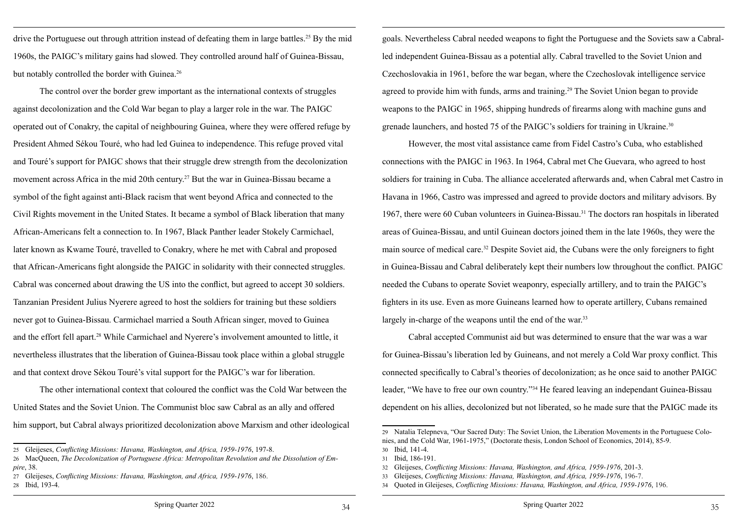drive the Portuguese out through attrition instead of defeating them in large battles.[25] By the mid 1960s, the PAIGC's military gains had slowed. They controlled around half of Guinea-Bissau, but notably controlled the border with Guinea.[26]

The control over the border grew important as the international contexts of struggles against decolonization and the Cold War began to play a larger role in the war. The PAIGC operated out of Conakry, the capital of neighbouring Guinea, where they were offered refuge by President Ahmed Sékou Touré, who had led Guinea to independence. This refuge proved vital and Touré's support for PAIGC shows that their struggle drew strength from the decolonization movement across Africa in the mid 20th century.[27] But the war in Guinea-Bissau became a symbol of the fight against anti-Black racism that went beyond Africa and connected to the Civil Rights movement in the United States. It became a symbol of Black liberation that many African-Americans felt a connection to. In 1967, Black Panther leader Stokely Carmichael, later known as Kwame Touré, travelled to Conakry, where he met with Cabral and proposed that African-Americans fight alongside the PAIGC in solidarity with their connected struggles. Cabral was concerned about drawing the US into the conflict, but agreed to accept 30 soldiers. Tanzanian President Julius Nyerere agreed to host the soldiers for training but these soldiers never got to Guinea-Bissau. Carmichael married a South African singer, moved to Guinea and the effort fell apart.[28] While Carmichael and Nyerere's involvement amounted to little, it nevertheless illustrates that the liberation of Guinea-Bissau took place within a global struggle and that context drove Sékou Touré's vital support for the PAIGC's war for liberation.

The other international context that coloured the conflict was the Cold War between the United States and the Soviet Union. The Communist bloc saw Cabral as an ally and offered him support, but Cabral always prioritized decolonization above Marxism and other ideological goals. Nevertheless Cabral needed weapons to fight the Portuguese and the Soviets saw a Cabral-led independent Guinea-Bissau as a potential ally. Cabral travelled to the Soviet Union and Czechoslovakia in 1961, before the war began, where the Czechoslovak intelligence service agreed to provide him with funds, arms and training.[29] The Soviet Union began to provide weapons to the PAIGC in 1965, shipping hundreds of firearms along with machine guns and grenade launchers, and hosted 75 of the PAIGC's soldiers for training in Ukraine.[30]

However, the most vital assistance came from Fidel Castro's Cuba, who established connections with the PAIGC in 1963. In 1964, Cabral met Che Guevara, who agreed to host soldiers for training in Cuba. The alliance accelerated afterwards and, when Cabral met Castro in Havana in 1966, Castro was impressed and agreed to provide doctors and military advisors. By 1967, there were 60 Cuban volunteers in Guinea-Bissau.[31] The doctors ran hospitals in liberated areas of Guinea-Bissau, and until Guinean doctors joined them in the late 1960s, they were the main source of medical care.[32] Despite Soviet aid, the Cubans were the only foreigners to fight in Guinea-Bissau and Cabral deliberately kept their numbers low throughout the conflict. PAIGC needed the Cubans to operate Soviet weaponry, especially artillery, and to train the PAIGC's fighters in its use. Even as more Guineans learned how to operate artillery, Cubans remained largely in-charge of the weapons until the end of the war.[33]

Cabral accepted Communist aid but was determined to ensure that the war was a war for Guinea-Bissau's liberation led by Guineans, and not merely a Cold War proxy conflict. This connected specifically to Cabral's theories of decolonization; as he once said to another PAIGC leader, "We have to free our own country."[34] He feared leaving an independant Guinea-Bissau dependent on his allies, decolonized but not liberated, so he made sure that the PAIGC made its

---

25 Gleijeses, *Conflicting Missions: Havana, Washington, and Africa, 1959-1976*, 197-8.

26 MacQueen, *The Decolonization of Portuguese Africa: Metropolitan Revolution and the Dissolution of Empire*, 38.

27 Gleijeses, *Conflicting Missions: Havana, Washington, and Africa, 1959-1976*, 186.

28 Ibid, 193-4.

29 Natalia Telepneva, "Our Sacred Duty: The Soviet Union, the Liberation Movements in the Portuguese Colonies, and the Cold War, 1961-1975," (Doctorate thesis, London School of Economics, 2014), 85-9.

30 Ibid, 141-4.

31 Ibid, 186-191.

32 Gleijeses, *Conflicting Missions: Havana, Washington, and Africa, 1959-1976*, 201-3.

33 Gleijeses, *Conflicting Missions: Havana, Washington, and Africa, 1959-1976*, 196-7.

34 Quoted in Gleijeses, *Conflicting Missions: Havana, Washington, and Africa, 1959-1976*, 196.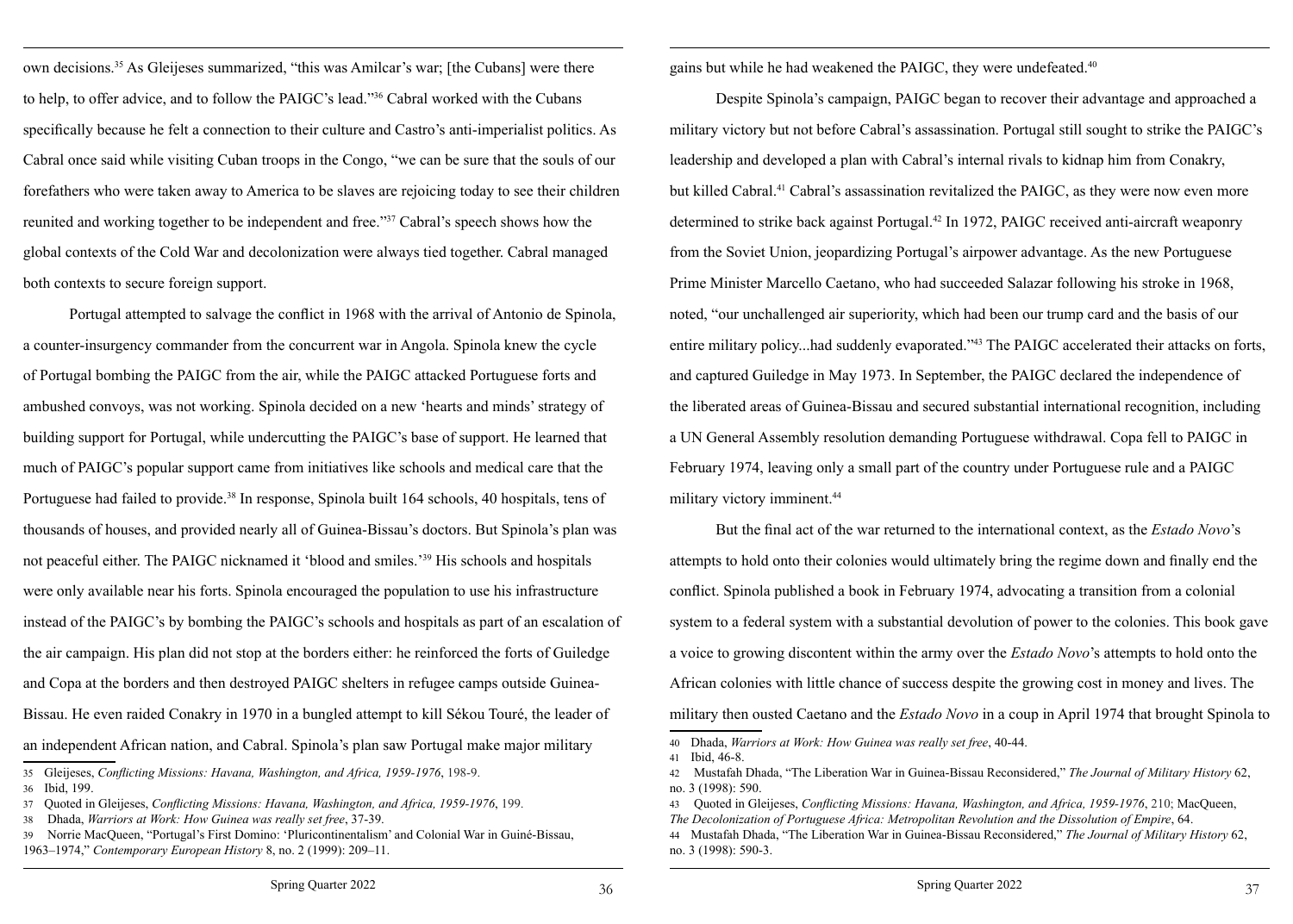own decisions.[35] As Gleijeses summarized, "this was Amilcar's war; [the Cubans] were there to help, to offer advice, and to follow the PAIGC's lead."[36] Cabral worked with the Cubans specifically because he felt a connection to their culture and Castro's anti-imperialist politics. As Cabral once said while visiting Cuban troops in the Congo, "we can be sure that the souls of our forefathers who were taken away to America to be slaves are rejoicing today to see their children reunited and working together to be independent and free."[37] Cabral's speech shows how the global contexts of the Cold War and decolonization were always tied together. Cabral managed both contexts to secure foreign support.

Portugal attempted to salvage the conflict in 1968 with the arrival of Antonio de Spinola, a counter-insurgency commander from the concurrent war in Angola. Spinola knew the cycle of Portugal bombing the PAIGC from the air, while the PAIGC attacked Portuguese forts and ambushed convoys, was not working. Spinola decided on a new 'hearts and minds' strategy of building support for Portugal, while undercutting the PAIGC's base of support. He learned that much of PAIGC's popular support came from initiatives like schools and medical care that the Portuguese had failed to provide.[38] In response, Spinola built 164 schools, 40 hospitals, tens of thousands of houses, and provided nearly all of Guinea-Bissau's doctors. But Spinola's plan was not peaceful either. The PAIGC nicknamed it 'blood and smiles.'[39] His schools and hospitals were only available near his forts. Spinola encouraged the population to use his infrastructure instead of the PAIGC's by bombing the PAIGC's schools and hospitals as part of an escalation of the air campaign. His plan did not stop at the borders either: he reinforced the forts of Guiledge and Copa at the borders and then destroyed PAIGC shelters in refugee camps outside Guinea-Bissau. He even raided Conakry in 1970 in a bungled attempt to kill Sékou Touré, the leader of an independent African nation, and Cabral. Spinola's plan saw Portugal make major military gains but while he had weakened the PAIGC, they were undefeated.[40]

Despite Spinola's campaign, PAIGC began to recover their advantage and approached a military victory but not before Cabral's assassination. Portugal still sought to strike the PAIGC's leadership and developed a plan with Cabral's internal rivals to kidnap him from Conakry, but killed Cabral.[41] Cabral's assassination revitalized the PAIGC, as they were now even more determined to strike back against Portugal.[42] In 1972, PAIGC received anti-aircraft weaponry from the Soviet Union, jeopardizing Portugal's airpower advantage. As the new Portuguese Prime Minister Marcello Caetano, who had succeeded Salazar following his stroke in 1968, noted, "our unchallenged air superiority, which had been our trump card and the basis of our entire military policy...had suddenly evaporated."[43] The PAIGC accelerated their attacks on forts, and captured Guiledge in May 1973. In September, the PAIGC declared the independence of the liberated areas of Guinea-Bissau and secured substantial international recognition, including a UN General Assembly resolution demanding Portuguese withdrawal. Copa fell to PAIGC in February 1974, leaving only a small part of the country under Portuguese rule and a PAIGC military victory imminent.[44]

But the final act of the war returned to the international context, as the *Estado Novo*'s attempts to hold onto their colonies would ultimately bring the regime down and finally end the conflict. Spinola published a book in February 1974, advocating a transition from a colonial system to a federal system with a substantial devolution of power to the colonies. This book gave a voice to growing discontent within the army over the *Estado Novo*'s attempts to hold onto the African colonies with little chance of success despite the growing cost in money and lives. The military then ousted Caetano and the *Estado Novo* in a coup in April 1974 that brought Spinola to

---

35 Gleijeses, *Conflicting Missions: Havana, Washington, and Africa, 1959-1976*, 198-9.

36 Ibid, 199.

37 Quoted in Gleijeses, *Conflicting Missions: Havana, Washington, and Africa, 1959-1976*, 199.

38 Dhada, *Warriors at Work: How Guinea was really set free*, 37-39.

39 Norrie MacQueen, "Portugal's First Domino: 'Pluricontinentalism' and Colonial War in Guiné-Bissau, 1963–1974," *Contemporary European History* 8, no. 2 (1999): 209–11.

40 Dhada, *Warriors at Work: How Guinea was really set free*, 40-44.

41 Ibid, 46-8.

42 Mustafah Dhada, "The Liberation War in Guinea-Bissau Reconsidered," *The Journal of Military History* 62, no. 3 (1998): 590.

43 Quoted in Gleijeses, *Conflicting Missions: Havana, Washington, and Africa, 1959-1976*, 210; MacQueen, *The Decolonization of Portuguese Africa: Metropolitan Revolution and the Dissolution of Empire*, 64.

44 Mustafah Dhada, "The Liberation War in Guinea-Bissau Reconsidered," *The Journal of Military History* 62, no. 3 (1998): 590-3.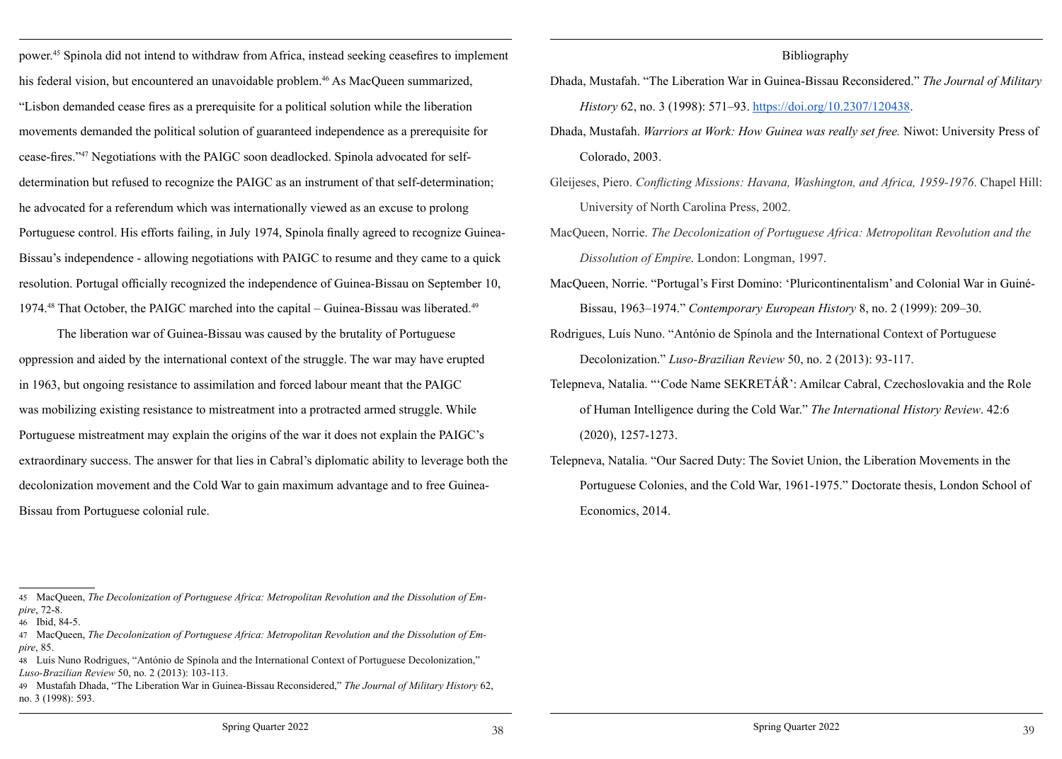power.[45] Spinola did not intend to withdraw from Africa, instead seeking ceasefires to implement his federal vision, but encountered an unavoidable problem.[46] As MacQueen summarized, "Lisbon demanded cease fires as a prerequisite for a political solution while the liberation movements demanded the political solution of guaranteed independence as a prerequisite for cease-fires."[47] Negotiations with the PAIGC soon deadlocked. Spinola advocated for self-determination but refused to recognize the PAIGC as an instrument of that self-determination; he advocated for a referendum which was internationally viewed as an excuse to prolong Portuguese control. His efforts failing, in July 1974, Spinola finally agreed to recognize Guinea-Bissau's independence - allowing negotiations with PAIGC to resume and they came to a quick resolution. Portugal officially recognized the independence of Guinea-Bissau on September 10, 1974.[48] That October, the PAIGC marched into the capital – Guinea-Bissau was liberated.[49]

The liberation war of Guinea-Bissau was caused by the brutality of Portuguese oppression and aided by the international context of the struggle. The war may have erupted in 1963, but ongoing resistance to assimilation and forced labour meant that the PAIGC was mobilizing existing resistance to mistreatment into a protracted armed struggle. While Portuguese mistreatment may explain the origins of the war it does not explain the PAIGC's extraordinary success. The answer for that lies in Cabral's diplomatic ability to leverage both the decolonization movement and the Cold War to gain maximum advantage and to free Guinea-Bissau from Portuguese colonial rule.

45 MacQueen, *The Decolonization of Portuguese Africa: Metropolitan Revolution and the Dissolution of Empire*, 72-8.

46 Ibid, 84-5.

47 MacQueen, *The Decolonization of Portuguese Africa: Metropolitan Revolution and the Dissolution of Empire*, 85.

48 Luís Nuno Rodrigues, "António de Spínola and the International Context of Portuguese Decolonization," *Luso-Brazilian Review* 50, no. 2 (2013): 103-113.

49 Mustafah Dhada, "The Liberation War in Guinea-Bissau Reconsidered," *The Journal of Military History* 62, no. 3 (1998): 593.

## Bibliography

Dhada, Mustafah. "The Liberation War in Guinea-Bissau Reconsidered." *The Journal of Military History* 62, no. 3 (1998): 571–93. https://doi.org/10.2307/120438.

Dhada, Mustafah. *Warriors at Work: How Guinea was really set free.* Niwot: University Press of Colorado, 2003.

Gleijeses, Piero. *Conflicting Missions: Havana, Washington, and Africa, 1959-1976*. Chapel Hill: University of North Carolina Press, 2002.

MacQueen, Norrie. *The Decolonization of Portuguese Africa: Metropolitan Revolution and the Dissolution of Empire*. London: Longman, 1997.

MacQueen, Norrie. "Portugal's First Domino: 'Pluricontinentalism' and Colonial War in Guiné-Bissau, 1963–1974." *Contemporary European History* 8, no. 2 (1999): 209–30.

Rodrigues, Luís Nuno. "António de Spínola and the International Context of Portuguese Decolonization." *Luso-Brazilian Review* 50, no. 2 (2013): 93-117.

Telepneva, Natalia. "'Code Name SEKRETÁŘ': Amílcar Cabral, Czechoslovakia and the Role of Human Intelligence during the Cold War." *The International History Review*. 42:6 (2020), 1257-1273.

Telepneva, Natalia. "Our Sacred Duty: The Soviet Union, the Liberation Movements in the Portuguese Colonies, and the Cold War, 1961-1975." Doctorate thesis, London School of Economics, 2014.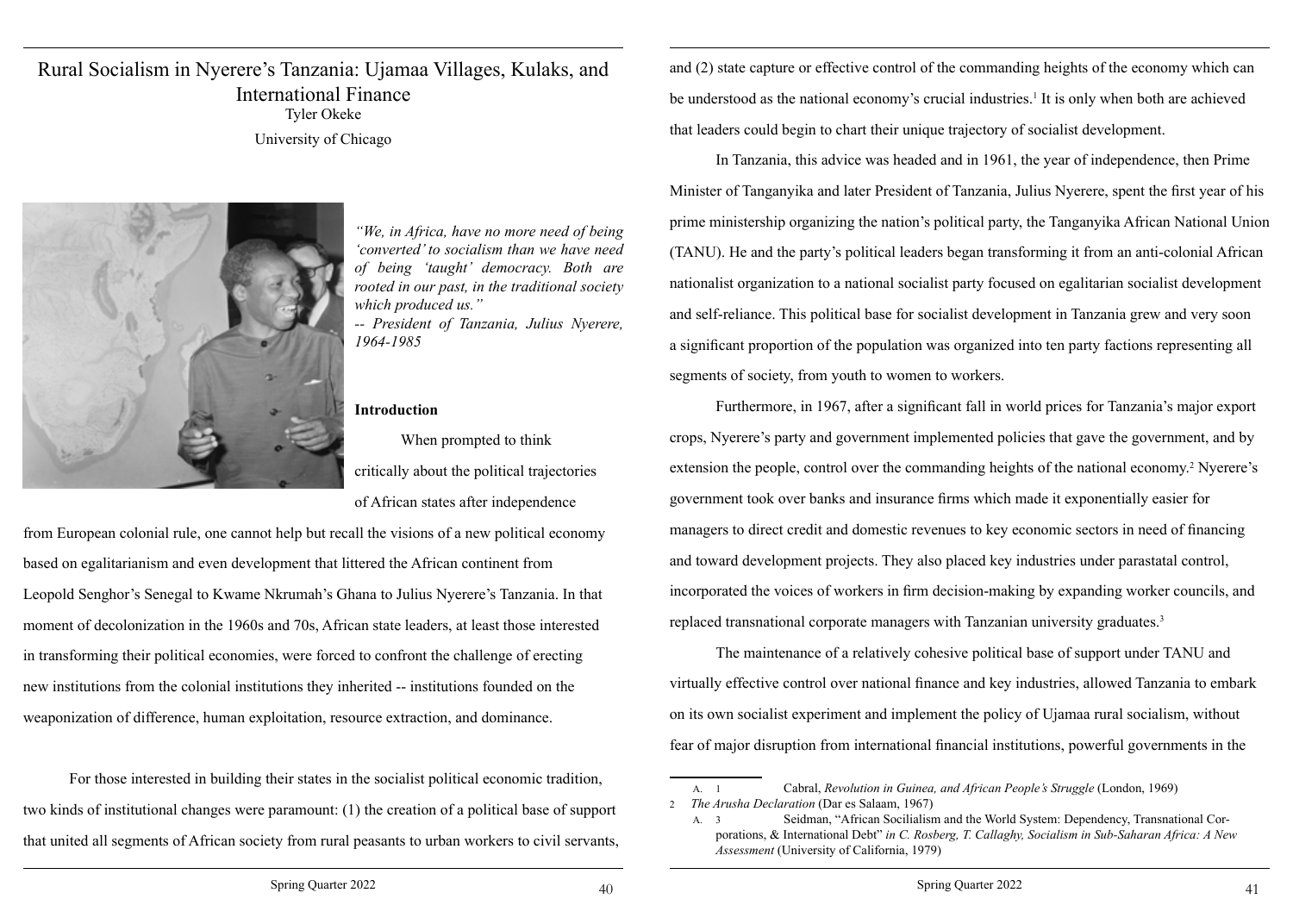# Rural Socialism in Nyerere's Tanzania: Ujamaa Villages, Kulaks, and International Finance

Tyler Okeke

University of Chicago

*"We, in Africa, have no more need of being 'converted' to socialism than we have need of being 'taught' democracy. Both are rooted in our past, in the traditional society which produced us."*
*-- President of Tanzania, Julius Nyerere, 1964-1985*

## Introduction

When prompted to think critically about the political trajectories of African states after independence from European colonial rule, one cannot help but recall the visions of a new political economy based on egalitarianism and even development that littered the African continent from Leopold Senghor's Senegal to Kwame Nkrumah's Ghana to Julius Nyerere's Tanzania. In that moment of decolonization in the 1960s and 70s, African state leaders, at least those interested in transforming their political economies, were forced to confront the challenge of erecting new institutions from the colonial institutions they inherited -- institutions founded on the weaponization of difference, human exploitation, resource extraction, and dominance.

For those interested in building their states in the socialist political economic tradition, two kinds of institutional changes were paramount: (1) the creation of a political base of support that united all segments of African society from rural peasants to urban workers to civil servants, and (2) state capture or effective control of the commanding heights of the economy which can be understood as the national economy's crucial industries.[1] It is only when both are achieved that leaders could begin to chart their unique trajectory of socialist development.

In Tanzania, this advice was headed and in 1961, the year of independence, then Prime Minister of Tanganyika and later President of Tanzania, Julius Nyerere, spent the first year of his prime ministership organizing the nation's political party, the Tanganyika African National Union (TANU). He and the party's political leaders began transforming it from an anti-colonial African nationalist organization to a national socialist party focused on egalitarian socialist development and self-reliance. This political base for socialist development in Tanzania grew and very soon a significant proportion of the population was organized into ten party factions representing all segments of society, from youth to women to workers.

Furthermore, in 1967, after a significant fall in world prices for Tanzania's major export crops, Nyerere's party and government implemented policies that gave the government, and by extension the people, control over the commanding heights of the national economy.[2] Nyerere's government took over banks and insurance firms which made it exponentially easier for managers to direct credit and domestic revenues to key economic sectors in need of financing and toward development projects. They also placed key industries under parastatal control, incorporated the voices of workers in firm decision-making by expanding worker councils, and replaced transnational corporate managers with Tanzanian university graduates.[3]

The maintenance of a relatively cohesive political base of support under TANU and virtually effective control over national finance and key industries, allowed Tanzania to embark on its own socialist experiment and implement the policy of Ujamaa rural socialism, without fear of major disruption from international financial institutions, powerful governments in the

---

1 Cabral, *Revolution in Guinea, and African People's Struggle* (London, 1969)

2 *The Arusha Declaration* (Dar es Salaam, 1967)

3 Seidman, "African Socilialism and the World System: Dependency, Transnational Corporations, & International Debt" *in C. Rosberg, T. Callaghy, Socialism in Sub-Saharan Africa: A New Assessment* (University of California, 1979)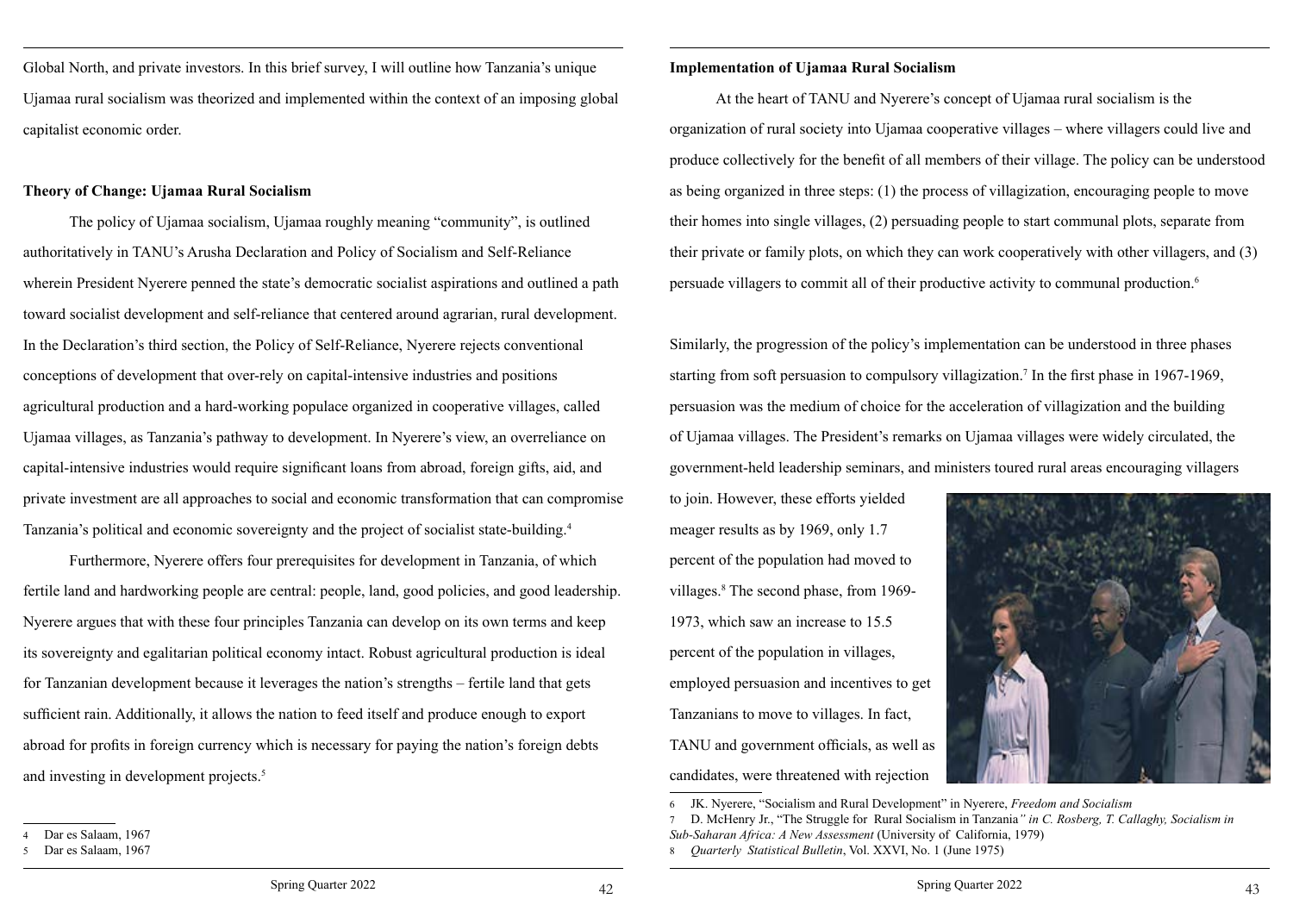Global North, and private investors. In this brief survey, I will outline how Tanzania's unique Ujamaa rural socialism was theorized and implemented within the context of an imposing global capitalist economic order.

**Theory of Change: Ujamaa Rural Socialism**

The policy of Ujamaa socialism, Ujamaa roughly meaning "community", is outlined authoritatively in TANU's Arusha Declaration and Policy of Socialism and Self-Reliance wherein President Nyerere penned the state's democratic socialist aspirations and outlined a path toward socialist development and self-reliance that centered around agrarian, rural development. In the Declaration's third section, the Policy of Self-Reliance, Nyerere rejects conventional conceptions of development that over-rely on capital-intensive industries and positions agricultural production and a hard-working populace organized in cooperative villages, called Ujamaa villages, as Tanzania's pathway to development. In Nyerere's view, an overreliance on capital-intensive industries would require significant loans from abroad, foreign gifts, aid, and private investment are all approaches to social and economic transformation that can compromise Tanzania's political and economic sovereignty and the project of socialist state-building.[4]

Furthermore, Nyerere offers four prerequisites for development in Tanzania, of which fertile land and hardworking people are central: people, land, good policies, and good leadership. Nyerere argues that with these four principles Tanzania can develop on its own terms and keep its sovereignty and egalitarian political economy intact. Robust agricultural production is ideal for Tanzanian development because it leverages the nation's strengths – fertile land that gets sufficient rain. Additionally, it allows the nation to feed itself and produce enough to export abroad for profits in foreign currency which is necessary for paying the nation's foreign debts and investing in development projects.[5]

4 Dar es Salaam, 1967

5 Dar es Salaam, 1967

**Implementation of Ujamaa Rural Socialism**

At the heart of TANU and Nyerere's concept of Ujamaa rural socialism is the organization of rural society into Ujamaa cooperative villages – where villagers could live and produce collectively for the benefit of all members of their village. The policy can be understood as being organized in three steps: (1) the process of villagization, encouraging people to move their homes into single villages, (2) persuading people to start communal plots, separate from their private or family plots, on which they can work cooperatively with other villagers, and (3) persuade villagers to commit all of their productive activity to communal production.[6]

Similarly, the progression of the policy's implementation can be understood in three phases starting from soft persuasion to compulsory villagization.[7] In the first phase in 1967-1969, persuasion was the medium of choice for the acceleration of villagization and the building of Ujamaa villages. The President's remarks on Ujamaa villages were widely circulated, the government-held leadership seminars, and ministers toured rural areas encouraging villagers to join. However, these efforts yielded meager results as by 1969, only 1.7 percent of the population had moved to villages.[8] The second phase, from 1969-1973, which saw an increase to 15.5 percent of the population in villages, employed persuasion and incentives to get Tanzanians to move to villages. In fact, TANU and government officials, as well as candidates, were threatened with rejection

6 JK. Nyerere, "Socialism and Rural Development" in Nyerere, *Freedom and Socialism*

7 D. McHenry Jr., "The Struggle for Rural Socialism in Tanzania*" in C. Rosberg, T. Callaghy, Socialism in Sub-Saharan Africa: A New Assessment* (University of California, 1979)

8 *Quarterly Statistical Bulletin*, Vol. XXVI, No. 1 (June 1975)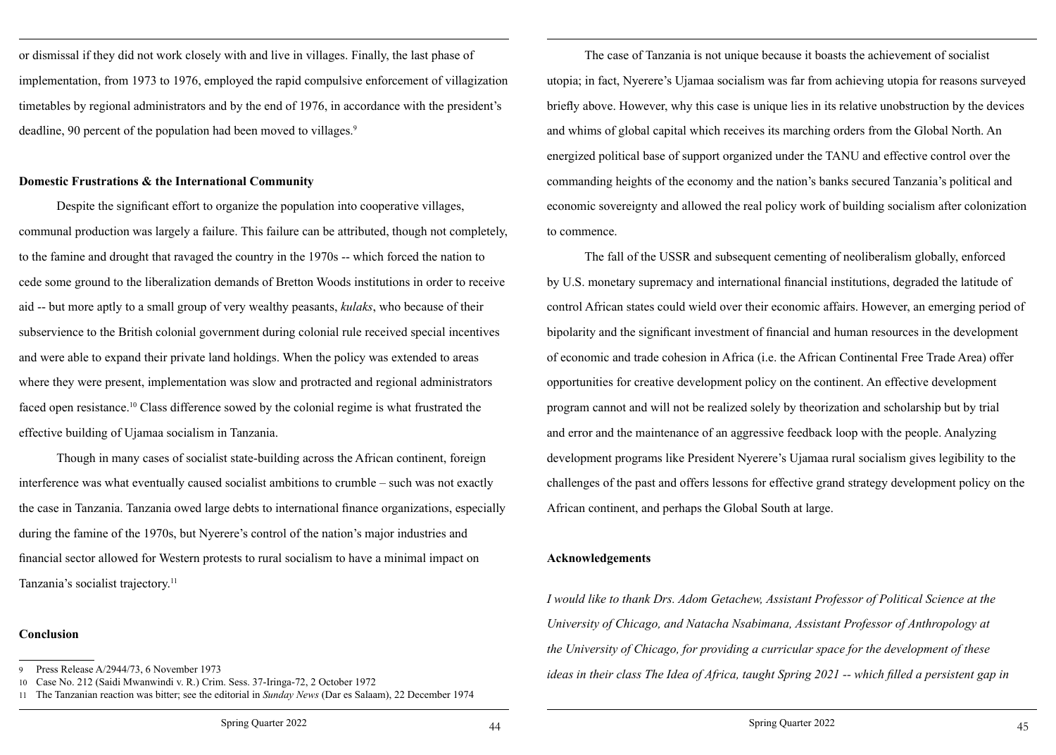or dismissal if they did not work closely with and live in villages. Finally, the last phase of implementation, from 1973 to 1976, employed the rapid compulsive enforcement of villagization timetables by regional administrators and by the end of 1976, in accordance with the president's deadline, 90 percent of the population had been moved to villages.[9]

**Domestic Frustrations & the International Community**

Despite the significant effort to organize the population into cooperative villages, communal production was largely a failure. This failure can be attributed, though not completely, to the famine and drought that ravaged the country in the 1970s -- which forced the nation to cede some ground to the liberalization demands of Bretton Woods institutions in order to receive aid -- but more aptly to a small group of very wealthy peasants, *kulaks*, who because of their subservience to the British colonial government during colonial rule received special incentives and were able to expand their private land holdings. When the policy was extended to areas where they were present, implementation was slow and protracted and regional administrators faced open resistance.[10] Class difference sowed by the colonial regime is what frustrated the effective building of Ujamaa socialism in Tanzania.

Though in many cases of socialist state-building across the African continent, foreign interference was what eventually caused socialist ambitions to crumble – such was not exactly the case in Tanzania. Tanzania owed large debts to international finance organizations, especially during the famine of the 1970s, but Nyerere's control of the nation's major industries and financial sector allowed for Western protests to rural socialism to have a minimal impact on Tanzania's socialist trajectory.[11]

**Conclusion**

The case of Tanzania is not unique because it boasts the achievement of socialist utopia; in fact, Nyerere's Ujamaa socialism was far from achieving utopia for reasons surveyed briefly above. However, why this case is unique lies in its relative unobstruction by the devices and whims of global capital which receives its marching orders from the Global North. An energized political base of support organized under the TANU and effective control over the commanding heights of the economy and the nation's banks secured Tanzania's political and economic sovereignty and allowed the real policy work of building socialism after colonization to commence.

The fall of the USSR and subsequent cementing of neoliberalism globally, enforced by U.S. monetary supremacy and international financial institutions, degraded the latitude of control African states could wield over their economic affairs. However, an emerging period of bipolarity and the significant investment of financial and human resources in the development of economic and trade cohesion in Africa (i.e. the African Continental Free Trade Area) offer opportunities for creative development policy on the continent. An effective development program cannot and will not be realized solely by theorization and scholarship but by trial and error and the maintenance of an aggressive feedback loop with the people. Analyzing development programs like President Nyerere's Ujamaa rural socialism gives legibility to the challenges of the past and offers lessons for effective grand strategy development policy on the African continent, and perhaps the Global South at large.

**Acknowledgements**

*I would like to thank Drs. Adom Getachew, Assistant Professor of Political Science at the University of Chicago, and Natacha Nsabimana, Assistant Professor of Anthropology at the University of Chicago, for providing a curricular space for the development of these ideas in their class The Idea of Africa, taught Spring 2021 -- which filled a persistent gap in*

---

9 Press Release A/2944/73, 6 November 1973

10 Case No. 212 (Saidi Mwanwindi v. R.) Crim. Sess. 37-Iringa-72, 2 October 1972

11 The Tanzanian reaction was bitter; see the editorial in *Sunday News* (Dar es Salaam), 22 December 1974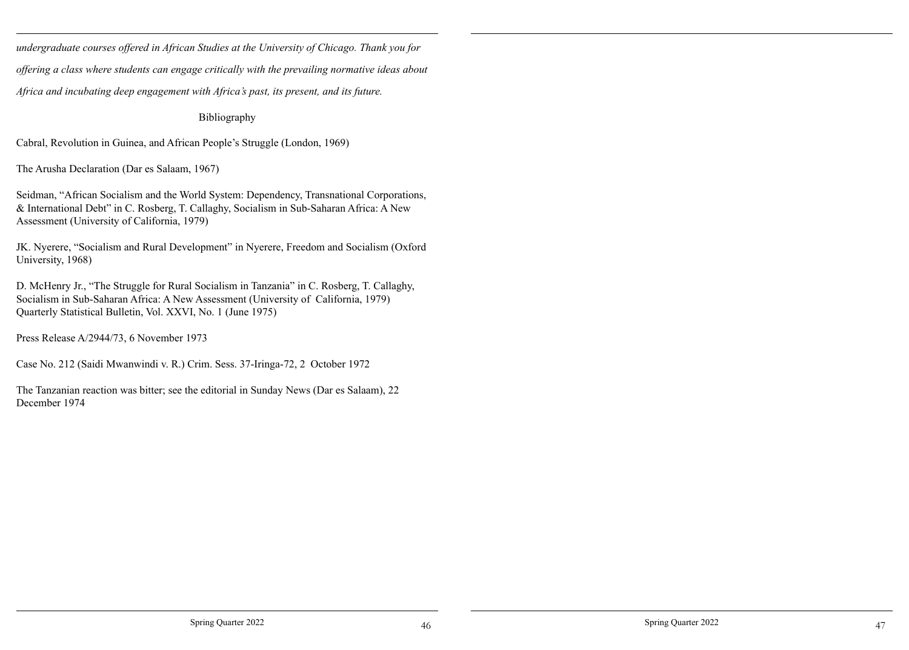*undergraduate courses offered in African Studies at the University of Chicago. Thank you for offering a class where students can engage critically with the prevailing normative ideas about Africa and incubating deep engagement with Africa's past, its present, and its future.*

Bibliography

Cabral, Revolution in Guinea, and African People's Struggle (London, 1969)

The Arusha Declaration (Dar es Salaam, 1967)

Seidman, "African Socialism and the World System: Dependency, Transnational Corporations, & International Debt" in C. Rosberg, T. Callaghy, Socialism in Sub-Saharan Africa: A New Assessment (University of California, 1979)

JK. Nyerere, "Socialism and Rural Development" in Nyerere, Freedom and Socialism (Oxford University, 1968)

D. McHenry Jr., "The Struggle for Rural Socialism in Tanzania" in C. Rosberg, T. Callaghy, Socialism in Sub-Saharan Africa: A New Assessment (University of California, 1979)
Quarterly Statistical Bulletin, Vol. XXVI, No. 1 (June 1975)

Press Release A/2944/73, 6 November 1973

Case No. 212 (Saidi Mwanwindi v. R.) Crim. Sess. 37-Iringa-72, 2 October 1972

The Tanzanian reaction was bitter; see the editorial in Sunday News (Dar es Salaam), 22 December 1974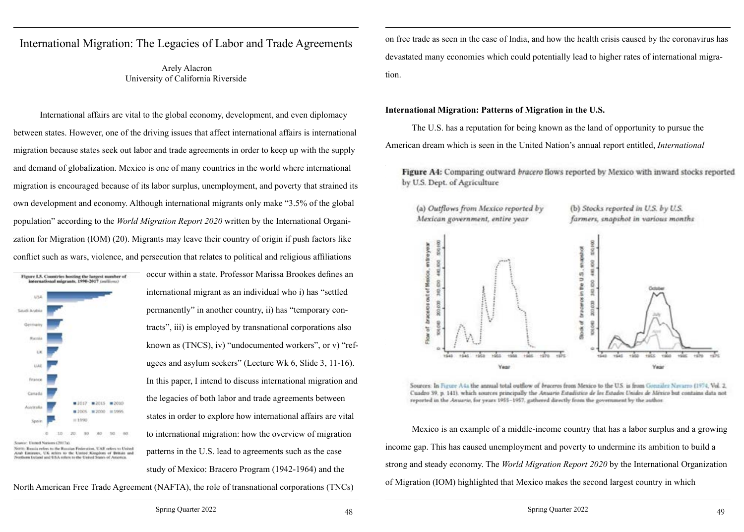# International Migration: The Legacies of Labor and Trade Agreements

Arely Alacron
University of California Riverside

International affairs are vital to the global economy, development, and even diplomacy between states. However, one of the driving issues that affect international affairs is international migration because states seek out labor and trade agreements in order to keep up with the supply and demand of globalization. Mexico is one of many countries in the world where international migration is encouraged because of its labor surplus, unemployment, and poverty that strained its own development and economy. Although international migrants only make "3.5% of the global population" according to the *World Migration Report 2020* written by the International Organization for Migration (IOM) (20). Migrants may leave their country of origin if push factors like conflict such as wars, violence, and persecution that relates to political and religious affiliations occur within a state. Professor Marissa Brookes defines an international migrant as an individual who i) has "settled permanently" in another country, ii) has "temporary contracts", iii) is employed by transnational corporations also known as (TNCS), iv) "undocumented workers", or v) "refugees and asylum seekers" (Lecture Wk 6, Slide 3, 11-16). In this paper, I intend to discuss international migration and the legacies of both labor and trade agreements between states in order to explore how international affairs are vital to international migration: how the overview of migration patterns in the U.S. lead to agreements such as the case study of Mexico: Bracero Program (1942-1964) and the North American Free Trade Agreement (NAFTA), the role of transnational corporations (TNCs) on free trade as seen in the case of India, and how the health crisis caused by the coronavirus has devastated many economies which could potentially lead to higher rates of international migration.

**Figure I.5. Countries hosting the largest number of international migrants, 1990-2017** *(millions)*

Source: United Nations (2017a).
Note: Russia refers to the Russian Federation, UAE refers to United Arab Emirates, UK refers to the United Kingdom of Britain and Northern Ireland and USA refers to the United States of America.

#### International Migration: Patterns of Migration in the U.S.

The U.S. has a reputation for being known as the land of opportunity to pursue the American dream which is seen in the United Nation's annual report entitled, *International*

**Figure A4:** Comparing outward *bracero* flows reported by Mexico with inward stocks reported by U.S. Dept. of Agriculture

(a) *Outflows from Mexico reported by Mexican government, entire year*

(b) *Stocks reported in U.S. by U.S. farmers, snapshot in various months*

Sources: In Figure A4a the annual total outflow of *braceros* from Mexico to the U.S. is from González Navarro (1974, Vol. 2, Cuadro 39, p. 141), which sources principally the *Anuario Estadístico de los Estados Unidos de México* but contains data not reported in the *Anuario*, for years 1955–1957, gathered directly from the government by the author.

Mexico is an example of a middle-income country that has a labor surplus and a growing income gap. This has caused unemployment and poverty to undermine its ambition to build a strong and steady economy. The *World Migration Report 2020* by the International Organization of Migration (IOM) highlighted that Mexico makes the second largest country in which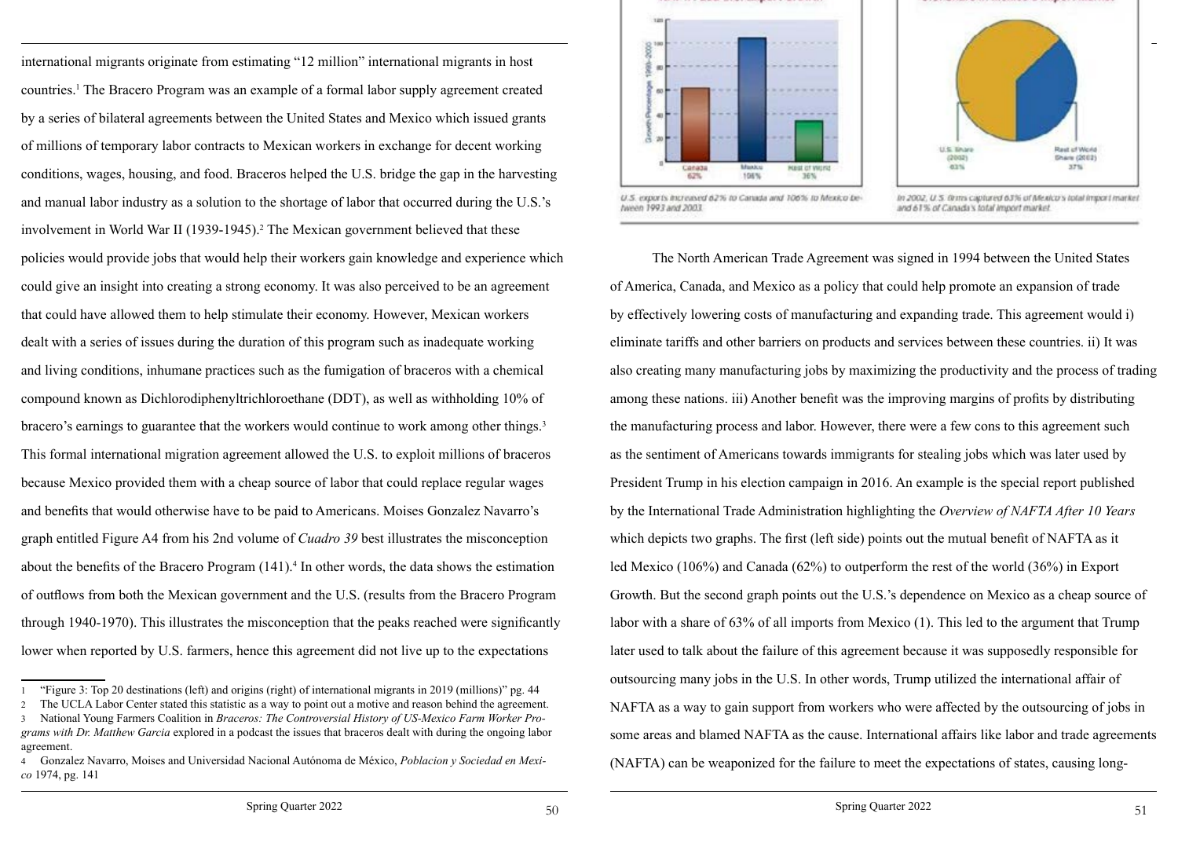international migrants originate from estimating "12 million" international migrants in host countries.[1] The Bracero Program was an example of a formal labor supply agreement created by a series of bilateral agreements between the United States and Mexico which issued grants of millions of temporary labor contracts to Mexican workers in exchange for decent working conditions, wages, housing, and food. Braceros helped the U.S. bridge the gap in the harvesting and manual labor industry as a solution to the shortage of labor that occurred during the U.S.'s involvement in World War II (1939-1945).[2] The Mexican government believed that these policies would provide jobs that would help their workers gain knowledge and experience which could give an insight into creating a strong economy. It was also perceived to be an agreement that could have allowed them to help stimulate their economy. However, Mexican workers dealt with a series of issues during the duration of this program such as inadequate working and living conditions, inhumane practices such as the fumigation of braceros with a chemical compound known as Dichlorodiphenyltrichloroethane (DDT), as well as withholding 10% of bracero's earnings to guarantee that the workers would continue to work among other things.[3] This formal international migration agreement allowed the U.S. to exploit millions of braceros because Mexico provided them with a cheap source of labor that could replace regular wages and benefits that would otherwise have to be paid to Americans. Moises Gonzalez Navarro's graph entitled Figure A4 from his 2nd volume of *Cuadro 39* best illustrates the misconception about the benefits of the Bracero Program (141).[4] In other words, the data shows the estimation of outflows from both the Mexican government and the U.S. (results from the Bracero Program through 1940-1970). This illustrates the misconception that the peaks reached were significantly lower when reported by U.S. farmers, hence this agreement did not live up to the expectations

[1] "Figure 3: Top 20 destinations (left) and origins (right) of international migrants in 2019 (millions)" pg. 44

[2] The UCLA Labor Center stated this statistic as a way to point out a motive and reason behind the agreement.

[3] National Young Farmers Coalition in *Braceros: The Controversial History of US-Mexico Farm Worker Programs with Dr. Matthew Garcia* explored in a podcast the issues that braceros dealt with during the ongoing labor agreement.

[4] Gonzalez Navarro, Moises and Universidad Nacional Autónoma de México, *Poblacion y Sociedad en Mexico* 1974, pg. 141

U.S. exports increased 62% to Canada and 106% to Mexico between 1993 and 2003.

In 2002, U.S. firms captured 63% of Mexico's total import market and 61% of Canada's total import market.

The North American Trade Agreement was signed in 1994 between the United States of America, Canada, and Mexico as a policy that could help promote an expansion of trade by effectively lowering costs of manufacturing and expanding trade. This agreement would i) eliminate tariffs and other barriers on products and services between these countries. ii) It was also creating many manufacturing jobs by maximizing the productivity and the process of trading among these nations. iii) Another benefit was the improving margins of profits by distributing the manufacturing process and labor. However, there were a few cons to this agreement such as the sentiment of Americans towards immigrants for stealing jobs which was later used by President Trump in his election campaign in 2016. An example is the special report published by the International Trade Administration highlighting the *Overview of NAFTA After 10 Years* which depicts two graphs. The first (left side) points out the mutual benefit of NAFTA as it led Mexico (106%) and Canada (62%) to outperform the rest of the world (36%) in Export Growth. But the second graph points out the U.S.'s dependence on Mexico as a cheap source of labor with a share of 63% of all imports from Mexico (1). This led to the argument that Trump later used to talk about the failure of this agreement because it was supposedly responsible for outsourcing many jobs in the U.S. In other words, Trump utilized the international affair of NAFTA as a way to gain support from workers who were affected by the outsourcing of jobs in some areas and blamed NAFTA as the cause. International affairs like labor and trade agreements (NAFTA) can be weaponized for the failure to meet the expectations of states, causing long-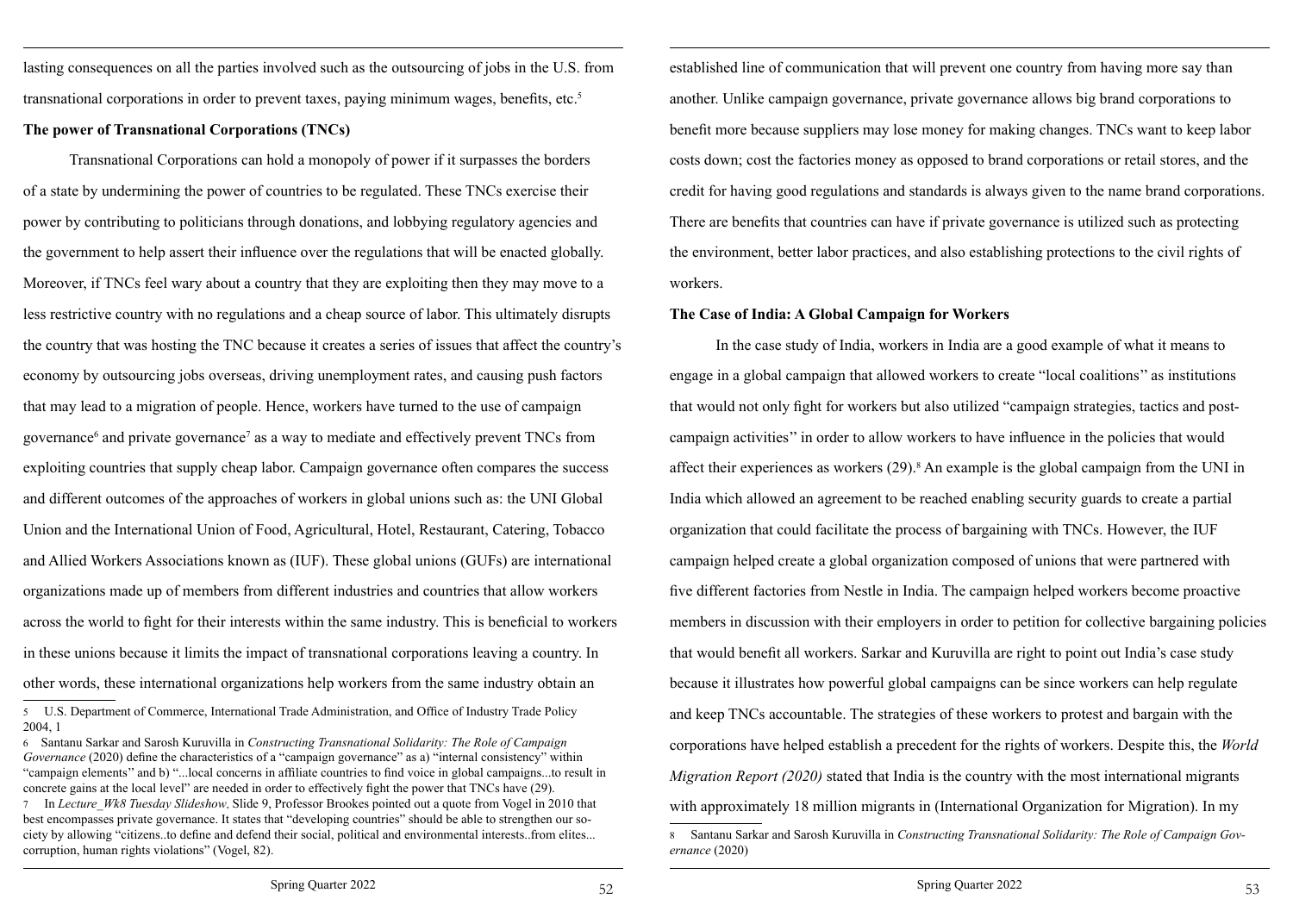lasting consequences on all the parties involved such as the outsourcing of jobs in the U.S. from transnational corporations in order to prevent taxes, paying minimum wages, benefits, etc.[5]

**The power of Transnational Corporations (TNCs)**

Transnational Corporations can hold a monopoly of power if it surpasses the borders of a state by undermining the power of countries to be regulated. These TNCs exercise their power by contributing to politicians through donations, and lobbying regulatory agencies and the government to help assert their influence over the regulations that will be enacted globally. Moreover, if TNCs feel wary about a country that they are exploiting then they may move to a less restrictive country with no regulations and a cheap source of labor. This ultimately disrupts the country that was hosting the TNC because it creates a series of issues that affect the country's economy by outsourcing jobs overseas, driving unemployment rates, and causing push factors that may lead to a migration of people. Hence, workers have turned to the use of campaign governance[6] and private governance[7] as a way to mediate and effectively prevent TNCs from exploiting countries that supply cheap labor. Campaign governance often compares the success and different outcomes of the approaches of workers in global unions such as: the UNI Global Union and the International Union of Food, Agricultural, Hotel, Restaurant, Catering, Tobacco and Allied Workers Associations known as (IUF). These global unions (GUFs) are international organizations made up of members from different industries and countries that allow workers across the world to fight for their interests within the same industry. This is beneficial to workers in these unions because it limits the impact of transnational corporations leaving a country. In other words, these international organizations help workers from the same industry obtain an established line of communication that will prevent one country from having more say than another. Unlike campaign governance, private governance allows big brand corporations to benefit more because suppliers may lose money for making changes. TNCs want to keep labor costs down; cost the factories money as opposed to brand corporations or retail stores, and the credit for having good regulations and standards is always given to the name brand corporations. There are benefits that countries can have if private governance is utilized such as protecting the environment, better labor practices, and also establishing protections to the civil rights of workers.

**The Case of India: A Global Campaign for Workers**

In the case study of India, workers in India are a good example of what it means to engage in a global campaign that allowed workers to create "local coalitions" as institutions that would not only fight for workers but also utilized "campaign strategies, tactics and post-campaign activities" in order to allow workers to have influence in the policies that would affect their experiences as workers (29).[8] An example is the global campaign from the UNI in India which allowed an agreement to be reached enabling security guards to create a partial organization that could facilitate the process of bargaining with TNCs. However, the IUF campaign helped create a global organization composed of unions that were partnered with five different factories from Nestle in India. The campaign helped workers become proactive members in discussion with their employers in order to petition for collective bargaining policies that would benefit all workers. Sarkar and Kuruvilla are right to point out India's case study because it illustrates how powerful global campaigns can be since workers can help regulate and keep TNCs accountable. The strategies of these workers to protest and bargain with the corporations have helped establish a precedent for the rights of workers. Despite this, the *World Migration Report (2020)* stated that India is the country with the most international migrants with approximately 18 million migrants in (International Organization for Migration). In my

---

5 U.S. Department of Commerce, International Trade Administration, and Office of Industry Trade Policy 2004, 1

6 Santanu Sarkar and Sarosh Kuruvilla in *Constructing Transnational Solidarity: The Role of Campaign Governance* (2020) define the characteristics of a "campaign governance" as a) "internal consistency" within "campaign elements" and b) "...local concerns in affiliate countries to find voice in global campaigns...to result in concrete gains at the local level" are needed in order to effectively fight the power that TNCs have (29).

7 In *Lecture_Wk8 Tuesday Slideshow*, Slide 9, Professor Brookes pointed out a quote from Vogel in 2010 that best encompasses private governance. It states that "developing countries" should be able to strengthen our society by allowing "citizens..to define and defend their social, political and environmental interests..from elites... corruption, human rights violations" (Vogel, 82).

8 Santanu Sarkar and Sarosh Kuruvilla in *Constructing Transnational Solidarity: The Role of Campaign Governance* (2020)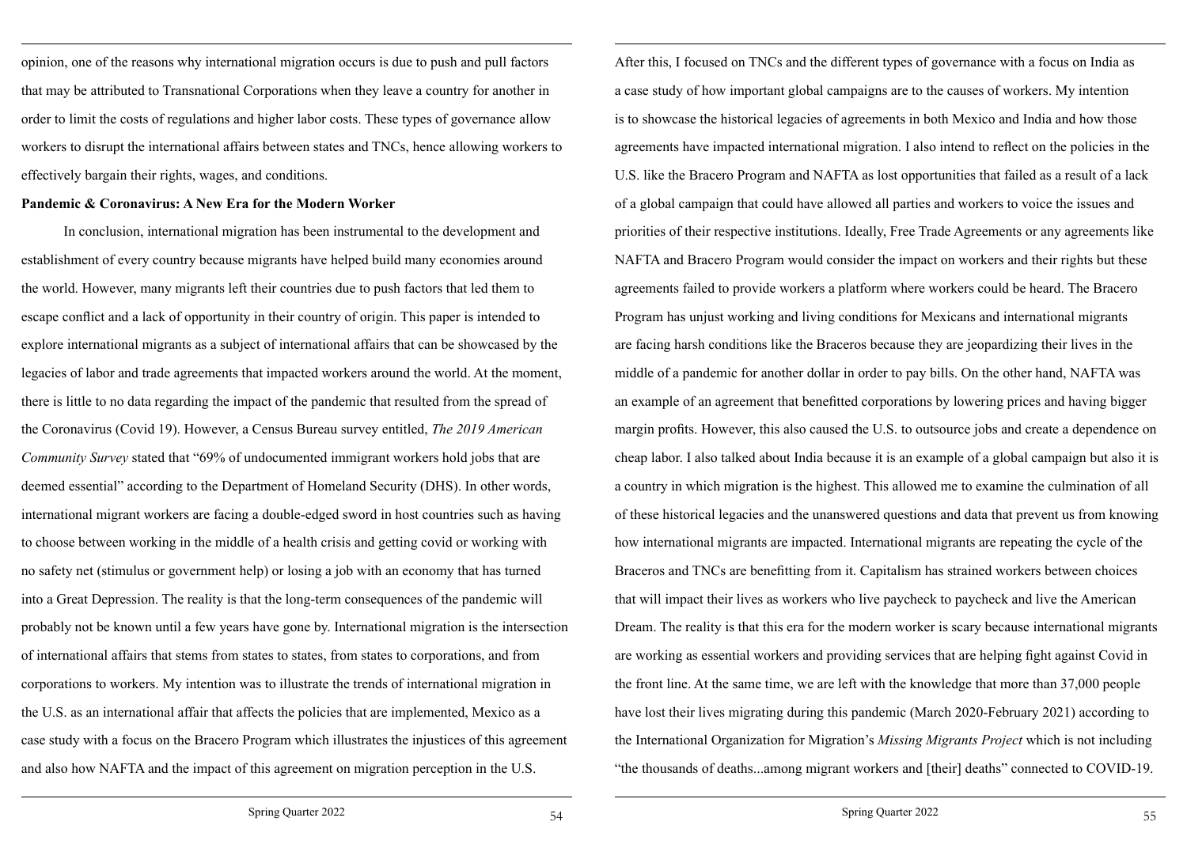opinion, one of the reasons why international migration occurs is due to push and pull factors that may be attributed to Transnational Corporations when they leave a country for another in order to limit the costs of regulations and higher labor costs. These types of governance allow workers to disrupt the international affairs between states and TNCs, hence allowing workers to effectively bargain their rights, wages, and conditions.

**Pandemic & Coronavirus: A New Era for the Modern Worker**

In conclusion, international migration has been instrumental to the development and establishment of every country because migrants have helped build many economies around the world. However, many migrants left their countries due to push factors that led them to escape conflict and a lack of opportunity in their country of origin. This paper is intended to explore international migrants as a subject of international affairs that can be showcased by the legacies of labor and trade agreements that impacted workers around the world. At the moment, there is little to no data regarding the impact of the pandemic that resulted from the spread of the Coronavirus (Covid 19). However, a Census Bureau survey entitled, *The 2019 American Community Survey* stated that "69% of undocumented immigrant workers hold jobs that are deemed essential" according to the Department of Homeland Security (DHS). In other words, international migrant workers are facing a double-edged sword in host countries such as having to choose between working in the middle of a health crisis and getting covid or working with no safety net (stimulus or government help) or losing a job with an economy that has turned into a Great Depression. The reality is that the long-term consequences of the pandemic will probably not be known until a few years have gone by. International migration is the intersection of international affairs that stems from states to states, from states to corporations, and from corporations to workers. My intention was to illustrate the trends of international migration in the U.S. as an international affair that affects the policies that are implemented, Mexico as a case study with a focus on the Bracero Program which illustrates the injustices of this agreement and also how NAFTA and the impact of this agreement on migration perception in the U.S. After this, I focused on TNCs and the different types of governance with a focus on India as a case study of how important global campaigns are to the causes of workers. My intention is to showcase the historical legacies of agreements in both Mexico and India and how those agreements have impacted international migration. I also intend to reflect on the policies in the U.S. like the Bracero Program and NAFTA as lost opportunities that failed as a result of a lack of a global campaign that could have allowed all parties and workers to voice the issues and priorities of their respective institutions. Ideally, Free Trade Agreements or any agreements like NAFTA and Bracero Program would consider the impact on workers and their rights but these agreements failed to provide workers a platform where workers could be heard. The Bracero Program has unjust working and living conditions for Mexicans and international migrants are facing harsh conditions like the Braceros because they are jeopardizing their lives in the middle of a pandemic for another dollar in order to pay bills. On the other hand, NAFTA was an example of an agreement that benefitted corporations by lowering prices and having bigger margin profits. However, this also caused the U.S. to outsource jobs and create a dependence on cheap labor. I also talked about India because it is an example of a global campaign but also it is a country in which migration is the highest. This allowed me to examine the culmination of all of these historical legacies and the unanswered questions and data that prevent us from knowing how international migrants are impacted. International migrants are repeating the cycle of the Braceros and TNCs are benefitting from it. Capitalism has strained workers between choices that will impact their lives as workers who live paycheck to paycheck and live the American Dream. The reality is that this era for the modern worker is scary because international migrants are working as essential workers and providing services that are helping fight against Covid in the front line. At the same time, we are left with the knowledge that more than 37,000 people have lost their lives migrating during this pandemic (March 2020-February 2021) according to the International Organization for Migration's *Missing Migrants Project* which is not including "the thousands of deaths...among migrant workers and [their] deaths" connected to COVID-19.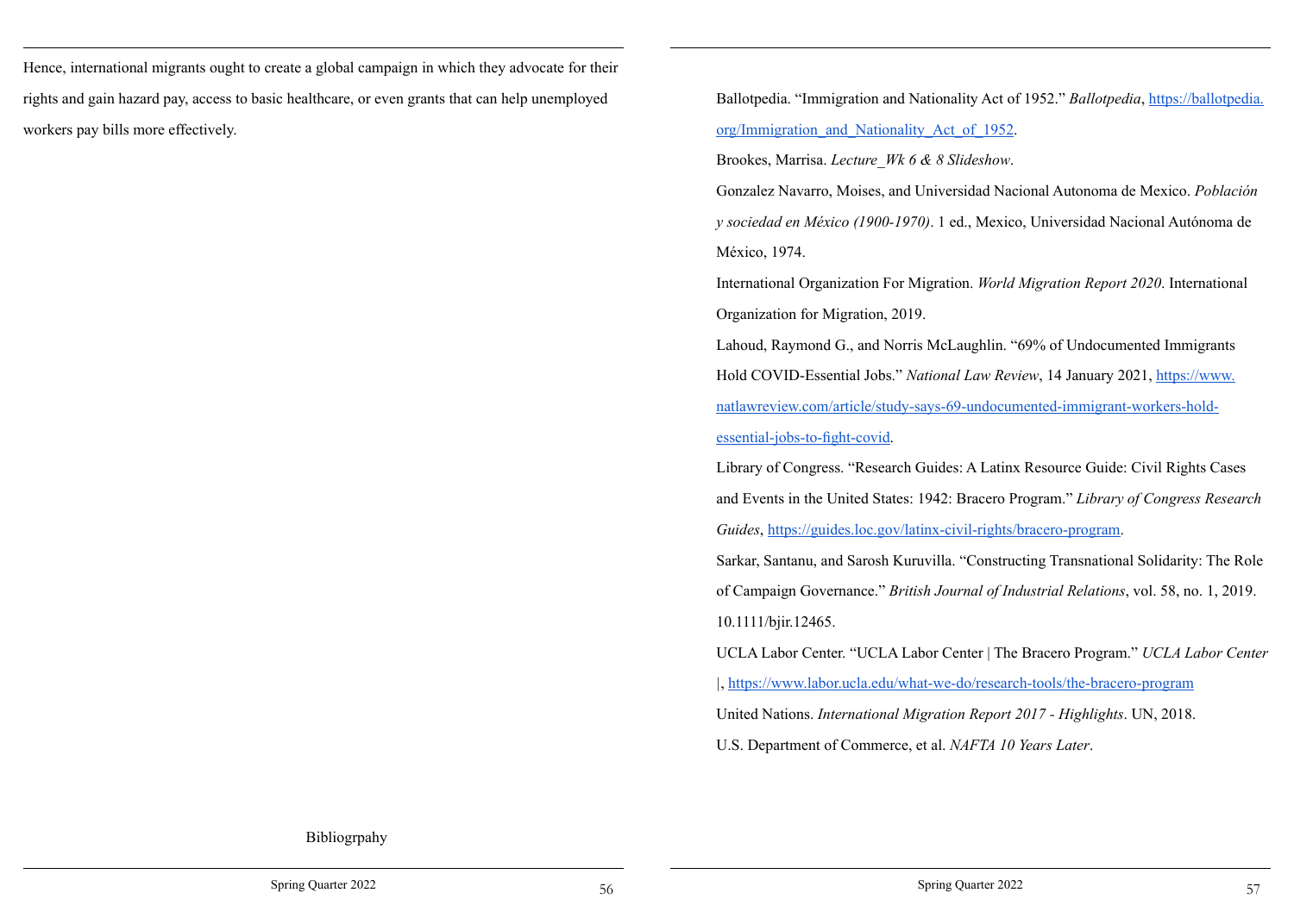Hence, international migrants ought to create a global campaign in which they advocate for their rights and gain hazard pay, access to basic healthcare, or even grants that can help unemployed workers pay bills more effectively.

## Bibliogrpahy

Ballotpedia. "Immigration and Nationality Act of 1952." *Ballotpedia*, https://ballotpedia.org/Immigration_and_Nationality_Act_of_1952.

Brookes, Marrisa. *Lecture_Wk 6 & 8 Slideshow*.

Gonzalez Navarro, Moises, and Universidad Nacional Autonoma de Mexico. *Población y sociedad en México (1900-1970)*. 1 ed., Mexico, Universidad Nacional Autónoma de México, 1974.

International Organization For Migration. *World Migration Report 2020*. International Organization for Migration, 2019.

Lahoud, Raymond G., and Norris McLaughlin. "69% of Undocumented Immigrants Hold COVID-Essential Jobs." *National Law Review*, 14 January 2021, https://www.natlawreview.com/article/study-says-69-undocumented-immigrant-workers-hold-essential-jobs-to-fight-covid.

Library of Congress. "Research Guides: A Latinx Resource Guide: Civil Rights Cases and Events in the United States: 1942: Bracero Program." *Library of Congress Research Guides*, https://guides.loc.gov/latinx-civil-rights/bracero-program.

Sarkar, Santanu, and Sarosh Kuruvilla. "Constructing Transnational Solidarity: The Role of Campaign Governance." *British Journal of Industrial Relations*, vol. 58, no. 1, 2019. 10.1111/bjir.12465.

UCLA Labor Center. "UCLA Labor Center | The Bracero Program." *UCLA Labor Center* |, https://www.labor.ucla.edu/what-we-do/research-tools/the-bracero-program

United Nations. *International Migration Report 2017 - Highlights*. UN, 2018.

U.S. Department of Commerce, et al. *NAFTA 10 Years Later*.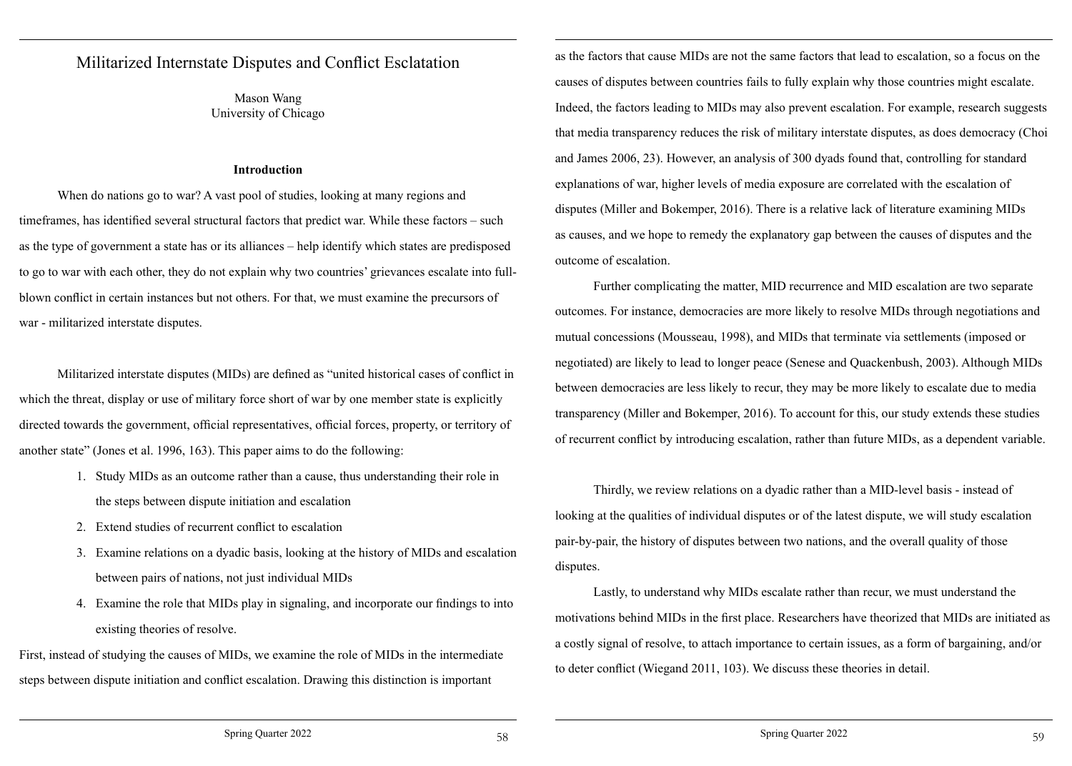# Militarized Internstate Disputes and Conflict Esclatation

Mason Wang
University of Chicago

### Introduction

When do nations go to war? A vast pool of studies, looking at many regions and timeframes, has identified several structural factors that predict war. While these factors – such as the type of government a state has or its alliances – help identify which states are predisposed to go to war with each other, they do not explain why two countries' grievances escalate into full-blown conflict in certain instances but not others. For that, we must examine the precursors of war - militarized interstate disputes.

Militarized interstate disputes (MIDs) are defined as "united historical cases of conflict in which the threat, display or use of military force short of war by one member state is explicitly directed towards the government, official representatives, official forces, property, or territory of another state" (Jones et al. 1996, 163). This paper aims to do the following:

1. Study MIDs as an outcome rather than a cause, thus understanding their role in the steps between dispute initiation and escalation
2. Extend studies of recurrent conflict to escalation
3. Examine relations on a dyadic basis, looking at the history of MIDs and escalation between pairs of nations, not just individual MIDs
4. Examine the role that MIDs play in signaling, and incorporate our findings to into existing theories of resolve.

First, instead of studying the causes of MIDs, we examine the role of MIDs in the intermediate steps between dispute initiation and conflict escalation. Drawing this distinction is important as the factors that cause MIDs are not the same factors that lead to escalation, so a focus on the causes of disputes between countries fails to fully explain why those countries might escalate. Indeed, the factors leading to MIDs may also prevent escalation. For example, research suggests that media transparency reduces the risk of military interstate disputes, as does democracy (Choi and James 2006, 23). However, an analysis of 300 dyads found that, controlling for standard explanations of war, higher levels of media exposure are correlated with the escalation of disputes (Miller and Bokemper, 2016). There is a relative lack of literature examining MIDs as causes, and we hope to remedy the explanatory gap between the causes of disputes and the outcome of escalation.

Further complicating the matter, MID recurrence and MID escalation are two separate outcomes. For instance, democracies are more likely to resolve MIDs through negotiations and mutual concessions (Mousseau, 1998), and MIDs that terminate via settlements (imposed or negotiated) are likely to lead to longer peace (Senese and Quackenbush, 2003). Although MIDs between democracies are less likely to recur, they may be more likely to escalate due to media transparency (Miller and Bokemper, 2016). To account for this, our study extends these studies of recurrent conflict by introducing escalation, rather than future MIDs, as a dependent variable.

Thirdly, we review relations on a dyadic rather than a MID-level basis - instead of looking at the qualities of individual disputes or of the latest dispute, we will study escalation pair-by-pair, the history of disputes between two nations, and the overall quality of those disputes.

Lastly, to understand why MIDs escalate rather than recur, we must understand the motivations behind MIDs in the first place. Researchers have theorized that MIDs are initiated as a costly signal of resolve, to attach importance to certain issues, as a form of bargaining, and/or to deter conflict (Wiegand 2011, 103). We discuss these theories in detail.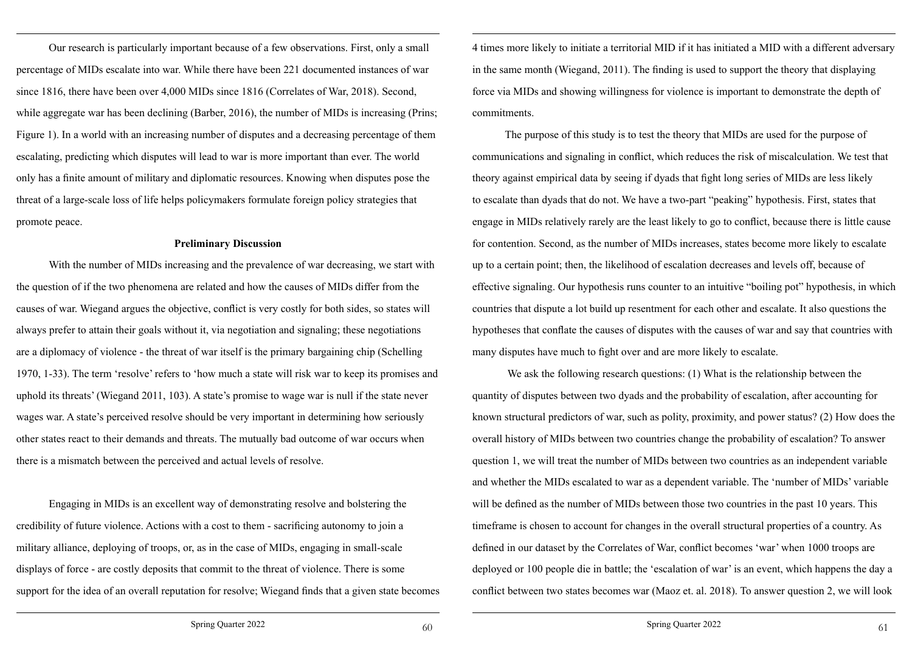Our research is particularly important because of a few observations. First, only a small percentage of MIDs escalate into war. While there have been 221 documented instances of war since 1816, there have been over 4,000 MIDs since 1816 (Correlates of War, 2018). Second, while aggregate war has been declining (Barber, 2016), the number of MIDs is increasing (Prins; Figure 1). In a world with an increasing number of disputes and a decreasing percentage of them escalating, predicting which disputes will lead to war is more important than ever. The world only has a finite amount of military and diplomatic resources. Knowing when disputes pose the threat of a large-scale loss of life helps policymakers formulate foreign policy strategies that promote peace.

**Preliminary Discussion**

With the number of MIDs increasing and the prevalence of war decreasing, we start with the question of if the two phenomena are related and how the causes of MIDs differ from the causes of war. Wiegand argues the objective, conflict is very costly for both sides, so states will always prefer to attain their goals without it, via negotiation and signaling; these negotiations are a diplomacy of violence - the threat of war itself is the primary bargaining chip (Schelling 1970, 1-33). The term 'resolve' refers to 'how much a state will risk war to keep its promises and uphold its threats' (Wiegand 2011, 103). A state's promise to wage war is null if the state never wages war. A state's perceived resolve should be very important in determining how seriously other states react to their demands and threats. The mutually bad outcome of war occurs when there is a mismatch between the perceived and actual levels of resolve.

Engaging in MIDs is an excellent way of demonstrating resolve and bolstering the credibility of future violence. Actions with a cost to them - sacrificing autonomy to join a military alliance, deploying of troops, or, as in the case of MIDs, engaging in small-scale displays of force - are costly deposits that commit to the threat of violence. There is some support for the idea of an overall reputation for resolve; Wiegand finds that a given state becomes 4 times more likely to initiate a territorial MID if it has initiated a MID with a different adversary in the same month (Wiegand, 2011). The finding is used to support the theory that displaying force via MIDs and showing willingness for violence is important to demonstrate the depth of commitments.

The purpose of this study is to test the theory that MIDs are used for the purpose of communications and signaling in conflict, which reduces the risk of miscalculation. We test that theory against empirical data by seeing if dyads that fight long series of MIDs are less likely to escalate than dyads that do not. We have a two-part "peaking" hypothesis. First, states that engage in MIDs relatively rarely are the least likely to go to conflict, because there is little cause for contention. Second, as the number of MIDs increases, states become more likely to escalate up to a certain point; then, the likelihood of escalation decreases and levels off, because of effective signaling. Our hypothesis runs counter to an intuitive "boiling pot" hypothesis, in which countries that dispute a lot build up resentment for each other and escalate. It also questions the hypotheses that conflate the causes of disputes with the causes of war and say that countries with many disputes have much to fight over and are more likely to escalate.

We ask the following research questions: (1) What is the relationship between the quantity of disputes between two dyads and the probability of escalation, after accounting for known structural predictors of war, such as polity, proximity, and power status? (2) How does the overall history of MIDs between two countries change the probability of escalation? To answer question 1, we will treat the number of MIDs between two countries as an independent variable and whether the MIDs escalated to war as a dependent variable. The 'number of MIDs' variable will be defined as the number of MIDs between those two countries in the past 10 years. This timeframe is chosen to account for changes in the overall structural properties of a country. As defined in our dataset by the Correlates of War, conflict becomes 'war' when 1000 troops are deployed or 100 people die in battle; the 'escalation of war' is an event, which happens the day a conflict between two states becomes war (Maoz et. al. 2018). To answer question 2, we will look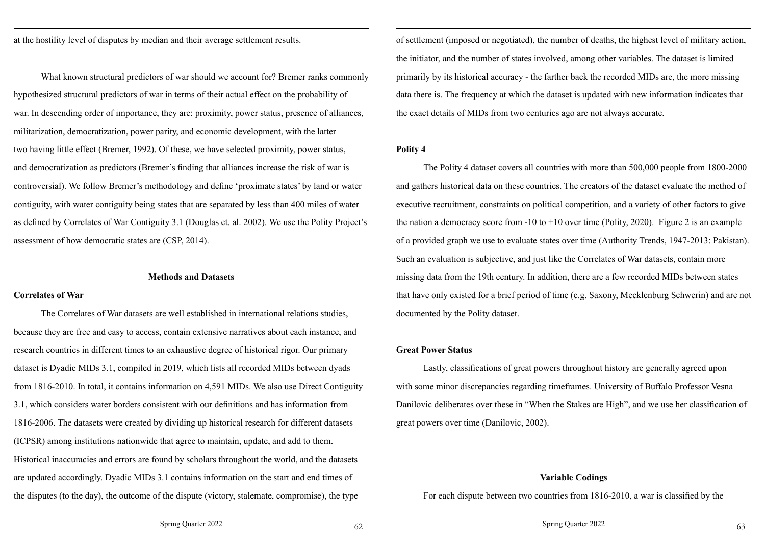at the hostility level of disputes by median and their average settlement results.

What known structural predictors of war should we account for? Bremer ranks commonly hypothesized structural predictors of war in terms of their actual effect on the probability of war. In descending order of importance, they are: proximity, power status, presence of alliances, militarization, democratization, power parity, and economic development, with the latter two having little effect (Bremer, 1992). Of these, we have selected proximity, power status, and democratization as predictors (Bremer's finding that alliances increase the risk of war is controversial). We follow Bremer's methodology and define 'proximate states' by land or water contiguity, with water contiguity being states that are separated by less than 400 miles of water as defined by Correlates of War Contiguity 3.1 (Douglas et. al. 2002). We use the Polity Project's assessment of how democratic states are (CSP, 2014).

## Methods and Datasets

**Correlates of War**

The Correlates of War datasets are well established in international relations studies, because they are free and easy to access, contain extensive narratives about each instance, and research countries in different times to an exhaustive degree of historical rigor. Our primary dataset is Dyadic MIDs 3.1, compiled in 2019, which lists all recorded MIDs between dyads from 1816-2010. In total, it contains information on 4,591 MIDs. We also use Direct Contiguity 3.1, which considers water borders consistent with our definitions and has information from 1816-2006. The datasets were created by dividing up historical research for different datasets (ICPSR) among institutions nationwide that agree to maintain, update, and add to them. Historical inaccuracies and errors are found by scholars throughout the world, and the datasets are updated accordingly. Dyadic MIDs 3.1 contains information on the start and end times of the disputes (to the day), the outcome of the dispute (victory, stalemate, compromise), the type of settlement (imposed or negotiated), the number of deaths, the highest level of military action, the initiator, and the number of states involved, among other variables. The dataset is limited primarily by its historical accuracy - the farther back the recorded MIDs are, the more missing data there is. The frequency at which the dataset is updated with new information indicates that the exact details of MIDs from two centuries ago are not always accurate.

**Polity 4**

The Polity 4 dataset covers all countries with more than 500,000 people from 1800-2000 and gathers historical data on these countries. The creators of the dataset evaluate the method of executive recruitment, constraints on political competition, and a variety of other factors to give the nation a democracy score from -10 to +10 over time (Polity, 2020). Figure 2 is an example of a provided graph we use to evaluate states over time (Authority Trends, 1947-2013: Pakistan). Such an evaluation is subjective, and just like the Correlates of War datasets, contain more missing data from the 19th century. In addition, there are a few recorded MIDs between states that have only existed for a brief period of time (e.g. Saxony, Mecklenburg Schwerin) and are not documented by the Polity dataset.

**Great Power Status**

Lastly, classifications of great powers throughout history are generally agreed upon with some minor discrepancies regarding timeframes. University of Buffalo Professor Vesna Danilovic deliberates over these in "When the Stakes are High", and we use her classification of great powers over time (Danilovic, 2002).

## Variable Codings

For each dispute between two countries from 1816-2010, a war is classified by the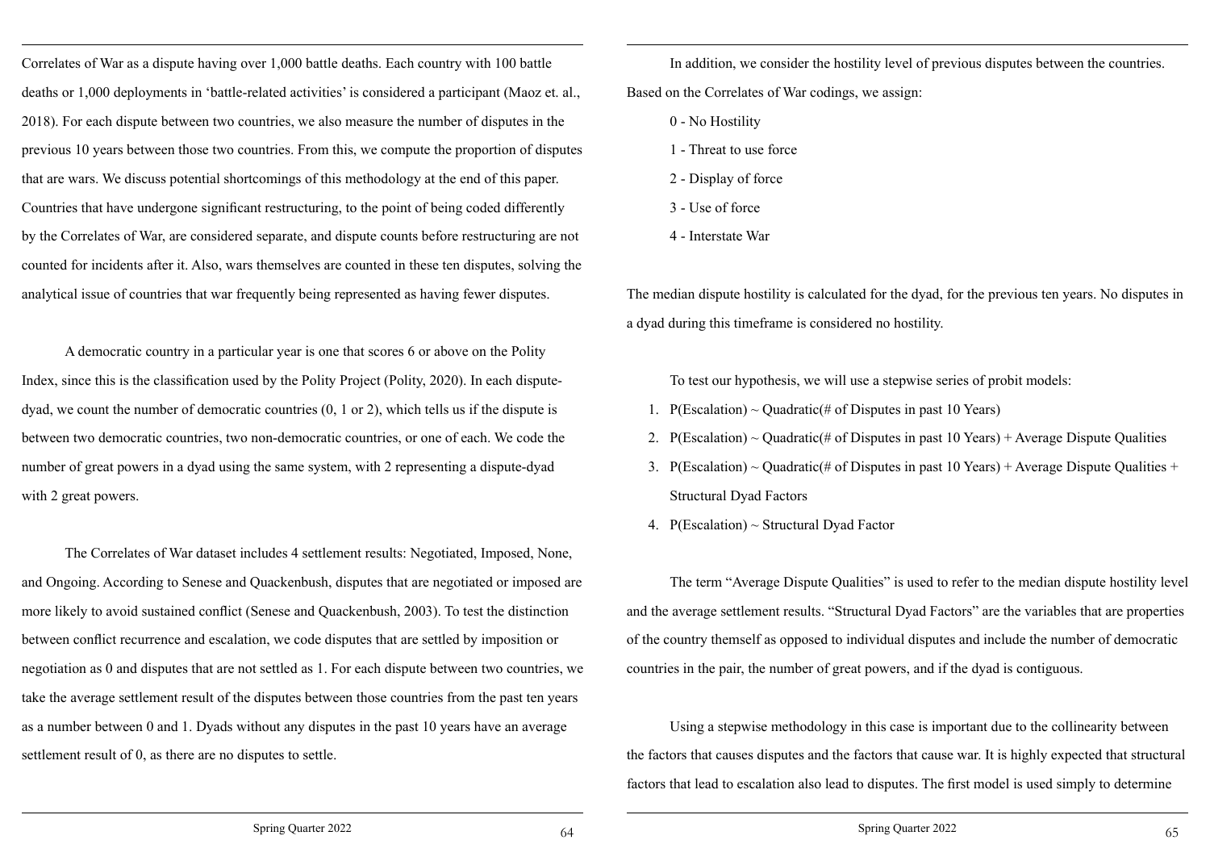Correlates of War as a dispute having over 1,000 battle deaths. Each country with 100 battle deaths or 1,000 deployments in 'battle-related activities' is considered a participant (Maoz et. al., 2018). For each dispute between two countries, we also measure the number of disputes in the previous 10 years between those two countries. From this, we compute the proportion of disputes that are wars. We discuss potential shortcomings of this methodology at the end of this paper. Countries that have undergone significant restructuring, to the point of being coded differently by the Correlates of War, are considered separate, and dispute counts before restructuring are not counted for incidents after it. Also, wars themselves are counted in these ten disputes, solving the analytical issue of countries that war frequently being represented as having fewer disputes.

A democratic country in a particular year is one that scores 6 or above on the Polity Index, since this is the classification used by the Polity Project (Polity, 2020). In each dispute-dyad, we count the number of democratic countries (0, 1 or 2), which tells us if the dispute is between two democratic countries, two non-democratic countries, or one of each. We code the number of great powers in a dyad using the same system, with 2 representing a dispute-dyad with 2 great powers.

The Correlates of War dataset includes 4 settlement results: Negotiated, Imposed, None, and Ongoing. According to Senese and Quackenbush, disputes that are negotiated or imposed are more likely to avoid sustained conflict (Senese and Quackenbush, 2003). To test the distinction between conflict recurrence and escalation, we code disputes that are settled by imposition or negotiation as 0 and disputes that are not settled as 1. For each dispute between two countries, we take the average settlement result of the disputes between those countries from the past ten years as a number between 0 and 1. Dyads without any disputes in the past 10 years have an average settlement result of 0, as there are no disputes to settle.

In addition, we consider the hostility level of previous disputes between the countries. Based on the Correlates of War codings, we assign:

0 - No Hostility

1 - Threat to use force

2 - Display of force

3 - Use of force

4 - Interstate War

The median dispute hostility is calculated for the dyad, for the previous ten years. No disputes in a dyad during this timeframe is considered no hostility.

To test our hypothesis, we will use a stepwise series of probit models:

1. P(Escalation) ~ Quadratic(# of Disputes in past 10 Years)
2. P(Escalation) ~ Quadratic(# of Disputes in past 10 Years) + Average Dispute Qualities
3. P(Escalation) ~ Quadratic(# of Disputes in past 10 Years) + Average Dispute Qualities + Structural Dyad Factors
4. P(Escalation) ~ Structural Dyad Factor

The term "Average Dispute Qualities" is used to refer to the median dispute hostility level and the average settlement results. "Structural Dyad Factors" are the variables that are properties of the country themself as opposed to individual disputes and include the number of democratic countries in the pair, the number of great powers, and if the dyad is contiguous.

Using a stepwise methodology in this case is important due to the collinearity between the factors that causes disputes and the factors that cause war. It is highly expected that structural factors that lead to escalation also lead to disputes. The first model is used simply to determine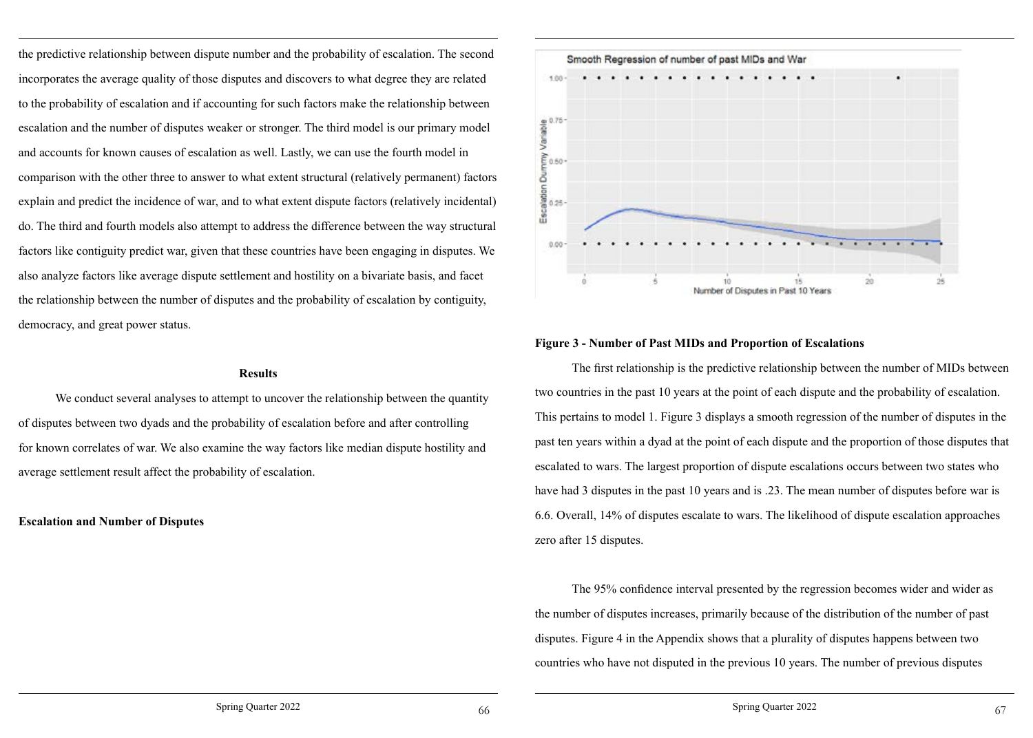the predictive relationship between dispute number and the probability of escalation. The second incorporates the average quality of those disputes and discovers to what degree they are related to the probability of escalation and if accounting for such factors make the relationship between escalation and the number of disputes weaker or stronger. The third model is our primary model and accounts for known causes of escalation as well. Lastly, we can use the fourth model in comparison with the other three to answer to what extent structural (relatively permanent) factors explain and predict the incidence of war, and to what extent dispute factors (relatively incidental) do. The third and fourth models also attempt to address the difference between the way structural factors like contiguity predict war, given that these countries have been engaging in disputes. We also analyze factors like average dispute settlement and hostility on a bivariate basis, and facet the relationship between the number of disputes and the probability of escalation by contiguity, democracy, and great power status.

## Results

We conduct several analyses to attempt to uncover the relationship between the quantity of disputes between two dyads and the probability of escalation before and after controlling for known correlates of war. We also examine the way factors like median dispute hostility and average settlement result affect the probability of escalation.

**Escalation and Number of Disputes**

**Figure 3 - Number of Past MIDs and Proportion of Escalations**

The first relationship is the predictive relationship between the number of MIDs between two countries in the past 10 years at the point of each dispute and the probability of escalation. This pertains to model 1. Figure 3 displays a smooth regression of the number of disputes in the past ten years within a dyad at the point of each dispute and the proportion of those disputes that escalated to wars. The largest proportion of dispute escalations occurs between two states who have had 3 disputes in the past 10 years and is .23. The mean number of disputes before war is 6.6. Overall, 14% of disputes escalate to wars. The likelihood of dispute escalation approaches zero after 15 disputes.

The 95% confidence interval presented by the regression becomes wider and wider as the number of disputes increases, primarily because of the distribution of the number of past disputes. Figure 4 in the Appendix shows that a plurality of disputes happens between two countries who have not disputed in the previous 10 years. The number of previous disputes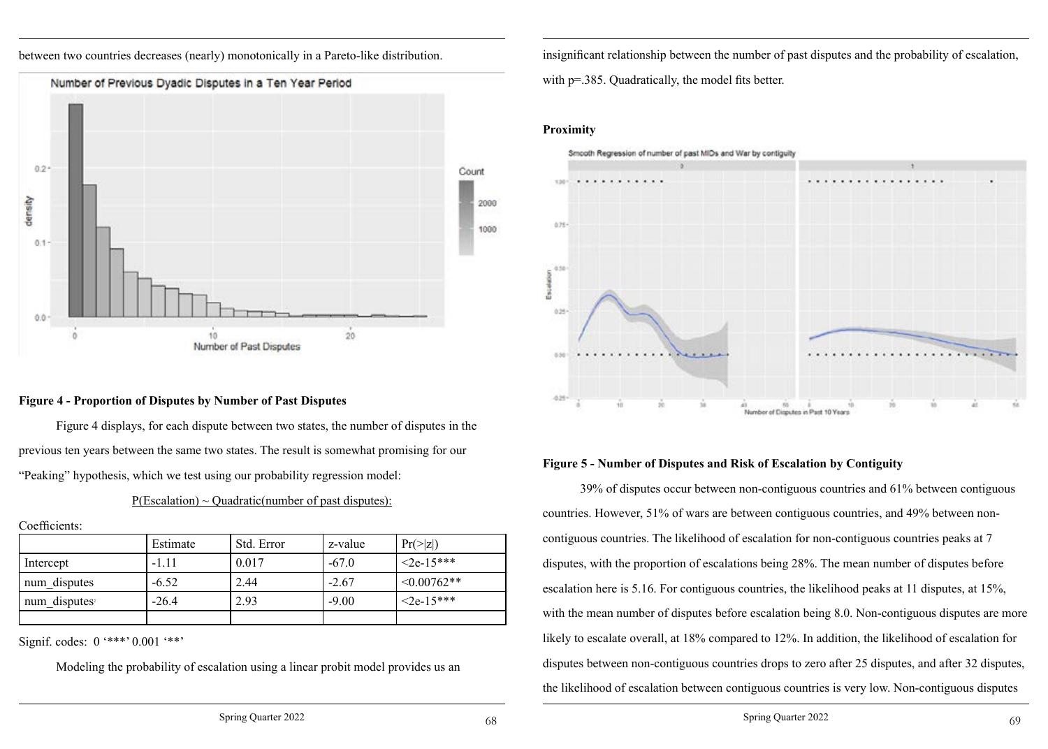between two countries decreases (nearly) monotonically in a Pareto-like distribution.

**Figure 4 - Proportion of Disputes by Number of Past Disputes**

Figure 4 displays, for each dispute between two states, the number of disputes in the previous ten years between the same two states. The result is somewhat promising for our "Peaking" hypothesis, which we test using our probability regression model:

P(Escalation) ~ Quadratic(number of past disputes):

Coefficients:

| | Estimate | Std. Error | z-value | Pr(>\|z\|) |
|---|---|---|---|---|
| Intercept | -1.11 | 0.017 | -67.0 | <2e-15*** |
| num_disputes | -6.52 | 2.44 | -2.67 | <0.00762** |
| num_disputes$^2$ | -26.4 | 2.93 | -9.00 | <2e-15*** |
| | | | | |

Signif. codes: 0 '***' 0.001 '**'

Modeling the probability of escalation using a linear probit model provides us an insignificant relationship between the number of past disputes and the probability of escalation, with p=.385. Quadratically, the model fits better.

**Proximity**

**Figure 5 - Number of Disputes and Risk of Escalation by Contiguity**

39% of disputes occur between non-contiguous countries and 61% between contiguous countries. However, 51% of wars are between contiguous countries, and 49% between non-contiguous countries. The likelihood of escalation for non-contiguous countries peaks at 7 disputes, with the proportion of escalations being 28%. The mean number of disputes before escalation here is 5.16. For contiguous countries, the likelihood peaks at 11 disputes, at 15%, with the mean number of disputes before escalation being 8.0. Non-contiguous disputes are more likely to escalate overall, at 18% compared to 12%. In addition, the likelihood of escalation for disputes between non-contiguous countries drops to zero after 25 disputes, and after 32 disputes, the likelihood of escalation between contiguous countries is very low. Non-contiguous disputes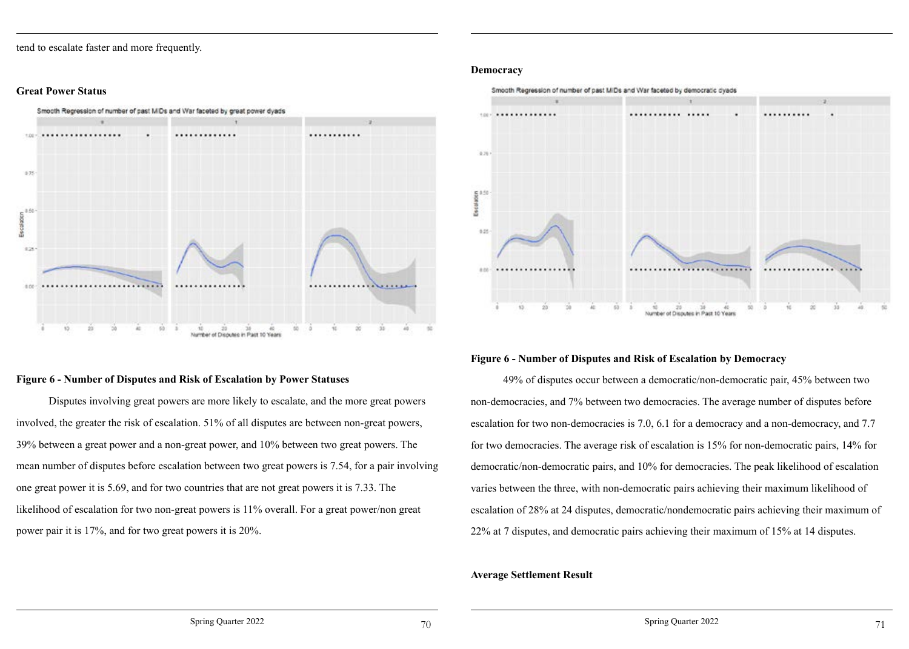tend to escalate faster and more frequently.

**Great Power Status**

**Figure 6 - Number of Disputes and Risk of Escalation by Power Statuses**

Disputes involving great powers are more likely to escalate, and the more great powers involved, the greater the risk of escalation. 51% of all disputes are between non-great powers, 39% between a great power and a non-great power, and 10% between two great powers. The mean number of disputes before escalation between two great powers is 7.54, for a pair involving one great power it is 5.69, and for two countries that are not great powers it is 7.33. The likelihood of escalation for two non-great powers is 11% overall. For a great power/non great power pair it is 17%, and for two great powers it is 20%.

**Democracy**

**Figure 6 - Number of Disputes and Risk of Escalation by Democracy**

49% of disputes occur between a democratic/non-democratic pair, 45% between two non-democracies, and 7% between two democracies. The average number of disputes before escalation for two non-democracies is 7.0, 6.1 for a democracy and a non-democracy, and 7.7 for two democracies. The average risk of escalation is 15% for non-democratic pairs, 14% for democratic/non-democratic pairs, and 10% for democracies. The peak likelihood of escalation varies between the three, with non-democratic pairs achieving their maximum likelihood of escalation of 28% at 24 disputes, democratic/nondemocratic pairs achieving their maximum of 22% at 7 disputes, and democratic pairs achieving their maximum of 15% at 14 disputes.

**Average Settlement Result**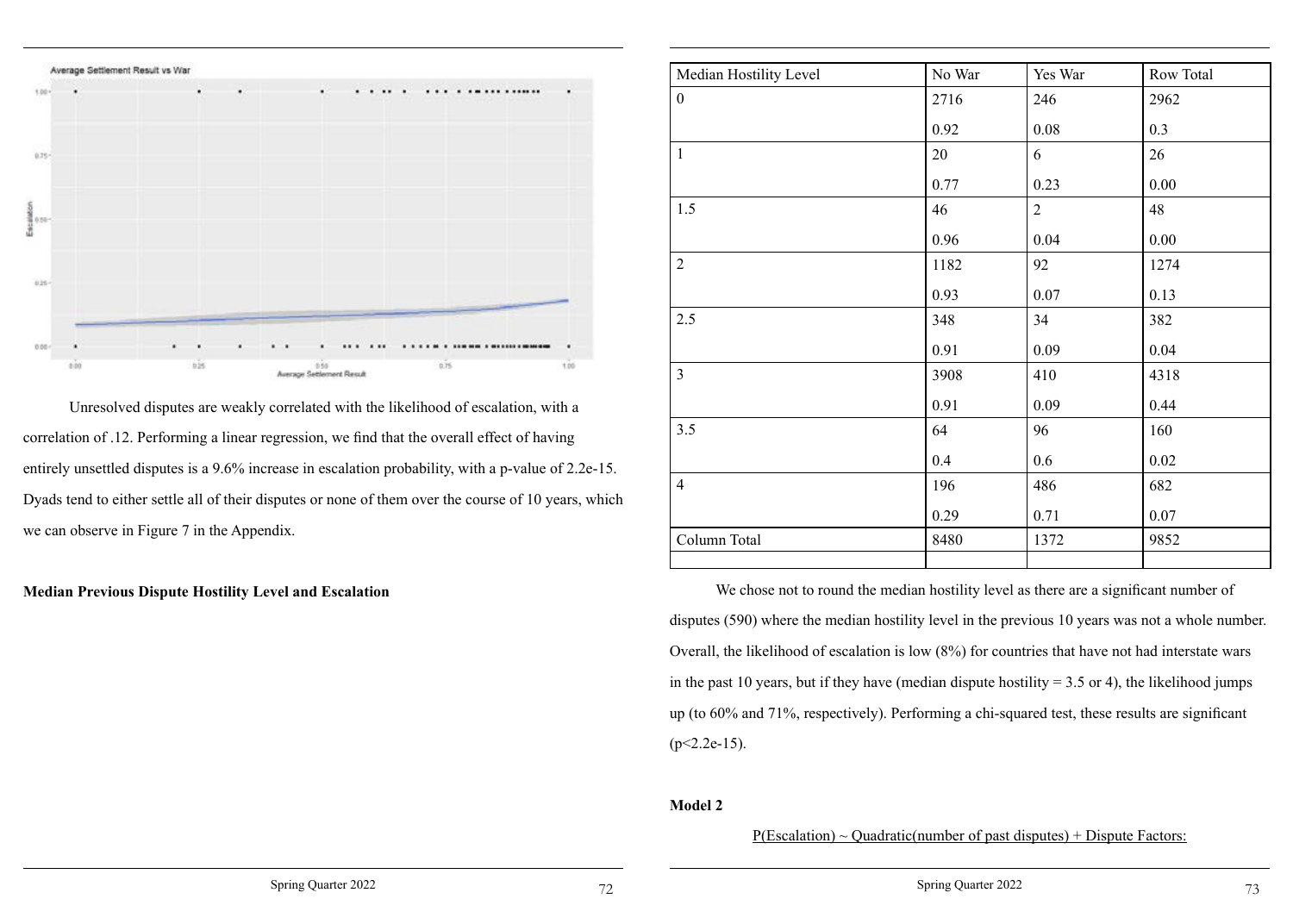Unresolved disputes are weakly correlated with the likelihood of escalation, with a correlation of .12. Performing a linear regression, we find that the overall effect of having entirely unsettled disputes is a 9.6% increase in escalation probability, with a p-value of 2.2e-15. Dyads tend to either settle all of their disputes or none of them over the course of 10 years, which we can observe in Figure 7 in the Appendix.

**Median Previous Dispute Hostility Level and Escalation**

| Median Hostility Level | No War | Yes War | Row Total |
|---|---|---|---|
| 0 | 2716<br>0.92 | 246<br>0.08 | 2962<br>0.3 |
| 1 | 20<br>0.77 | 6<br>0.23 | 26<br>0.00 |
| 1.5 | 46<br>0.96 | 2<br>0.04 | 48<br>0.00 |
| 2 | 1182<br>0.93 | 92<br>0.07 | 1274<br>0.13 |
| 2.5 | 348<br>0.91 | 34<br>0.09 | 382<br>0.04 |
| 3 | 3908<br>0.91 | 410<br>0.09 | 4318<br>0.44 |
| 3.5 | 64<br>0.4 | 96<br>0.6 | 160<br>0.02 |
| 4 | 196<br>0.29 | 486<br>0.71 | 682<br>0.07 |
| Column Total | 8480 | 1372 | 9852 |

We chose not to round the median hostility level as there are a significant number of disputes (590) where the median hostility level in the previous 10 years was not a whole number. Overall, the likelihood of escalation is low (8%) for countries that have not had interstate wars in the past 10 years, but if they have (median dispute hostility = 3.5 or 4), the likelihood jumps up (to 60% and 71%, respectively). Performing a chi-squared test, these results are significant ($p<2.2e-15$).

**Model 2**

<u>P(Escalation) ~ Quadratic(number of past disputes) + Dispute Factors:</u>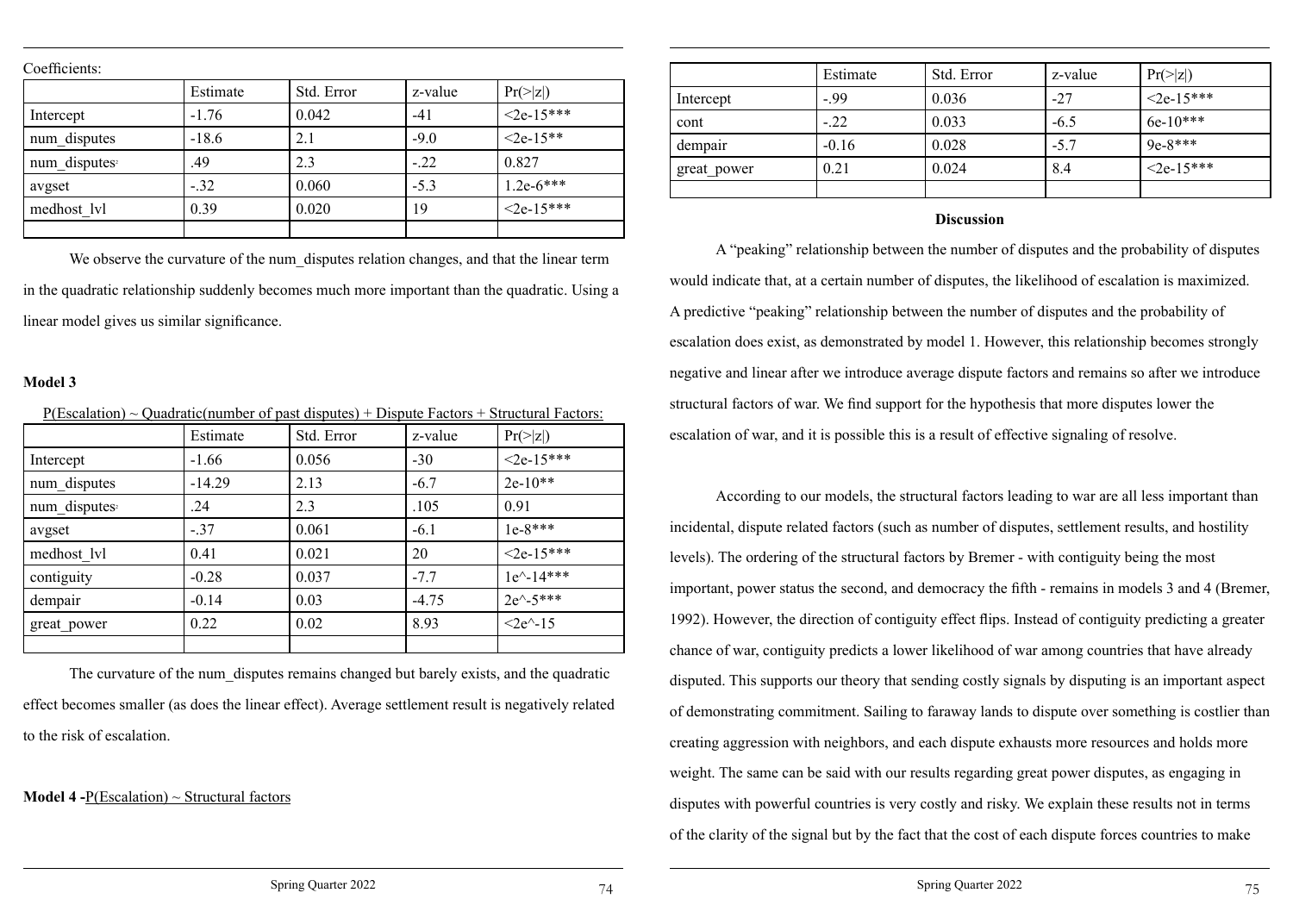Coefficients:

| | Estimate | Std. Error | z-value | Pr(>\|z\|) |
|---|---|---|---|---|
| Intercept | -1.76 | 0.042 | -41 | <2e-15*** |
| num_disputes | -18.6 | 2.1 | -9.0 | <2e-15** |
| num_disputes² | .49 | 2.3 | -.22 | 0.827 |
| avgset | -.32 | 0.060 | -5.3 | 1.2e-6*** |
| medhost_lvl | 0.39 | 0.020 | 19 | <2e-15*** |
| | | | | |

We observe the curvature of the num_disputes relation changes, and that the linear term in the quadratic relationship suddenly becomes much more important than the quadratic. Using a linear model gives us similar significance.

**Model 3**

P(Escalation) ~ Quadratic(number of past disputes) + Dispute Factors + Structural Factors:

| | Estimate | Std. Error | z-value | Pr(>\|z\|) |
|---|---|---|---|---|
| Intercept | -1.66 | 0.056 | -30 | <2e-15*** |
| num_disputes | -14.29 | 2.13 | -6.7 | 2e-10** |
| num_disputes² | .24 | 2.3 | .105 | 0.91 |
| avgset | -.37 | 0.061 | -6.1 | 1e-8*** |
| medhost_lvl | 0.41 | 0.021 | 20 | <2e-15*** |
| contiguity | -0.28 | 0.037 | -7.7 | 1e^-14*** |
| dempair | -0.14 | 0.03 | -4.75 | 2e^-5*** |
| great_power | 0.22 | 0.02 | 8.93 | <2e^-15 |
| | | | | |

The curvature of the num_disputes remains changed but barely exists, and the quadratic effect becomes smaller (as does the linear effect). Average settlement result is negatively related to the risk of escalation.

**Model 4 -** P(Escalation) ~ Structural factors

| | Estimate | Std. Error | z-value | Pr(>\|z\|) |
|---|---|---|---|---|
| Intercept | -.99 | 0.036 | -27 | <2e-15*** |
| cont | -.22 | 0.033 | -6.5 | 6e-10*** |
| dempair | -0.16 | 0.028 | -5.7 | 9e-8*** |
| great_power | 0.21 | 0.024 | 8.4 | <2e-15*** |
| | | | | |

**Discussion**

A "peaking" relationship between the number of disputes and the probability of disputes would indicate that, at a certain number of disputes, the likelihood of escalation is maximized. A predictive "peaking" relationship between the number of disputes and the probability of escalation does exist, as demonstrated by model 1. However, this relationship becomes strongly negative and linear after we introduce average dispute factors and remains so after we introduce structural factors of war. We find support for the hypothesis that more disputes lower the escalation of war, and it is possible this is a result of effective signaling of resolve.

According to our models, the structural factors leading to war are all less important than incidental, dispute related factors (such as number of disputes, settlement results, and hostility levels). The ordering of the structural factors by Bremer - with contiguity being the most important, power status the second, and democracy the fifth - remains in models 3 and 4 (Bremer, 1992). However, the direction of contiguity effect flips. Instead of contiguity predicting a greater chance of war, contiguity predicts a lower likelihood of war among countries that have already disputed. This supports our theory that sending costly signals by disputing is an important aspect of demonstrating commitment. Sailing to faraway lands to dispute over something is costlier than creating aggression with neighbors, and each dispute exhausts more resources and holds more weight. The same can be said with our results regarding great power disputes, as engaging in disputes with powerful countries is very costly and risky. We explain these results not in terms of the clarity of the signal but by the fact that the cost of each dispute forces countries to make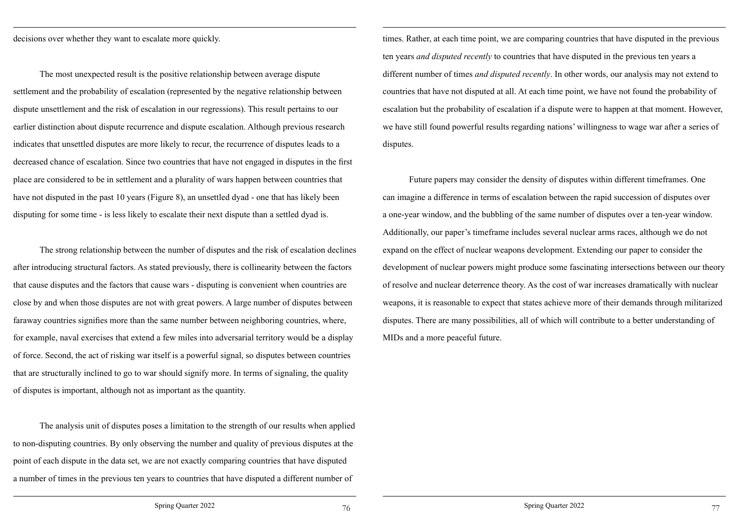decisions over whether they want to escalate more quickly.

The most unexpected result is the positive relationship between average dispute settlement and the probability of escalation (represented by the negative relationship between dispute unsettlement and the risk of escalation in our regressions). This result pertains to our earlier distinction about dispute recurrence and dispute escalation. Although previous research indicates that unsettled disputes are more likely to recur, the recurrence of disputes leads to a decreased chance of escalation. Since two countries that have not engaged in disputes in the first place are considered to be in settlement and a plurality of wars happen between countries that have not disputed in the past 10 years (Figure 8), an unsettled dyad - one that has likely been disputing for some time - is less likely to escalate their next dispute than a settled dyad is.

The strong relationship between the number of disputes and the risk of escalation declines after introducing structural factors. As stated previously, there is collinearity between the factors that cause disputes and the factors that cause wars - disputing is convenient when countries are close by and when those disputes are not with great powers. A large number of disputes between faraway countries signifies more than the same number between neighboring countries, where, for example, naval exercises that extend a few miles into adversarial territory would be a display of force. Second, the act of risking war itself is a powerful signal, so disputes between countries that are structurally inclined to go to war should signify more. In terms of signaling, the quality of disputes is important, although not as important as the quantity.

The analysis unit of disputes poses a limitation to the strength of our results when applied to non-disputing countries. By only observing the number and quality of previous disputes at the point of each dispute in the data set, we are not exactly comparing countries that have disputed a number of times in the previous ten years to countries that have disputed a different number of times. Rather, at each time point, we are comparing countries that have disputed in the previous ten years *and disputed recently* to countries that have disputed in the previous ten years a different number of times *and disputed recently*. In other words, our analysis may not extend to countries that have not disputed at all. At each time point, we have not found the probability of escalation but the probability of escalation if a dispute were to happen at that moment. However, we have still found powerful results regarding nations' willingness to wage war after a series of disputes.

Future papers may consider the density of disputes within different timeframes. One can imagine a difference in terms of escalation between the rapid succession of disputes over a one-year window, and the bubbling of the same number of disputes over a ten-year window. Additionally, our paper's timeframe includes several nuclear arms races, although we do not expand on the effect of nuclear weapons development. Extending our paper to consider the development of nuclear powers might produce some fascinating intersections between our theory of resolve and nuclear deterrence theory. As the cost of war increases dramatically with nuclear weapons, it is reasonable to expect that states achieve more of their demands through militarized disputes. There are many possibilities, all of which will contribute to a better understanding of MIDs and a more peaceful future.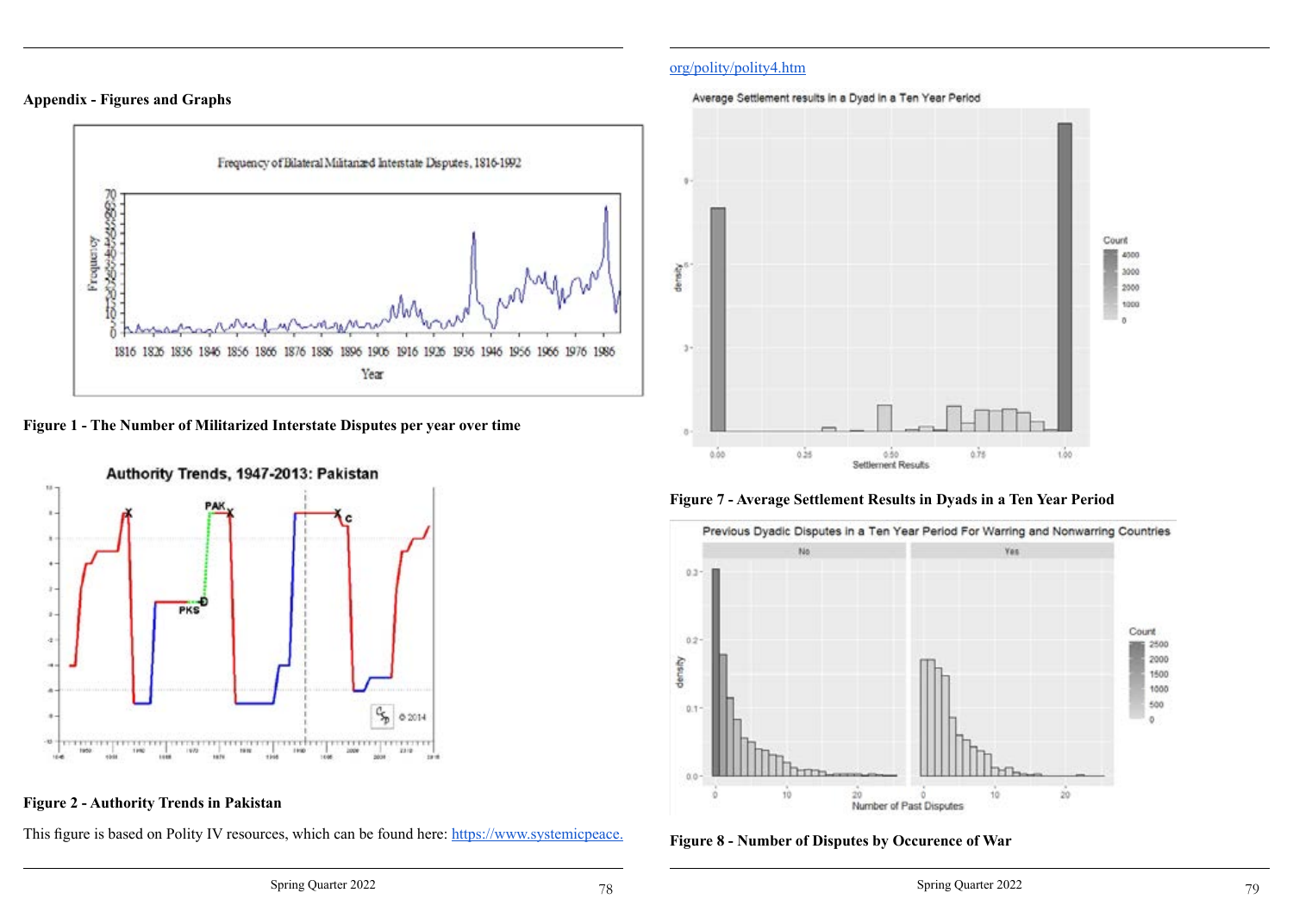## Appendix - Figures and Graphs

**Figure 1 - The Number of Militarized Interstate Disputes per year over time**

**Figure 2 - Authority Trends in Pakistan**

This figure is based on Polity IV resources, which can be found here: https://www.systemicpeace.org/polity/polity4.htm

**Figure 7 - Average Settlement Results in Dyads in a Ten Year Period**

**Figure 8 - Number of Disputes by Occurence of War**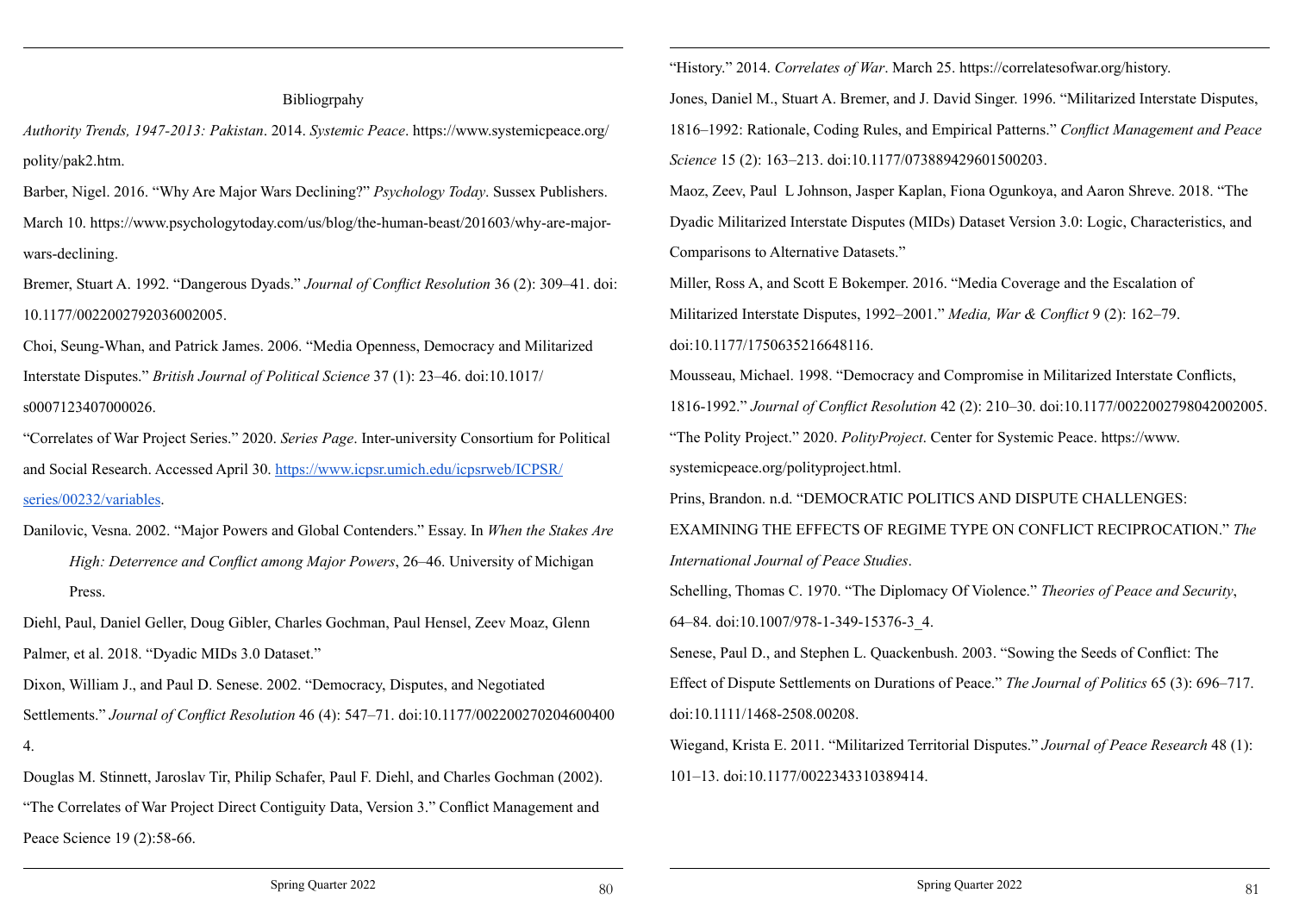Bibliogrpahy

*Authority Trends, 1947-2013: Pakistan*. 2014. *Systemic Peace*. https://www.systemicpeace.org/polity/pak2.htm.

Barber, Nigel. 2016. "Why Are Major Wars Declining?" *Psychology Today*. Sussex Publishers. March 10. https://www.psychologytoday.com/us/blog/the-human-beast/201603/why-are-major-wars-declining.

Bremer, Stuart A. 1992. "Dangerous Dyads." *Journal of Conflict Resolution* 36 (2): 309–41. doi: 10.1177/0022002792036002005.

Choi, Seung-Whan, and Patrick James. 2006. "Media Openness, Democracy and Militarized Interstate Disputes." *British Journal of Political Science* 37 (1): 23–46. doi:10.1017/s0007123407000026.

"Correlates of War Project Series." 2020. *Series Page*. Inter-university Consortium for Political and Social Research. Accessed April 30. [https://www.icpsr.umich.edu/icpsrweb/ICPSR/series/00232/variables](https://www.icpsr.umich.edu/icpsrweb/ICPSR/series/00232/variables).

Danilovic, Vesna. 2002. "Major Powers and Global Contenders." Essay. In *When the Stakes Are High: Deterrence and Conflict among Major Powers*, 26–46. University of Michigan Press.

Diehl, Paul, Daniel Geller, Doug Gibler, Charles Gochman, Paul Hensel, Zeev Moaz, Glenn Palmer, et al. 2018. "Dyadic MIDs 3.0 Dataset."

Dixon, William J., and Paul D. Senese. 2002. "Democracy, Disputes, and Negotiated Settlements." *Journal of Conflict Resolution* 46 (4): 547–71. doi:10.1177/0022002702046004004.

Douglas M. Stinnett, Jaroslav Tir, Philip Schafer, Paul F. Diehl, and Charles Gochman (2002). "The Correlates of War Project Direct Contiguity Data, Version 3." Conflict Management and Peace Science 19 (2):58-66.

"History." 2014. *Correlates of War*. March 25. https://correlatesofwar.org/history.

Jones, Daniel M., Stuart A. Bremer, and J. David Singer. 1996. "Militarized Interstate Disputes, 1816–1992: Rationale, Coding Rules, and Empirical Patterns." *Conflict Management and Peace Science* 15 (2): 163–213. doi:10.1177/073889429601500203.

Maoz, Zeev, Paul L Johnson, Jasper Kaplan, Fiona Ogunkoya, and Aaron Shreve. 2018. "The Dyadic Militarized Interstate Disputes (MIDs) Dataset Version 3.0: Logic, Characteristics, and Comparisons to Alternative Datasets."

Miller, Ross A, and Scott E Bokemper. 2016. "Media Coverage and the Escalation of Militarized Interstate Disputes, 1992–2001." *Media, War & Conflict* 9 (2): 162–79. doi:10.1177/1750635216648116.

Mousseau, Michael. 1998. "Democracy and Compromise in Militarized Interstate Conflicts, 1816-1992." *Journal of Conflict Resolution* 42 (2): 210–30. doi:10.1177/0022002798042002005.

"The Polity Project." 2020. *PolityProject*. Center for Systemic Peace. https://www.systemicpeace.org/polityproject.html.

Prins, Brandon. n.d. "DEMOCRATIC POLITICS AND DISPUTE CHALLENGES: EXAMINING THE EFFECTS OF REGIME TYPE ON CONFLICT RECIPROCATION." *The International Journal of Peace Studies*.

Schelling, Thomas C. 1970. "The Diplomacy Of Violence." *Theories of Peace and Security*, 64–84. doi:10.1007/978-1-349-15376-3_4.

Senese, Paul D., and Stephen L. Quackenbush. 2003. "Sowing the Seeds of Conflict: The Effect of Dispute Settlements on Durations of Peace." *The Journal of Politics* 65 (3): 696–717. doi:10.1111/1468-2508.00208.

Wiegand, Krista E. 2011. "Militarized Territorial Disputes." *Journal of Peace Research* 48 (1): 101–13. doi:10.1177/0022343310389414.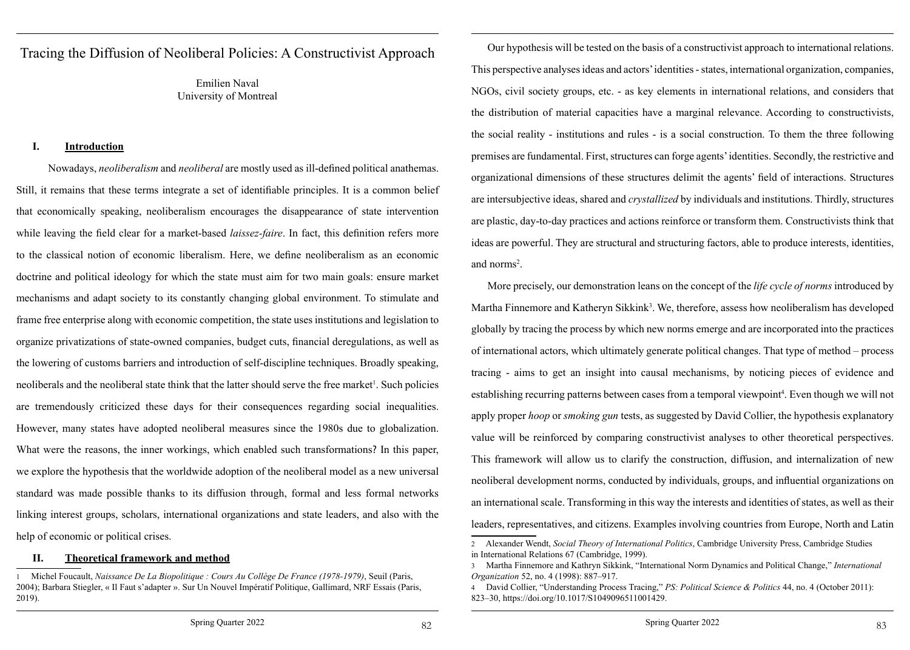# Tracing the Diffusion of Neoliberal Policies: A Constructivist Approach

Emilien Naval
University of Montreal

## I. Introduction

Nowadays, *neoliberalism* and *neoliberal* are mostly used as ill-defined political anathemas. Still, it remains that these terms integrate a set of identifiable principles. It is a common belief that economically speaking, neoliberalism encourages the disappearance of state intervention while leaving the field clear for a market-based *laissez-faire*. In fact, this definition refers more to the classical notion of economic liberalism. Here, we define neoliberalism as an economic doctrine and political ideology for which the state must aim for two main goals: ensure market mechanisms and adapt society to its constantly changing global environment. To stimulate and frame free enterprise along with economic competition, the state uses institutions and legislation to organize privatizations of state-owned companies, budget cuts, financial deregulations, as well as the lowering of customs barriers and introduction of self-discipline techniques. Broadly speaking, neoliberals and the neoliberal state think that the latter should serve the free market[1]. Such policies are tremendously criticized these days for their consequences regarding social inequalities. However, many states have adopted neoliberal measures since the 1980s due to globalization. What were the reasons, the inner workings, which enabled such transformations? In this paper, we explore the hypothesis that the worldwide adoption of the neoliberal model as a new universal standard was made possible thanks to its diffusion through, formal and less formal networks linking interest groups, scholars, international organizations and state leaders, and also with the help of economic or political crises.

## II. Theoretical framework and method

Our hypothesis will be tested on the basis of a constructivist approach to international relations. This perspective analyses ideas and actors' identities - states, international organization, companies, NGOs, civil society groups, etc. - as key elements in international relations, and considers that the distribution of material capacities have a marginal relevance. According to constructivists, the social reality - institutions and rules - is a social construction. To them the three following premises are fundamental. First, structures can forge agents' identities. Secondly, the restrictive and organizational dimensions of these structures delimit the agents' field of interactions. Structures are intersubjective ideas, shared and *crystallized* by individuals and institutions. Thirdly, structures are plastic, day-to-day practices and actions reinforce or transform them. Constructivists think that ideas are powerful. They are structural and structuring factors, able to produce interests, identities, and norms[2].

More precisely, our demonstration leans on the concept of the *life cycle of norms* introduced by Martha Finnemore and Katheryn Sikkink[3]. We, therefore, assess how neoliberalism has developed globally by tracing the process by which new norms emerge and are incorporated into the practices of international actors, which ultimately generate political changes. That type of method – process tracing - aims to get an insight into causal mechanisms, by noticing pieces of evidence and establishing recurring patterns between cases from a temporal viewpoint[4]. Even though we will not apply proper *hoop* or *smoking gun* tests, as suggested by David Collier, the hypothesis explanatory value will be reinforced by comparing constructivist analyses to other theoretical perspectives. This framework will allow us to clarify the construction, diffusion, and internalization of new neoliberal development norms, conducted by individuals, groups, and influential organizations on an international scale. Transforming in this way the interests and identities of states, as well as their leaders, representatives, and citizens. Examples involving countries from Europe, North and Latin

---

1 Michel Foucault, *Naissance De La Biopolitique : Cours Au Collège De France (1978-1979)*, Seuil (Paris, 2004); Barbara Stiegler, « Il Faut s'adapter ». Sur Un Nouvel Impératif Politique, Gallimard, NRF Essais (Paris, 2019).

2 Alexander Wendt, *Social Theory of International Politics*, Cambridge University Press, Cambridge Studies in International Relations 67 (Cambridge, 1999).

3 Martha Finnemore and Kathryn Sikkink, "International Norm Dynamics and Political Change," *International Organization* 52, no. 4 (1998): 887–917.

4 David Collier, "Understanding Process Tracing," *PS: Political Science & Politics* 44, no. 4 (October 2011): 823–30, https://doi.org/10.1017/S1049096511001429.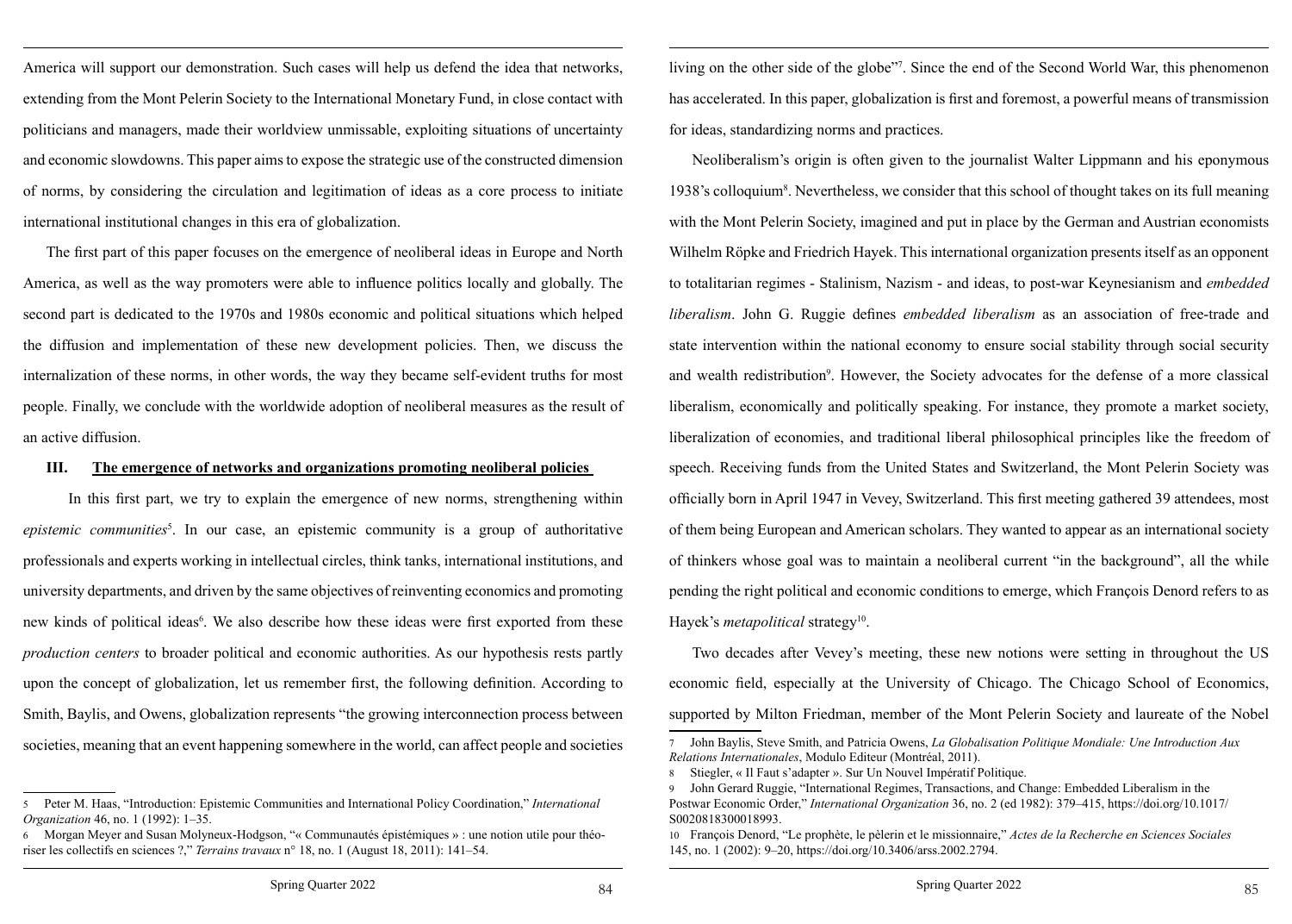America will support our demonstration. Such cases will help us defend the idea that networks, extending from the Mont Pelerin Society to the International Monetary Fund, in close contact with politicians and managers, made their worldview unmissable, exploiting situations of uncertainty and economic slowdowns. This paper aims to expose the strategic use of the constructed dimension of norms, by considering the circulation and legitimation of ideas as a core process to initiate international institutional changes in this era of globalization.

The first part of this paper focuses on the emergence of neoliberal ideas in Europe and North America, as well as the way promoters were able to influence politics locally and globally. The second part is dedicated to the 1970s and 1980s economic and political situations which helped the diffusion and implementation of these new development policies. Then, we discuss the internalization of these norms, in other words, the way they became self-evident truths for most people. Finally, we conclude with the worldwide adoption of neoliberal measures as the result of an active diffusion.

## III. The emergence of networks and organizations promoting neoliberal policies

In this first part, we try to explain the emergence of new norms, strengthening within *epistemic communities*[5]. In our case, an epistemic community is a group of authoritative professionals and experts working in intellectual circles, think tanks, international institutions, and university departments, and driven by the same objectives of reinventing economics and promoting new kinds of political ideas[6]. We also describe how these ideas were first exported from these *production centers* to broader political and economic authorities. As our hypothesis rests partly upon the concept of globalization, let us remember first, the following definition. According to Smith, Baylis, and Owens, globalization represents "the growing interconnection process between societies, meaning that an event happening somewhere in the world, can affect people and societies living on the other side of the globe"[7]. Since the end of the Second World War, this phenomenon has accelerated. In this paper, globalization is first and foremost, a powerful means of transmission for ideas, standardizing norms and practices.

Neoliberalism's origin is often given to the journalist Walter Lippmann and his eponymous 1938's colloquium[8]. Nevertheless, we consider that this school of thought takes on its full meaning with the Mont Pelerin Society, imagined and put in place by the German and Austrian economists Wilhelm Röpke and Friedrich Hayek. This international organization presents itself as an opponent to totalitarian regimes - Stalinism, Nazism - and ideas, to post-war Keynesianism and *embedded liberalism*. John G. Ruggie defines *embedded liberalism* as an association of free-trade and state intervention within the national economy to ensure social stability through social security and wealth redistribution[9]. However, the Society advocates for the defense of a more classical liberalism, economically and politically speaking. For instance, they promote a market society, liberalization of economies, and traditional liberal philosophical principles like the freedom of speech. Receiving funds from the United States and Switzerland, the Mont Pelerin Society was officially born in April 1947 in Vevey, Switzerland. This first meeting gathered 39 attendees, most of them being European and American scholars. They wanted to appear as an international society of thinkers whose goal was to maintain a neoliberal current "in the background", all the while pending the right political and economic conditions to emerge, which François Denord refers to as Hayek's *metapolitical* strategy[10].

Two decades after Vevey's meeting, these new notions were setting in throughout the US economic field, especially at the University of Chicago. The Chicago School of Economics, supported by Milton Friedman, member of the Mont Pelerin Society and laureate of the Nobel

---

5 Peter M. Haas, "Introduction: Epistemic Communities and International Policy Coordination," *International Organization* 46, no. 1 (1992): 1–35.

6 Morgan Meyer and Susan Molyneux-Hodgson, "« Communautés épistémiques » : une notion utile pour théoriser les collectifs en sciences ?," *Terrains travaux* n° 18, no. 1 (August 18, 2011): 141–54.

7 John Baylis, Steve Smith, and Patricia Owens, *La Globalisation Politique Mondiale: Une Introduction Aux Relations Internationales*, Modulo Editeur (Montréal, 2011).

8 Stiegler, « Il Faut s'adapter ». Sur Un Nouvel Impératif Politique.

9 John Gerard Ruggie, "International Regimes, Transactions, and Change: Embedded Liberalism in the Postwar Economic Order," *International Organization* 36, no. 2 (ed 1982): 379–415, https://doi.org/10.1017/S0020818300018993.

10 François Denord, "Le prophète, le pèlerin et le missionnaire," *Actes de la Recherche en Sciences Sociales* 145, no. 1 (2002): 9–20, https://doi.org/10.3406/arss.2002.2794.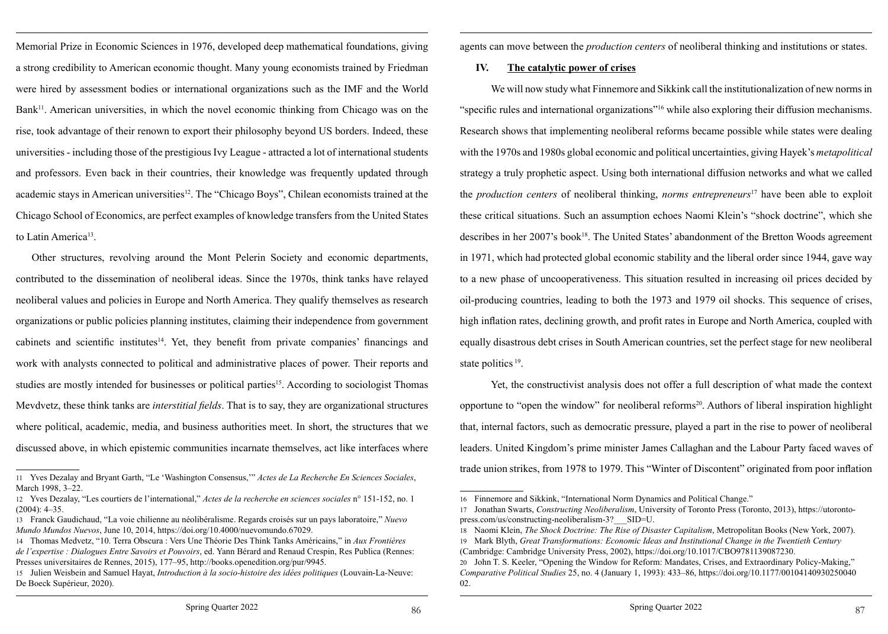Memorial Prize in Economic Sciences in 1976, developed deep mathematical foundations, giving a strong credibility to American economic thought. Many young economists trained by Friedman were hired by assessment bodies or international organizations such as the IMF and the World Bank[11]. American universities, in which the novel economic thinking from Chicago was on the rise, took advantage of their renown to export their philosophy beyond US borders. Indeed, these universities - including those of the prestigious Ivy League - attracted a lot of international students and professors. Even back in their countries, their knowledge was frequently updated through academic stays in American universities[12]. The "Chicago Boys", Chilean economists trained at the Chicago School of Economics, are perfect examples of knowledge transfers from the United States to Latin America[13].

Other structures, revolving around the Mont Pelerin Society and economic departments, contributed to the dissemination of neoliberal ideas. Since the 1970s, think tanks have relayed neoliberal values and policies in Europe and North America. They qualify themselves as research organizations or public policies planning institutes, claiming their independence from government cabinets and scientific institutes[14]. Yet, they benefit from private companies' financings and work with analysts connected to political and administrative places of power. Their reports and studies are mostly intended for businesses or political parties[15]. According to sociologist Thomas Mevdvetz, these think tanks are *interstitial fields*. That is to say, they are organizational structures where political, academic, media, and business authorities meet. In short, the structures that we discussed above, in which epistemic communities incarnate themselves, act like interfaces where agents can move between the *production centers* of neoliberal thinking and institutions or states.

## IV. The catalytic power of crises

We will now study what Finnemore and Sikkink call the institutionalization of new norms in "specific rules and international organizations"[16] while also exploring their diffusion mechanisms. Research shows that implementing neoliberal reforms became possible while states were dealing with the 1970s and 1980s global economic and political uncertainties, giving Hayek's *metapolitical* strategy a truly prophetic aspect. Using both international diffusion networks and what we called the *production centers* of neoliberal thinking, *norms entrepreneurs*[17] have been able to exploit these critical situations. Such an assumption echoes Naomi Klein's "shock doctrine", which she describes in her 2007's book[18]. The United States' abandonment of the Bretton Woods agreement in 1971, which had protected global economic stability and the liberal order since 1944, gave way to a new phase of uncooperativeness. This situation resulted in increasing oil prices decided by oil-producing countries, leading to both the 1973 and 1979 oil shocks. This sequence of crises, high inflation rates, declining growth, and profit rates in Europe and North America, coupled with equally disastrous debt crises in South American countries, set the perfect stage for new neoliberal state politics[19].

Yet, the constructivist analysis does not offer a full description of what made the context opportune to "open the window" for neoliberal reforms[20]. Authors of liberal inspiration highlight that, internal factors, such as democratic pressure, played a part in the rise to power of neoliberal leaders. United Kingdom's prime minister James Callaghan and the Labour Party faced waves of trade union strikes, from 1978 to 1979. This "Winter of Discontent" originated from poor inflation

---

11 Yves Dezalay and Bryant Garth, "Le 'Washington Consensus,'" *Actes de La Recherche En Sciences Sociales*, March 1998, 3–22.

12 Yves Dezalay, "Les courtiers de l'international," *Actes de la recherche en sciences sociales* n° 151-152, no. 1 (2004): 4–35.

13 Franck Gaudichaud, "La voie chilienne au néolibéralisme. Regards croisés sur un pays laboratoire," *Nuevo Mundo Mundos Nuevos*, June 10, 2014, https://doi.org/10.4000/nuevomundo.67029.

14 Thomas Medvetz, "10. Terra Obscura : Vers Une Théorie Des Think Tanks Américains," in *Aux Frontières de l'expertise : Dialogues Entre Savoirs et Pouvoirs*, ed. Yann Bérard and Renaud Crespin, Res Publica (Rennes: Presses universitaires de Rennes, 2015), 177–95, http://books.openedition.org/pur/9945.

15 Julien Weisbein and Samuel Hayat, *Introduction à la socio-histoire des idées politiques* (Louvain-La-Neuve: De Boeck Supérieur, 2020).

16 Finnemore and Sikkink, "International Norm Dynamics and Political Change."

17 Jonathan Swarts, *Constructing Neoliberalism*, University of Toronto Press (Toronto, 2013), https://utoronto-press.com/us/constructing-neoliberalism-3?___SID=U.

18 Naomi Klein, *The Shock Doctrine: The Rise of Disaster Capitalism*, Metropolitan Books (New York, 2007).

19 Mark Blyth, *Great Transformations: Economic Ideas and Institutional Change in the Twentieth Century* (Cambridge: Cambridge University Press, 2002), https://doi.org/10.1017/CBO9781139087230.

20 John T. S. Keeler, "Opening the Window for Reform: Mandates, Crises, and Extraordinary Policy-Making," *Comparative Political Studies* 25, no. 4 (January 1, 1993): 433–86, https://doi.org/10.1177/0010414093025004002.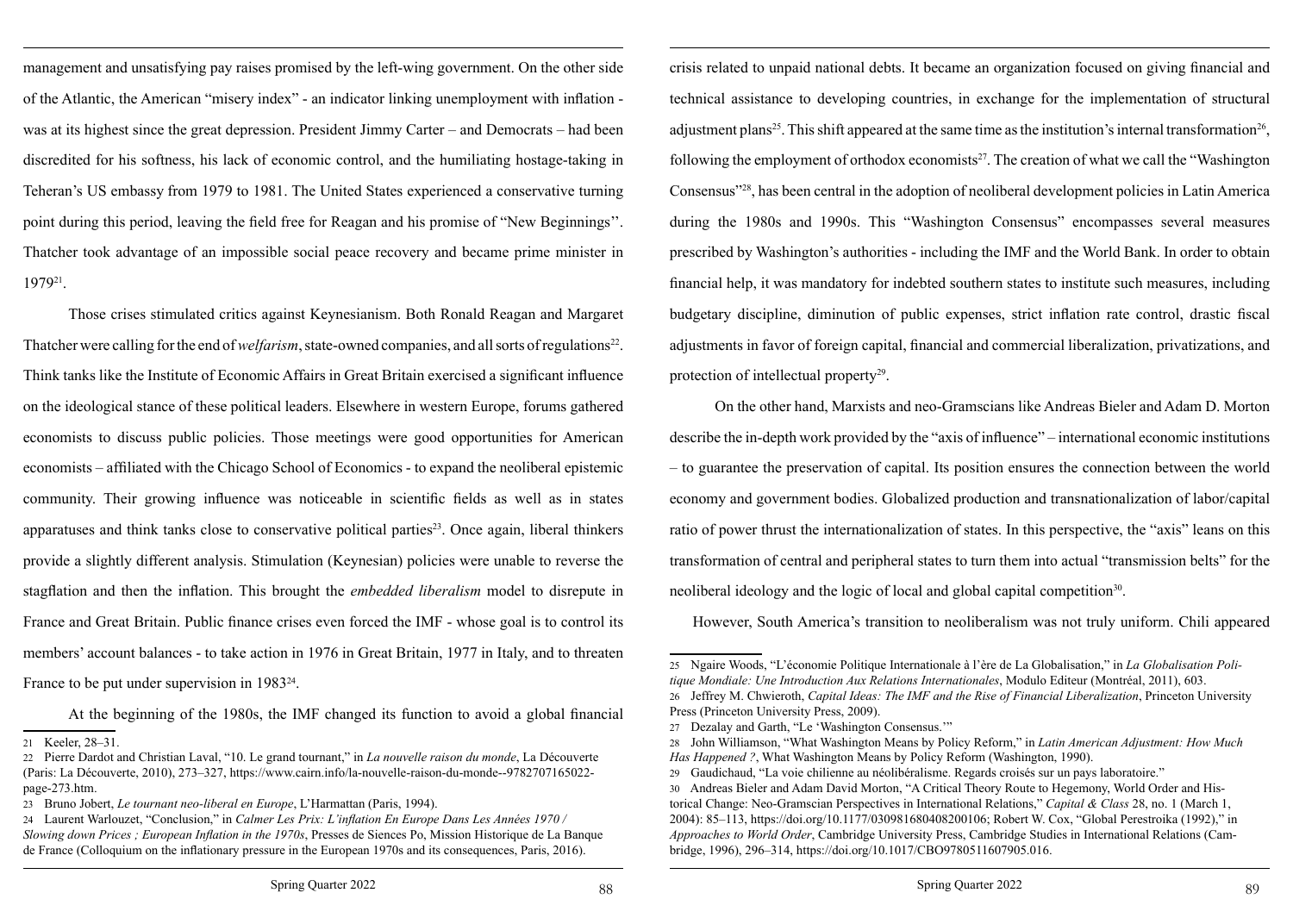management and unsatisfying pay raises promised by the left-wing government. On the other side of the Atlantic, the American "misery index" - an indicator linking unemployment with inflation - was at its highest since the great depression. President Jimmy Carter – and Democrats – had been discredited for his softness, his lack of economic control, and the humiliating hostage-taking in Teheran's US embassy from 1979 to 1981. The United States experienced a conservative turning point during this period, leaving the field free for Reagan and his promise of "New Beginnings''. Thatcher took advantage of an impossible social peace recovery and became prime minister in 1979[21].

Those crises stimulated critics against Keynesianism. Both Ronald Reagan and Margaret Thatcher were calling for the end of *welfarism*, state-owned companies, and all sorts of regulations[22]. Think tanks like the Institute of Economic Affairs in Great Britain exercised a significant influence on the ideological stance of these political leaders. Elsewhere in western Europe, forums gathered economists to discuss public policies. Those meetings were good opportunities for American economists – affiliated with the Chicago School of Economics - to expand the neoliberal epistemic community. Their growing influence was noticeable in scientific fields as well as in states apparatuses and think tanks close to conservative political parties[23]. Once again, liberal thinkers provide a slightly different analysis. Stimulation (Keynesian) policies were unable to reverse the stagflation and then the inflation. This brought the *embedded liberalism* model to disrepute in France and Great Britain. Public finance crises even forced the IMF - whose goal is to control its members' account balances - to take action in 1976 in Great Britain, 1977 in Italy, and to threaten France to be put under supervision in 1983[24].

At the beginning of the 1980s, the IMF changed its function to avoid a global financial crisis related to unpaid national debts. It became an organization focused on giving financial and technical assistance to developing countries, in exchange for the implementation of structural adjustment plans[25]. This shift appeared at the same time as the institution's internal transformation[26], following the employment of orthodox economists[27]. The creation of what we call the "Washington Consensus"[28], has been central in the adoption of neoliberal development policies in Latin America during the 1980s and 1990s. This "Washington Consensus" encompasses several measures prescribed by Washington's authorities - including the IMF and the World Bank. In order to obtain financial help, it was mandatory for indebted southern states to institute such measures, including budgetary discipline, diminution of public expenses, strict inflation rate control, drastic fiscal adjustments in favor of foreign capital, financial and commercial liberalization, privatizations, and protection of intellectual property[29].

On the other hand, Marxists and neo-Gramscians like Andreas Bieler and Adam D. Morton describe the in-depth work provided by the "axis of influence" – international economic institutions – to guarantee the preservation of capital. Its position ensures the connection between the world economy and government bodies. Globalized production and transnationalization of labor/capital ratio of power thrust the internationalization of states. In this perspective, the "axis" leans on this transformation of central and peripheral states to turn them into actual "transmission belts" for the neoliberal ideology and the logic of local and global capital competition[30].

However, South America's transition to neoliberalism was not truly uniform. Chili appeared

---

21 Keeler, 28–31.

22 Pierre Dardot and Christian Laval, "10. Le grand tournant," in *La nouvelle raison du monde*, La Découverte (Paris: La Découverte, 2010), 273–327, https://www.cairn.info/la-nouvelle-raison-du-monde--9782707165022-page-273.htm.

23 Bruno Jobert, *Le tournant neo-liberal en Europe*, L'Harmattan (Paris, 1994).

24 Laurent Warlouzet, "Conclusion," in *Calmer Les Prix: L'inflation En Europe Dans Les Années 1970 / Slowing down Prices ; European Inflation in the 1970s*, Presses de Siences Po, Mission Historique de La Banque de France (Colloquium on the inflationary pressure in the European 1970s and its consequences, Paris, 2016).

25 Ngaire Woods, "L'économie Politique Internationale à l'ère de La Globalisation," in *La Globalisation Politique Mondiale: Une Introduction Aux Relations Internationales*, Modulo Editeur (Montréal, 2011), 603.

26 Jeffrey M. Chwieroth, *Capital Ideas: The IMF and the Rise of Financial Liberalization*, Princeton University Press (Princeton University Press, 2009).

27 Dezalay and Garth, "Le 'Washington Consensus.'"

28 John Williamson, "What Washington Means by Policy Reform," in *Latin American Adjustment: How Much Has Happened ?*, What Washington Means by Policy Reform (Washington, 1990).

29 Gaudichaud, "La voie chilienne au néolibéralisme. Regards croisés sur un pays laboratoire."

30 Andreas Bieler and Adam David Morton, "A Critical Theory Route to Hegemony, World Order and Historical Change: Neo-Gramscian Perspectives in International Relations," *Capital & Class* 28, no. 1 (March 1, 2004): 85–113, https://doi.org/10.1177/030981680408200106; Robert W. Cox, "Global Perestroika (1992)," in *Approaches to World Order*, Cambridge University Press, Cambridge Studies in International Relations (Cambridge, 1996), 296–314, https://doi.org/10.1017/CBO9780511607905.016.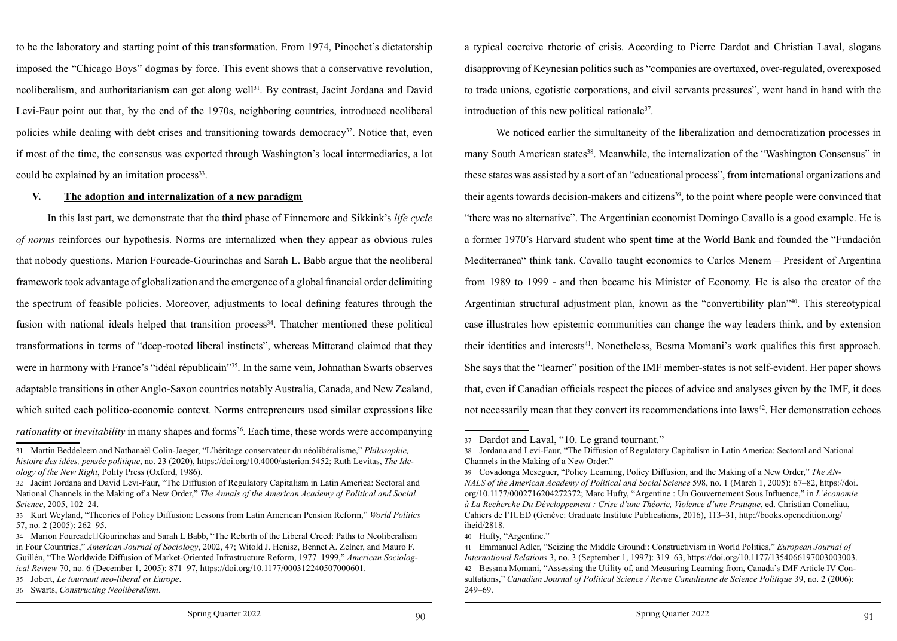to be the laboratory and starting point of this transformation. From 1974, Pinochet's dictatorship imposed the "Chicago Boys" dogmas by force. This event shows that a conservative revolution, neoliberalism, and authoritarianism can get along well[31]. By contrast, Jacint Jordana and David Levi-Faur point out that, by the end of the 1970s, neighboring countries, introduced neoliberal policies while dealing with debt crises and transitioning towards democracy[32]. Notice that, even if most of the time, the consensus was exported through Washington's local intermediaries, a lot could be explained by an imitation process[33].

## V. The adoption and internalization of a new paradigm

In this last part, we demonstrate that the third phase of Finnemore and Sikkink's *life cycle of norms* reinforces our hypothesis. Norms are internalized when they appear as obvious rules that nobody questions. Marion Fourcade-Gourinchas and Sarah L. Babb argue that the neoliberal framework took advantage of globalization and the emergence of a global financial order delimiting the spectrum of feasible policies. Moreover, adjustments to local defining features through the fusion with national ideals helped that transition process[34]. Thatcher mentioned these political transformations in terms of "deep-rooted liberal instincts", whereas Mitterand claimed that they were in harmony with France's "idéal républicain"[35]. In the same vein, Johnathan Swarts observes adaptable transitions in other Anglo-Saxon countries notably Australia, Canada, and New Zealand, which suited each politico-economic context. Norms entrepreneurs used similar expressions like *rationality* or *inevitability* in many shapes and forms[36]. Each time, these words were accompanying a typical coercive rhetoric of crisis. According to Pierre Dardot and Christian Laval, slogans disapproving of Keynesian politics such as "companies are overtaxed, over-regulated, overexposed to trade unions, egotistic corporations, and civil servants pressures", went hand in hand with the introduction of this new political rationale[37].

We noticed earlier the simultaneity of the liberalization and democratization processes in many South American states[38]. Meanwhile, the internalization of the "Washington Consensus" in these states was assisted by a sort of an "educational process", from international organizations and their agents towards decision-makers and citizens[39], to the point where people were convinced that "there was no alternative". The Argentinian economist Domingo Cavallo is a good example. He is a former 1970's Harvard student who spent time at the World Bank and founded the "Fundación Mediterranea" think tank. Cavallo taught economics to Carlos Menem – President of Argentina from 1989 to 1999 - and then became his Minister of Economy. He is also the creator of the Argentinian structural adjustment plan, known as the "convertibility plan"[40]. This stereotypical case illustrates how epistemic communities can change the way leaders think, and by extension their identities and interests[41]. Nonetheless, Besma Momani's work qualifies this first approach. She says that the "learner" position of the IMF member-states is not self-evident. Her paper shows that, even if Canadian officials respect the pieces of advice and analyses given by the IMF, it does not necessarily mean that they convert its recommendations into laws[42]. Her demonstration echoes

---

31 Martin Beddeleem and Nathanaël Colin-Jaeger, "L'héritage conservateur du néolibéralisme," *Philosophie, histoire des idées, pensée politique*, no. 23 (2020), https://doi.org/10.4000/asterion.5452; Ruth Levitas, *The Ideology of the New Right*, Polity Press (Oxford, 1986).

32 Jacint Jordana and David Levi-Faur, "The Diffusion of Regulatory Capitalism in Latin America: Sectoral and National Channels in the Making of a New Order," *The Annals of the American Academy of Political and Social Science*, 2005, 102–24.

33 Kurt Weyland, "Theories of Policy Diffusion: Lessons from Latin American Pension Reform," *World Politics* 57, no. 2 (2005): 262–95.

34 Marion Fourcade Gourinchas and Sarah L Babb, "The Rebirth of the Liberal Creed: Paths to Neoliberalism in Four Countries," *American Journal of Sociology*, 2002, 47; Witold J. Henisz, Bennet A. Zelner, and Mauro F. Guillén, "The Worldwide Diffusion of Market-Oriented Infrastructure Reform, 1977–1999," *American Sociological Review* 70, no. 6 (December 1, 2005): 871–97, https://doi.org/10.1177/000312240507000601.

35 Jobert, *Le tournant neo-liberal en Europe*.

36 Swarts, *Constructing Neoliberalism*.

37 Dardot and Laval, "10. Le grand tournant."

38 Jordana and Levi-Faur, "The Diffusion of Regulatory Capitalism in Latin America: Sectoral and National Channels in the Making of a New Order."

39 Covadonga Meseguer, "Policy Learning, Policy Diffusion, and the Making of a New Order," *The ANNALS of the American Academy of Political and Social Science* 598, no. 1 (March 1, 2005): 67–82, https://doi.org/10.1177/0002716204272372; Marc Hufty, "Argentine : Un Gouvernement Sous Influence," in *L'économie à La Recherche Du Développement : Crise d'une Théorie, Violence d'une Pratique*, ed. Christian Comeliau, Cahiers de l'IUED (Genève: Graduate Institute Publications, 2016), 113–31, http://books.openedition.org/iheid/2818.

40 Hufty, "Argentine."

41 Emmanuel Adler, "Seizing the Middle Ground:: Constructivism in World Politics," *European Journal of International Relations* 3, no. 3 (September 1, 1997): 319–63, https://doi.org/10.1177/1354066197003003003.

42 Bessma Momani, "Assessing the Utility of, and Measuring Learning from, Canada's IMF Article IV Consultations," *Canadian Journal of Political Science / Revue Canadienne de Science Politique* 39, no. 2 (2006): 249–69.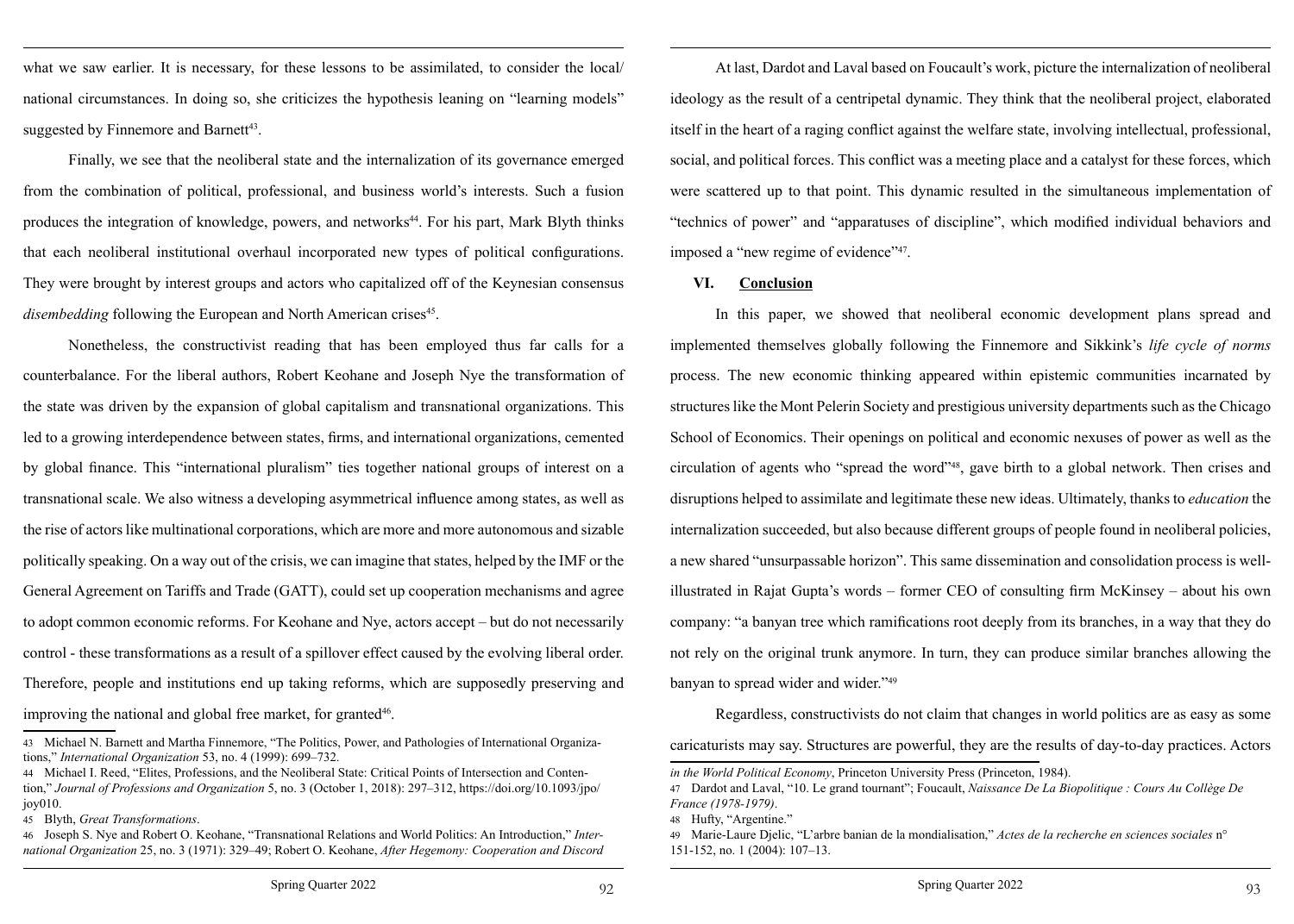what we saw earlier. It is necessary, for these lessons to be assimilated, to consider the local/national circumstances. In doing so, she criticizes the hypothesis leaning on "learning models" suggested by Finnemore and Barnett[43].

Finally, we see that the neoliberal state and the internalization of its governance emerged from the combination of political, professional, and business world's interests. Such a fusion produces the integration of knowledge, powers, and networks[44]. For his part, Mark Blyth thinks that each neoliberal institutional overhaul incorporated new types of political configurations. They were brought by interest groups and actors who capitalized off of the Keynesian consensus *disembedding* following the European and North American crises[45].

Nonetheless, the constructivist reading that has been employed thus far calls for a counterbalance. For the liberal authors, Robert Keohane and Joseph Nye the transformation of the state was driven by the expansion of global capitalism and transnational organizations. This led to a growing interdependence between states, firms, and international organizations, cemented by global finance. This "international pluralism" ties together national groups of interest on a transnational scale. We also witness a developing asymmetrical influence among states, as well as the rise of actors like multinational corporations, which are more and more autonomous and sizable politically speaking. On a way out of the crisis, we can imagine that states, helped by the IMF or the General Agreement on Tariffs and Trade (GATT), could set up cooperation mechanisms and agree to adopt common economic reforms. For Keohane and Nye, actors accept – but do not necessarily control - these transformations as a result of a spillover effect caused by the evolving liberal order. Therefore, people and institutions end up taking reforms, which are supposedly preserving and improving the national and global free market, for granted[46].

At last, Dardot and Laval based on Foucault's work, picture the internalization of neoliberal ideology as the result of a centripetal dynamic. They think that the neoliberal project, elaborated itself in the heart of a raging conflict against the welfare state, involving intellectual, professional, social, and political forces. This conflict was a meeting place and a catalyst for these forces, which were scattered up to that point. This dynamic resulted in the simultaneous implementation of "technics of power" and "apparatuses of discipline", which modified individual behaviors and imposed a "new regime of evidence"[47].

## VI. Conclusion

In this paper, we showed that neoliberal economic development plans spread and implemented themselves globally following the Finnemore and Sikkink's *life cycle of norms* process. The new economic thinking appeared within epistemic communities incarnated by structures like the Mont Pelerin Society and prestigious university departments such as the Chicago School of Economics. Their openings on political and economic nexuses of power as well as the circulation of agents who "spread the word"[48], gave birth to a global network. Then crises and disruptions helped to assimilate and legitimate these new ideas. Ultimately, thanks to *education* the internalization succeeded, but also because different groups of people found in neoliberal policies, a new shared "unsurpassable horizon". This same dissemination and consolidation process is well-illustrated in Rajat Gupta's words – former CEO of consulting firm McKinsey – about his own company: "a banyan tree which ramifications root deeply from its branches, in a way that they do not rely on the original trunk anymore. In turn, they can produce similar branches allowing the banyan to spread wider and wider."[49]

Regardless, constructivists do not claim that changes in world politics are as easy as some caricaturists may say. Structures are powerful, they are the results of day-to-day practices. Actors

---

43 Michael N. Barnett and Martha Finnemore, "The Politics, Power, and Pathologies of International Organizations," *International Organization* 53, no. 4 (1999): 699–732.

44 Michael I. Reed, "Elites, Professions, and the Neoliberal State: Critical Points of Intersection and Contention," *Journal of Professions and Organization* 5, no. 3 (October 1, 2018): 297–312, https://doi.org/10.1093/jpo/joy010.

45 Blyth, *Great Transformations*.

46 Joseph S. Nye and Robert O. Keohane, "Transnational Relations and World Politics: An Introduction," *International Organization* 25, no. 3 (1971): 329–49; Robert O. Keohane, *After Hegemony: Cooperation and Discord in the World Political Economy*, Princeton University Press (Princeton, 1984).

47 Dardot and Laval, "10. Le grand tournant"; Foucault, *Naissance De La Biopolitique : Cours Au Collège De France (1978-1979)*.

48 Hufty, "Argentine."

49 Marie-Laure Djelic, "L'arbre banian de la mondialisation," *Actes de la recherche en sciences sociales* n° 151-152, no. 1 (2004): 107–13.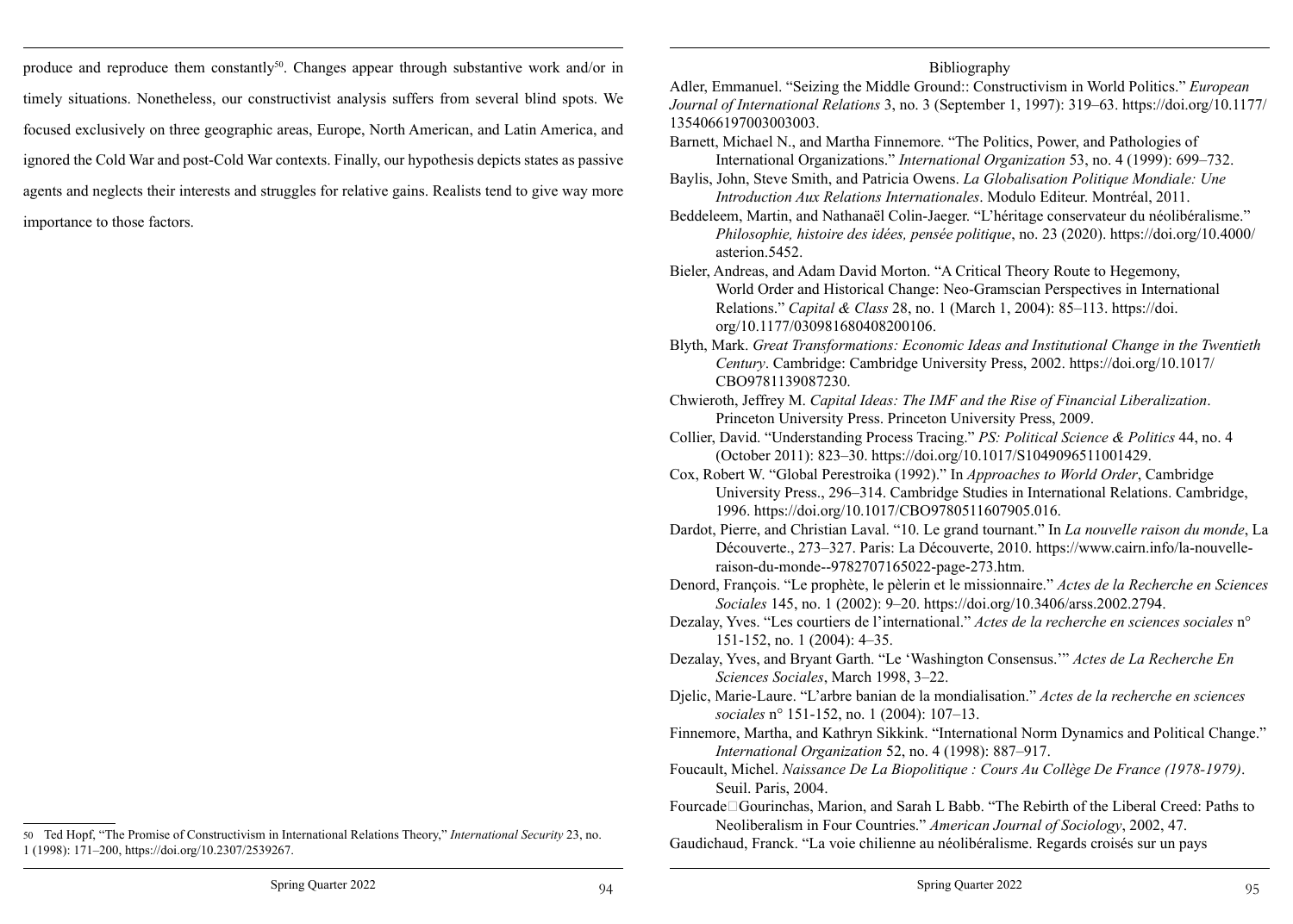produce and reproduce them constantly[50]. Changes appear through substantive work and/or in timely situations. Nonetheless, our constructivist analysis suffers from several blind spots. We focused exclusively on three geographic areas, Europe, North American, and Latin America, and ignored the Cold War and post-Cold War contexts. Finally, our hypothesis depicts states as passive agents and neglects their interests and struggles for relative gains. Realists tend to give way more importance to those factors.

50 Ted Hopf, "The Promise of Constructivism in International Relations Theory," *International Security* 23, no. 1 (1998): 171–200, https://doi.org/10.2307/2539267.

## Bibliography

Adler, Emmanuel. "Seizing the Middle Ground:: Constructivism in World Politics." *European Journal of International Relations* 3, no. 3 (September 1, 1997): 319–63. https://doi.org/10.1177/1354066197003003003.

Barnett, Michael N., and Martha Finnemore. "The Politics, Power, and Pathologies of International Organizations." *International Organization* 53, no. 4 (1999): 699–732.

Baylis, John, Steve Smith, and Patricia Owens. *La Globalisation Politique Mondiale: Une Introduction Aux Relations Internationales*. Modulo Editeur. Montréal, 2011.

Beddeleem, Martin, and Nathanaël Colin-Jaeger. "L'héritage conservateur du néolibéralisme." *Philosophie, histoire des idées, pensée politique*, no. 23 (2020). https://doi.org/10.4000/asterion.5452.

Bieler, Andreas, and Adam David Morton. "A Critical Theory Route to Hegemony, World Order and Historical Change: Neo-Gramscian Perspectives in International Relations." *Capital & Class* 28, no. 1 (March 1, 2004): 85–113. https://doi.org/10.1177/030981680408200106.

Blyth, Mark. *Great Transformations: Economic Ideas and Institutional Change in the Twentieth Century*. Cambridge: Cambridge University Press, 2002. https://doi.org/10.1017/CBO9781139087230.

Chwieroth, Jeffrey M. *Capital Ideas: The IMF and the Rise of Financial Liberalization*. Princeton University Press. Princeton University Press, 2009.

Collier, David. "Understanding Process Tracing." *PS: Political Science & Politics* 44, no. 4 (October 2011): 823–30. https://doi.org/10.1017/S1049096511001429.

Cox, Robert W. "Global Perestroika (1992)." In *Approaches to World Order*, Cambridge University Press., 296–314. Cambridge Studies in International Relations. Cambridge, 1996. https://doi.org/10.1017/CBO9780511607905.016.

Dardot, Pierre, and Christian Laval. "10. Le grand tournant." In *La nouvelle raison du monde*, La Découverte., 273–327. Paris: La Découverte, 2010. https://www.cairn.info/la-nouvelle-raison-du-monde--9782707165022-page-273.htm.

Denord, François. "Le prophète, le pèlerin et le missionnaire." *Actes de la Recherche en Sciences Sociales* 145, no. 1 (2002): 9–20. https://doi.org/10.3406/arss.2002.2794.

Dezalay, Yves. "Les courtiers de l'international." *Actes de la recherche en sciences sociales* n° 151-152, no. 1 (2004): 4–35.

Dezalay, Yves, and Bryant Garth. "Le 'Washington Consensus.'" *Actes de La Recherche En Sciences Sociales*, March 1998, 3–22.

Djelic, Marie-Laure. "L'arbre banian de la mondialisation." *Actes de la recherche en sciences sociales* n° 151-152, no. 1 (2004): 107–13.

Finnemore, Martha, and Kathryn Sikkink. "International Norm Dynamics and Political Change." *International Organization* 52, no. 4 (1998): 887–917.

Foucault, Michel. *Naissance De La Biopolitique : Cours Au Collège De France (1978-1979)*. Seuil. Paris, 2004.

Fourcade□Gourinchas, Marion, and Sarah L Babb. "The Rebirth of the Liberal Creed: Paths to Neoliberalism in Four Countries." *American Journal of Sociology*, 2002, 47.

Gaudichaud, Franck. "La voie chilienne au néolibéralisme. Regards croisés sur un pays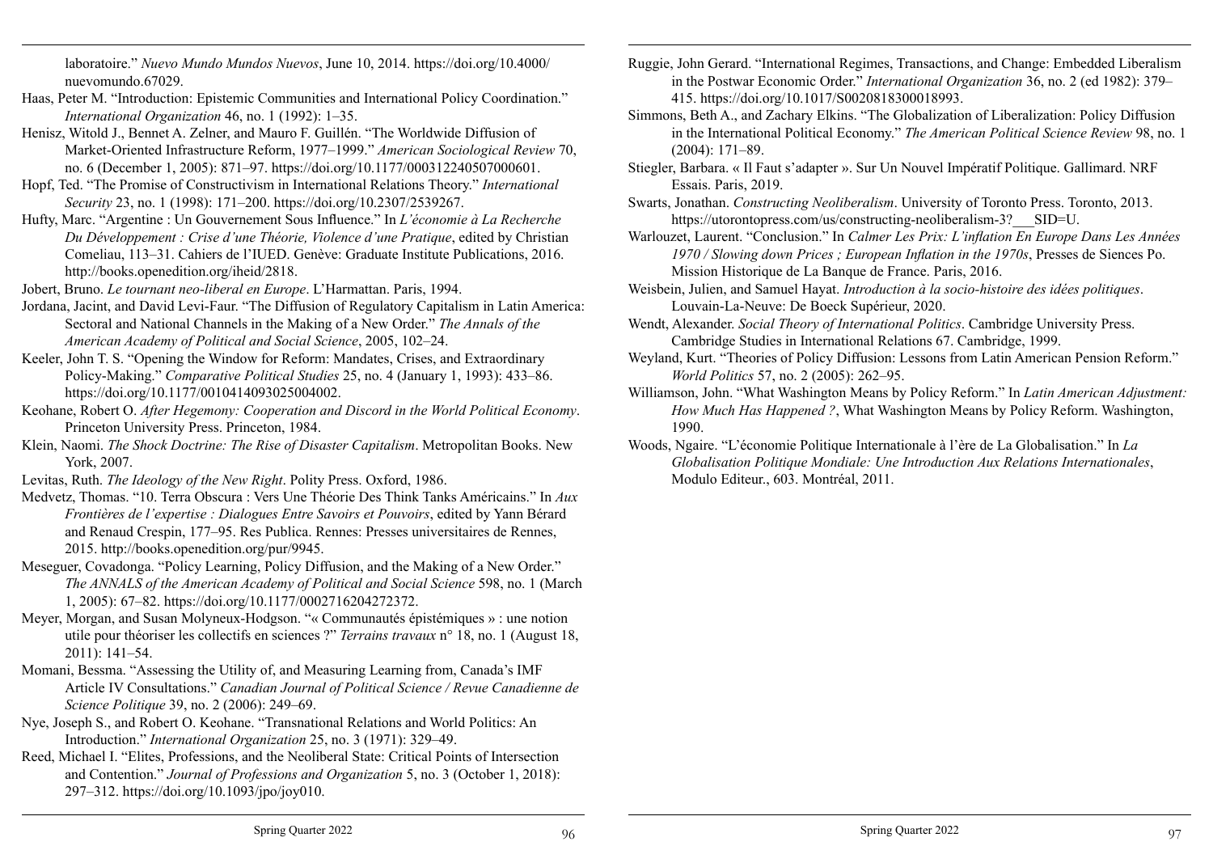laboratoire." *Nuevo Mundo Mundos Nuevos*, June 10, 2014. https://doi.org/10.4000/nuevomundo.67029.

Haas, Peter M. "Introduction: Epistemic Communities and International Policy Coordination." *International Organization* 46, no. 1 (1992): 1–35.

Henisz, Witold J., Bennet A. Zelner, and Mauro F. Guillén. "The Worldwide Diffusion of Market-Oriented Infrastructure Reform, 1977–1999." *American Sociological Review* 70, no. 6 (December 1, 2005): 871–97. https://doi.org/10.1177/000312240507000601.

Hopf, Ted. "The Promise of Constructivism in International Relations Theory." *International Security* 23, no. 1 (1998): 171–200. https://doi.org/10.2307/2539267.

Hufty, Marc. "Argentine : Un Gouvernement Sous Influence." In *L'économie à La Recherche Du Développement : Crise d'une Théorie, Violence d'une Pratique*, edited by Christian Comeliau, 113–31. Cahiers de l'IUED. Genève: Graduate Institute Publications, 2016. http://books.openedition.org/iheid/2818.

Jobert, Bruno. *Le tournant neo-liberal en Europe*. L'Harmattan. Paris, 1994.

Jordana, Jacint, and David Levi-Faur. "The Diffusion of Regulatory Capitalism in Latin America: Sectoral and National Channels in the Making of a New Order." *The Annals of the American Academy of Political and Social Science*, 2005, 102–24.

Keeler, John T. S. "Opening the Window for Reform: Mandates, Crises, and Extraordinary Policy-Making." *Comparative Political Studies* 25, no. 4 (January 1, 1993): 433–86. https://doi.org/10.1177/0010414093025004002.

Keohane, Robert O. *After Hegemony: Cooperation and Discord in the World Political Economy*. Princeton University Press. Princeton, 1984.

Klein, Naomi. *The Shock Doctrine: The Rise of Disaster Capitalism*. Metropolitan Books. New York, 2007.

Levitas, Ruth. *The Ideology of the New Right*. Polity Press. Oxford, 1986.

Medvetz, Thomas. "10. Terra Obscura : Vers Une Théorie Des Think Tanks Américains." In *Aux Frontières de l'expertise : Dialogues Entre Savoirs et Pouvoirs*, edited by Yann Bérard and Renaud Crespin, 177–95. Res Publica. Rennes: Presses universitaires de Rennes, 2015. http://books.openedition.org/pur/9945.

Meseguer, Covadonga. "Policy Learning, Policy Diffusion, and the Making of a New Order." *The ANNALS of the American Academy of Political and Social Science* 598, no. 1 (March 1, 2005): 67–82. https://doi.org/10.1177/0002716204272372.

Meyer, Morgan, and Susan Molyneux-Hodgson. "« Communautés épistémiques » : une notion utile pour théoriser les collectifs en sciences ?" *Terrains travaux* n° 18, no. 1 (August 18, 2011): 141–54.

Momani, Bessma. "Assessing the Utility of, and Measuring Learning from, Canada's IMF Article IV Consultations." *Canadian Journal of Political Science / Revue Canadienne de Science Politique* 39, no. 2 (2006): 249–69.

Nye, Joseph S., and Robert O. Keohane. "Transnational Relations and World Politics: An Introduction." *International Organization* 25, no. 3 (1971): 329–49.

Reed, Michael I. "Elites, Professions, and the Neoliberal State: Critical Points of Intersection and Contention." *Journal of Professions and Organization* 5, no. 3 (October 1, 2018): 297–312. https://doi.org/10.1093/jpo/joy010.

Ruggie, John Gerard. "International Regimes, Transactions, and Change: Embedded Liberalism in the Postwar Economic Order." *International Organization* 36, no. 2 (ed 1982): 379–415. https://doi.org/10.1017/S0020818300018993.

Simmons, Beth A., and Zachary Elkins. "The Globalization of Liberalization: Policy Diffusion in the International Political Economy." *The American Political Science Review* 98, no. 1 (2004): 171–89.

Stiegler, Barbara. « Il Faut s'adapter ». Sur Un Nouvel Impératif Politique. Gallimard. NRF Essais. Paris, 2019.

Swarts, Jonathan. *Constructing Neoliberalism*. University of Toronto Press. Toronto, 2013. https://utorontopress.com/us/constructing-neoliberalism-3?___SID=U.

Warlouzet, Laurent. "Conclusion." In *Calmer Les Prix: L'inflation En Europe Dans Les Années 1970 / Slowing down Prices ; European Inflation in the 1970s*, Presses de Siences Po. Mission Historique de La Banque de France. Paris, 2016.

Weisbein, Julien, and Samuel Hayat. *Introduction à la socio-histoire des idées politiques*. Louvain-La-Neuve: De Boeck Supérieur, 2020.

Wendt, Alexander. *Social Theory of International Politics*. Cambridge University Press. Cambridge Studies in International Relations 67. Cambridge, 1999.

Weyland, Kurt. "Theories of Policy Diffusion: Lessons from Latin American Pension Reform." *World Politics* 57, no. 2 (2005): 262–95.

Williamson, John. "What Washington Means by Policy Reform." In *Latin American Adjustment: How Much Has Happened ?*, What Washington Means by Policy Reform. Washington, 1990.

Woods, Ngaire. "L'économie Politique Internationale à l'ère de La Globalisation." In *La Globalisation Politique Mondiale: Une Introduction Aux Relations Internationales*, Modulo Editeur., 603. Montréal, 2011.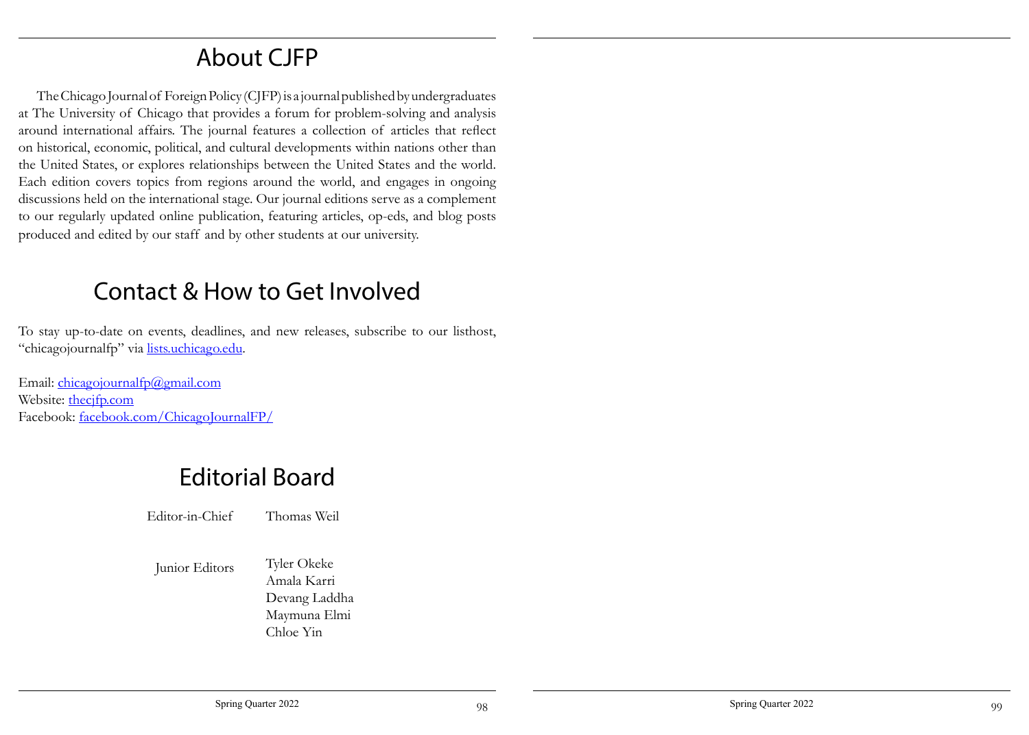## About CJFP

The Chicago Journal of Foreign Policy (CJFP) is a journal published by undergraduates at The University of Chicago that provides a forum for problem-solving and analysis around international affairs. The journal features a collection of articles that reflect on historical, economic, political, and cultural developments within nations other than the United States, or explores relationships between the United States and the world. Each edition covers topics from regions around the world, and engages in ongoing discussions held on the international stage. Our journal editions serve as a complement to our regularly updated online publication, featuring articles, op-eds, and blog posts produced and edited by our staff and by other students at our university.

## Contact & How to Get Involved

To stay up-to-date on events, deadlines, and new releases, subscribe to our listhost, "chicagojournalfp" via lists.uchicago.edu.

Email: chicagojournalfp@gmail.com
Website: thecjfp.com
Facebook: facebook.com/ChicagoJournalFP/

## Editorial Board

| | |
|---|---|
| Editor-in-Chief | Thomas Weil |
| Junior Editors | Tyler Okeke<br>Amala Karri<br>Devang Laddha<br>Maymuna Elmi<br>Chloe Yin |